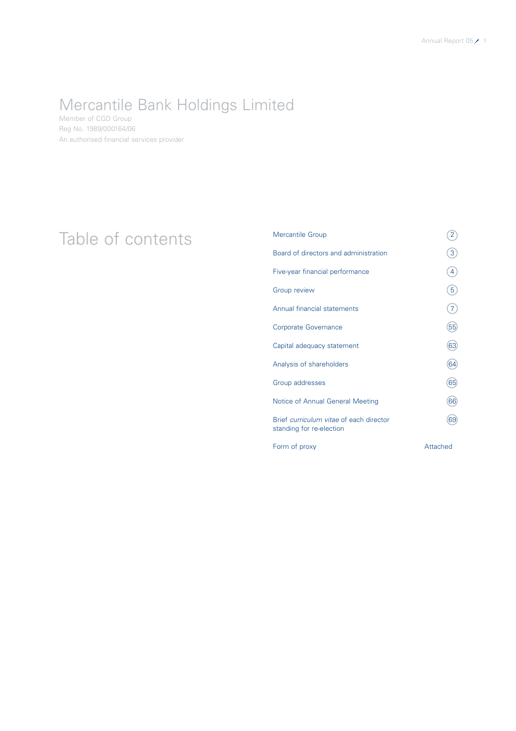# Mercantile Bank Holdings Limited

Member of CGD Group
Reg No. 1989/000164/06
An authorised financial services provider

## Table of contents

| Section | Page |
|---|---|
| Mercantile Group | 2 |
| Board of directors and administration | 3 |
| Five-year financial performance | 4 |
| Group review | 5 |
| Annual financial statements | 7 |
| Corporate Governance | 55 |
| Capital adequacy statement | 63 |
| Analysis of shareholders | 64 |
| Group addresses | 65 |
| Notice of Annual General Meeting | 66 |
| Brief *curriculum vitae* of each director standing for re-election | 69 |
| Form of proxy | Attached |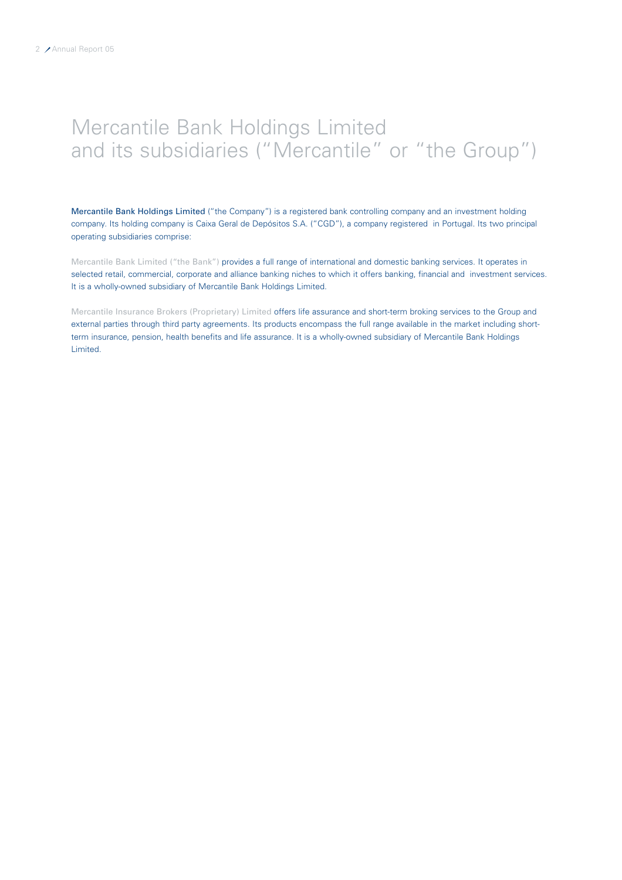# Mercantile Bank Holdings Limited and its subsidiaries ("Mercantile" or "the Group")

**Mercantile Bank Holdings Limited** ("the Company") is a registered bank controlling company and an investment holding company. Its holding company is Caixa Geral de Depósitos S.A. ("CGD"), a company registered in Portugal. Its two principal operating subsidiaries comprise:

Mercantile Bank Limited ("the Bank") provides a full range of international and domestic banking services. It operates in selected retail, commercial, corporate and alliance banking niches to which it offers banking, financial and investment services. It is a wholly-owned subsidiary of Mercantile Bank Holdings Limited.

Mercantile Insurance Brokers (Proprietary) Limited offers life assurance and short-term broking services to the Group and external parties through third party agreements. Its products encompass the full range available in the market including short-term insurance, pension, health benefits and life assurance. It is a wholly-owned subsidiary of Mercantile Bank Holdings Limited.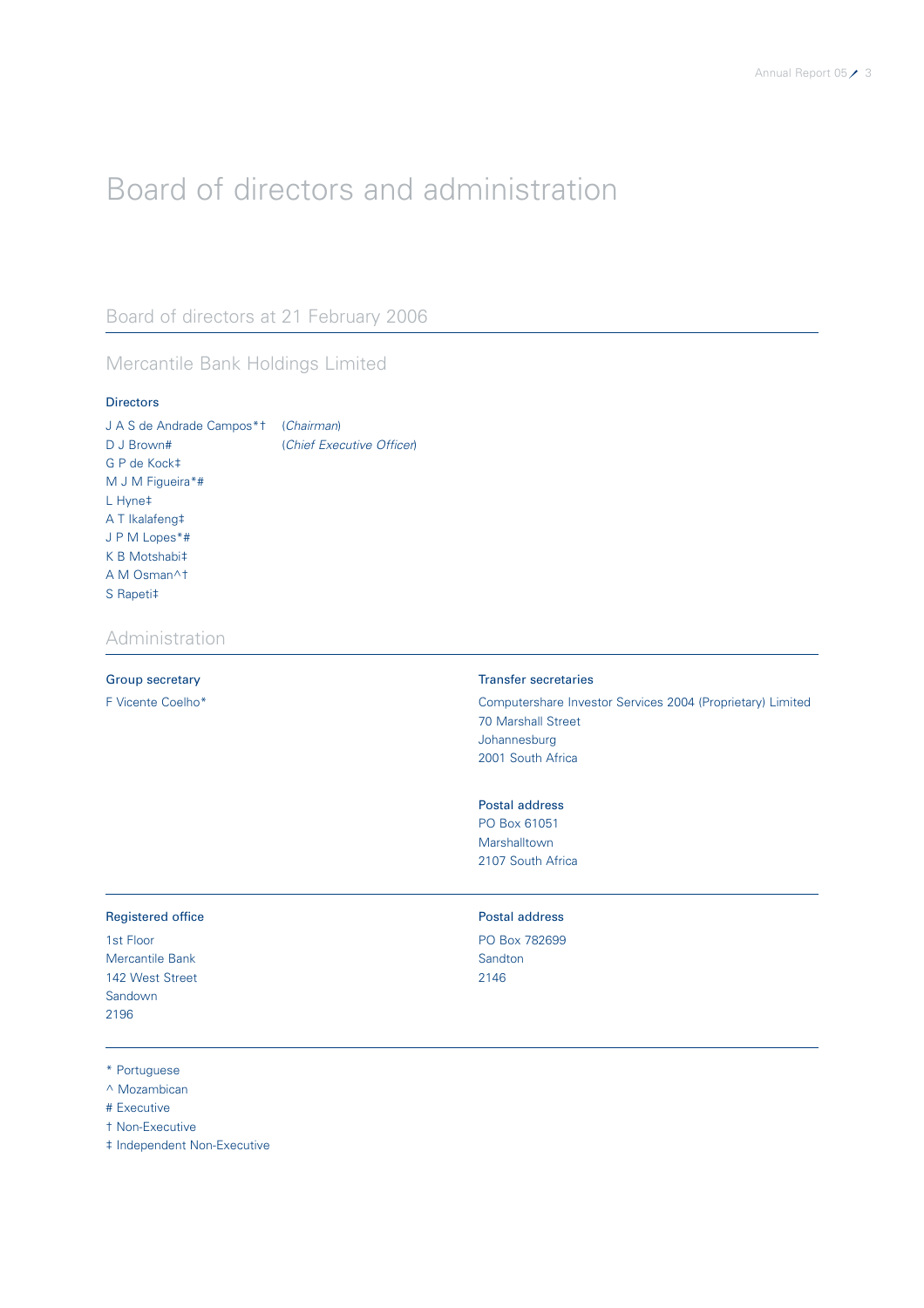# Board of directors and administration

## Board of directors at 21 February 2006

### Mercantile Bank Holdings Limited

**Directors**

J A S de Andrade Campos*† (*Chairman*)
D J Brown# (*Chief Executive Officer*)
G P de Kock‡
M J M Figueira*#
L Hyne‡
A T Ikalafeng‡
J P M Lopes*#
K B Motshabi‡
A M Osman^†
S Rapeti‡

## Administration

**Group secretary**

F Vicente Coelho*

**Transfer secretaries**

Computershare Investor Services 2004 (Proprietary) Limited
70 Marshall Street
Johannesburg
2001 South Africa

**Postal address**

PO Box 61051
Marshalltown
2107 South Africa

**Registered office**

1st Floor
Mercantile Bank
142 West Street
Sandown
2196

**Postal address**

PO Box 782699
Sandton
2146

* Portuguese
^ Mozambican
# Executive
† Non-Executive
‡ Independent Non-Executive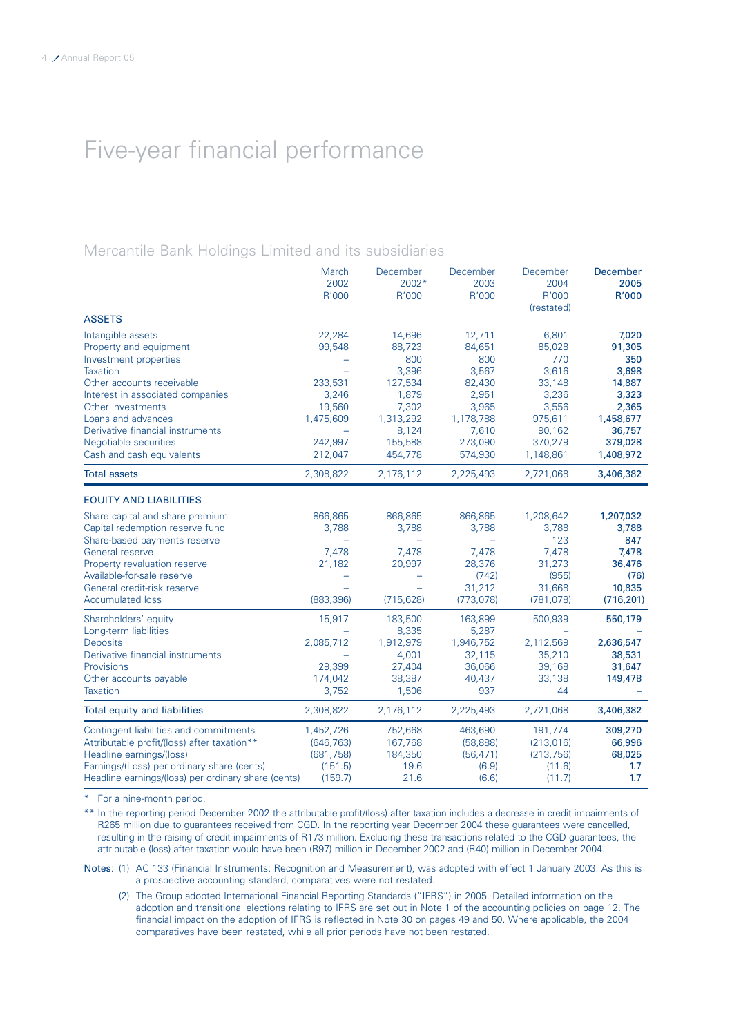# Five-year financial performance

## Mercantile Bank Holdings Limited and its subsidiaries

| | March 2002 R'000 | December 2002* R'000 | December 2003 R'000 | December 2004 R'000 (restated) | **December 2005 R'000** |
|---|---|---|---|---|---|
| **ASSETS** | | | | | |
| Intangible assets | 22,284 | 14,696 | 12,711 | 6,801 | **7,020** |
| Property and equipment | 99,548 | 88,723 | 84,651 | 85,028 | **91,305** |
| Investment properties | – | 800 | 800 | 770 | **350** |
| Taxation | – | 3,396 | 3,567 | 3,616 | **3,698** |
| Other accounts receivable | 233,531 | 127,534 | 82,430 | 33,148 | **14,887** |
| Interest in associated companies | 3,246 | 1,879 | 2,951 | 3,236 | **3,323** |
| Other investments | 19,560 | 7,302 | 3,965 | 3,556 | **2,365** |
| Loans and advances | 1,475,609 | 1,313,292 | 1,178,788 | 975,611 | **1,458,677** |
| Derivative financial instruments | – | 8,124 | 7,610 | 90,162 | **36,757** |
| Negotiable securities | 242,997 | 155,588 | 273,090 | 370,279 | **379,028** |
| Cash and cash equivalents | 212,047 | 454,778 | 574,930 | 1,148,861 | **1,408,972** |
| Total assets | 2,308,822 | 2,176,112 | 2,225,493 | 2,721,068 | **3,406,382** |
| **EQUITY AND LIABILITIES** | | | | | |
| Share capital and share premium | 866,865 | 866,865 | 866,865 | 1,208,642 | **1,207,032** |
| Capital redemption reserve fund | 3,788 | 3,788 | 3,788 | 3,788 | **3,788** |
| Share-based payments reserve | – | – | – | 123 | **847** |
| General reserve | 7,478 | 7,478 | 7,478 | 7,478 | **7,478** |
| Property revaluation reserve | 21,182 | 20,997 | 28,376 | 31,273 | **36,476** |
| Available-for-sale reserve | – | – | (742) | (955) | **(76)** |
| General credit-risk reserve | – | – | 31,212 | 31,668 | **10,835** |
| Accumulated loss | (883,396) | (715,628) | (773,078) | (781,078) | **(716,201)** |
| Shareholders' equity | 15,917 | 183,500 | 163,899 | 500,939 | **550,179** |
| Long-term liabilities | – | 8,335 | 5,287 | – | **–** |
| Deposits | 2,085,712 | 1,912,979 | 1,946,752 | 2,112,569 | **2,636,547** |
| Derivative financial instruments | – | 4,001 | 32,115 | 35,210 | **38,531** |
| Provisions | 29,399 | 27,404 | 36,066 | 39,168 | **31,647** |
| Other accounts payable | 174,042 | 38,387 | 40,437 | 33,138 | **149,478** |
| Taxation | 3,752 | 1,506 | 937 | 44 | **–** |
| Total equity and liabilities | 2,308,822 | 2,176,112 | 2,225,493 | 2,721,068 | **3,406,382** |
| Contingent liabilities and commitments | 1,452,726 | 752,668 | 463,690 | 191,774 | **309,270** |
| Attributable profit/(loss) after taxation** | (646,763) | 167,768 | (58,888) | (213,016) | **66,996** |
| Headline earnings/(loss) | (681,758) | 184,350 | (56,471) | (213,756) | **68,025** |
| Earnings/(Loss) per ordinary share (cents) | (151.5) | 19.6 | (6.9) | (11.6) | **1.7** |
| Headline earnings/(loss) per ordinary share (cents) | (159.7) | 21.6 | (6.6) | (11.7) | **1.7** |

\* For a nine-month period.

** In the reporting period December 2002 the attributable profit/(loss) after taxation includes a decrease in credit impairments of R265 million due to guarantees received from CGD. In the reporting year December 2004 these guarantees were cancelled, resulting in the raising of credit impairments of R173 million. Excluding these transactions related to the CGD guarantees, the attributable (loss) after taxation would have been (R97) million in December 2002 and (R40) million in December 2004.

**Notes**: (1) AC 133 (Financial Instruments: Recognition and Measurement), was adopted with effect 1 January 2003. As this is a prospective accounting standard, comparatives were not restated.

(2) The Group adopted International Financial Reporting Standards ("IFRS") in 2005. Detailed information on the adoption and transitional elections relating to IFRS are set out in Note 1 of the accounting policies on page 12. The financial impact on the adoption of IFRS is reflected in Note 30 on pages 49 and 50. Where applicable, the 2004 comparatives have been restated, while all prior periods have not been restated.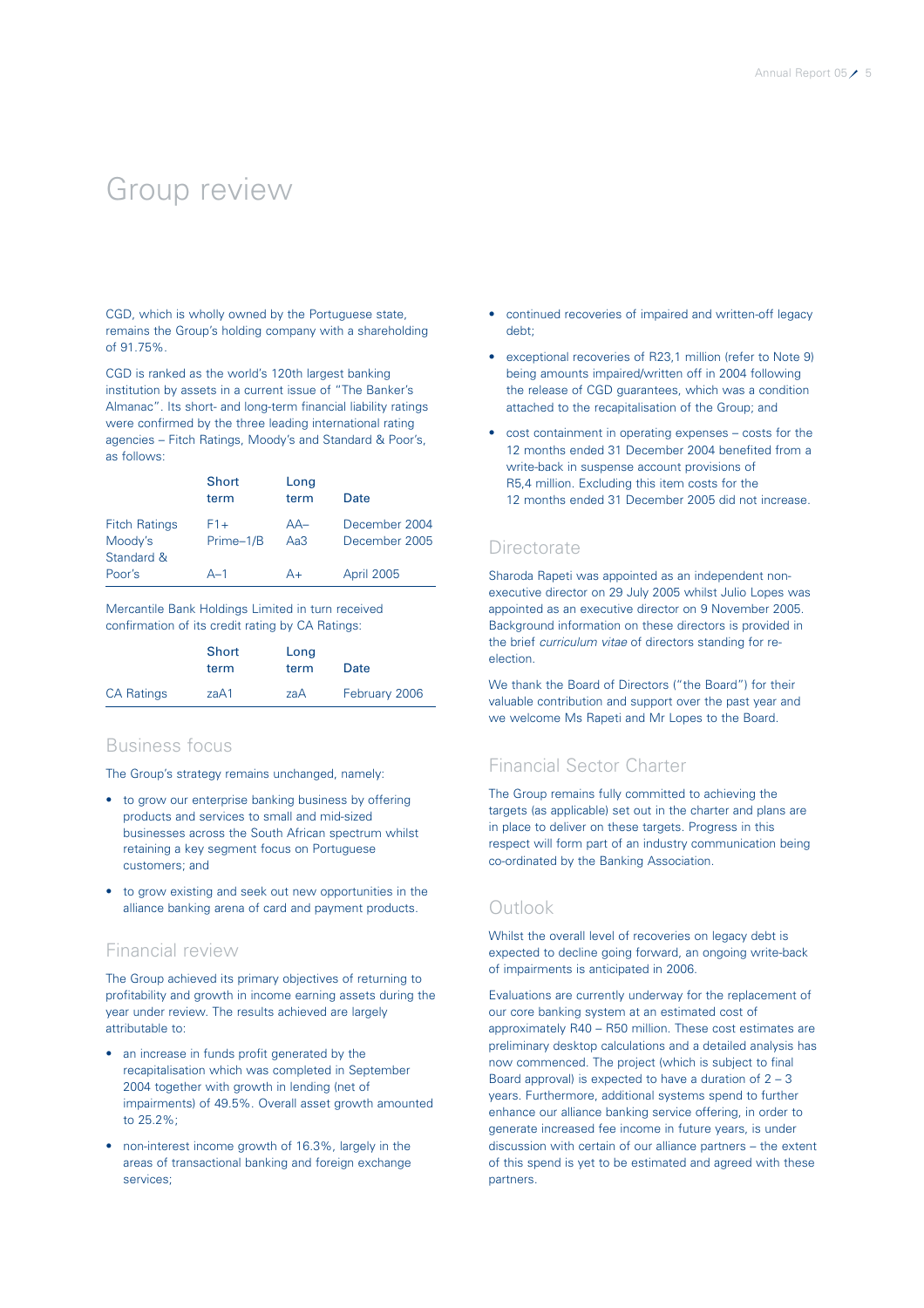# Group review

CGD, which is wholly owned by the Portuguese state, remains the Group's holding company with a shareholding of 91.75%.

CGD is ranked as the world's 120th largest banking institution by assets in a current issue of "The Banker's Almanac". Its short- and long-term financial liability ratings were confirmed by the three leading international rating agencies – Fitch Ratings, Moody's and Standard & Poor's, as follows:

| | Short term | Long term | Date |
|---|---|---|---|
| Fitch Ratings | F1+ | AA– | December 2004 |
| Moody's | Prime–1/B | Aa3 | December 2005 |
| Standard & Poor's | A–1 | A+ | April 2005 |

Mercantile Bank Holdings Limited in turn received confirmation of its credit rating by CA Ratings:

| | Short term | Long term | Date |
|---|---|---|---|
| CA Ratings | zaA1 | zaA | February 2006 |

## Business focus

The Group's strategy remains unchanged, namely:

- to grow our enterprise banking business by offering products and services to small and mid-sized businesses across the South African spectrum whilst retaining a key segment focus on Portuguese customers; and
- to grow existing and seek out new opportunities in the alliance banking arena of card and payment products.

## Financial review

The Group achieved its primary objectives of returning to profitability and growth in income earning assets during the year under review. The results achieved are largely attributable to:

- an increase in funds profit generated by the recapitalisation which was completed in September 2004 together with growth in lending (net of impairments) of 49.5%. Overall asset growth amounted to 25.2%;
- non-interest income growth of 16.3%, largely in the areas of transactional banking and foreign exchange services;
- continued recoveries of impaired and written-off legacy debt;
- exceptional recoveries of R23,1 million (refer to Note 9) being amounts impaired/written off in 2004 following the release of CGD guarantees, which was a condition attached to the recapitalisation of the Group; and
- cost containment in operating expenses – costs for the 12 months ended 31 December 2004 benefited from a write-back in suspense account provisions of R5,4 million. Excluding this item costs for the 12 months ended 31 December 2005 did not increase.

## Directorate

Sharoda Rapeti was appointed as an independent non-executive director on 29 July 2005 whilst Julio Lopes was appointed as an executive director on 9 November 2005. Background information on these directors is provided in the brief *curriculum vitae* of directors standing for re-election.

We thank the Board of Directors ("the Board") for their valuable contribution and support over the past year and we welcome Ms Rapeti and Mr Lopes to the Board.

## Financial Sector Charter

The Group remains fully committed to achieving the targets (as applicable) set out in the charter and plans are in place to deliver on these targets. Progress in this respect will form part of an industry communication being co-ordinated by the Banking Association.

## Outlook

Whilst the overall level of recoveries on legacy debt is expected to decline going forward, an ongoing write-back of impairments is anticipated in 2006.

Evaluations are currently underway for the replacement of our core banking system at an estimated cost of approximately R40 – R50 million. These cost estimates are preliminary desktop calculations and a detailed analysis has now commenced. The project (which is subject to final Board approval) is expected to have a duration of 2 – 3 years. Furthermore, additional systems spend to further enhance our alliance banking service offering, in order to generate increased fee income in future years, is under discussion with certain of our alliance partners – the extent of this spend is yet to be estimated and agreed with these partners.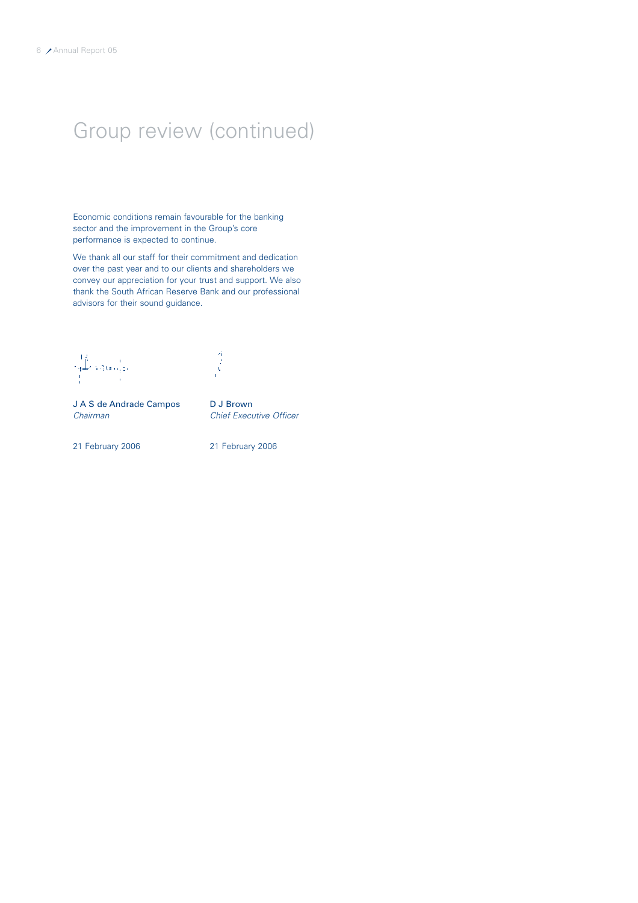# Group review (continued)

Economic conditions remain favourable for the banking sector and the improvement in the Group's core performance is expected to continue.

We thank all our staff for their commitment and dedication over the past year and to our clients and shareholders we convey our appreciation for your trust and support. We also thank the South African Reserve Bank and our professional advisors for their sound guidance.

J A S de Andrade Campos
*Chairman*

21 February 2006

D J Brown
*Chief Executive Officer*

21 February 2006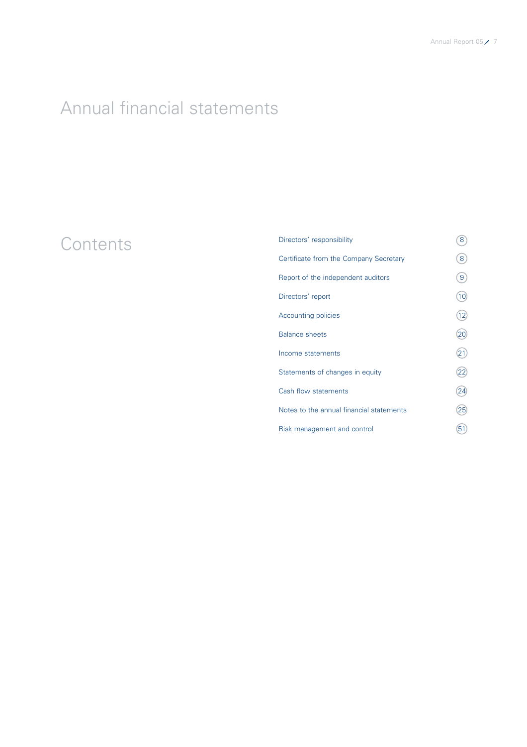# Annual financial statements

## Contents

| | |
|---|---|
| Directors' responsibility | 8 |
| Certificate from the Company Secretary | 8 |
| Report of the independent auditors | 9 |
| Directors' report | 10 |
| Accounting policies | 12 |
| Balance sheets | 20 |
| Income statements | 21 |
| Statements of changes in equity | 22 |
| Cash flow statements | 24 |
| Notes to the annual financial statements | 25 |
| Risk management and control | 51 |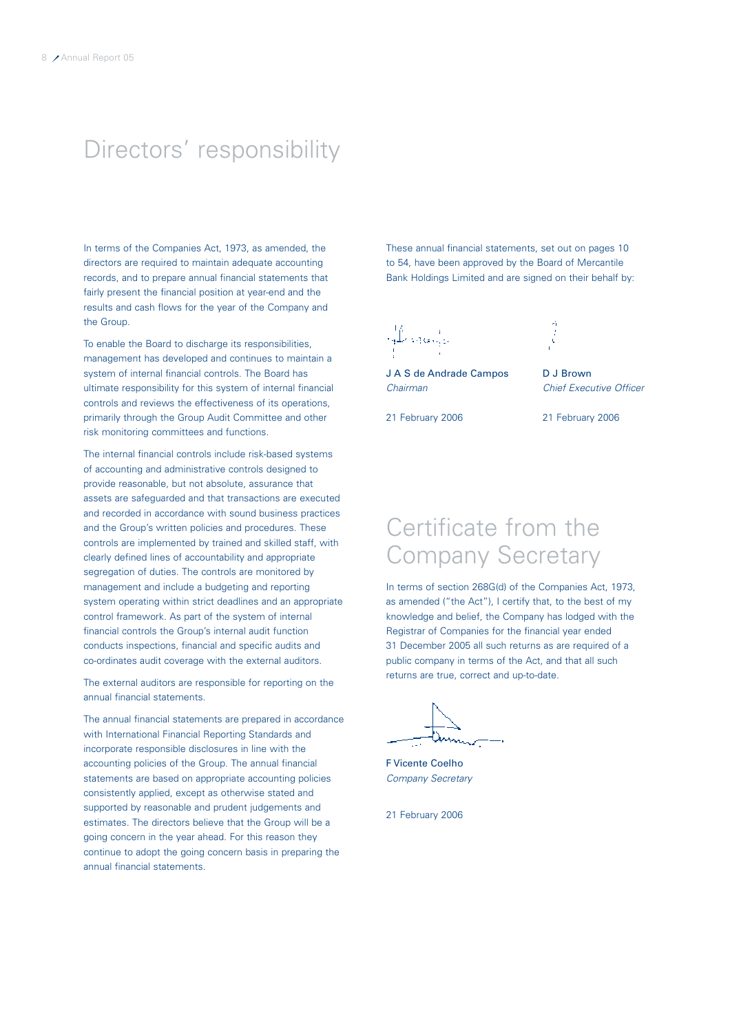# Directors' responsibility

In terms of the Companies Act, 1973, as amended, the directors are required to maintain adequate accounting records, and to prepare annual financial statements that fairly present the financial position at year-end and the results and cash flows for the year of the Company and the Group.

To enable the Board to discharge its responsibilities, management has developed and continues to maintain a system of internal financial controls. The Board has ultimate responsibility for this system of internal financial controls and reviews the effectiveness of its operations, primarily through the Group Audit Committee and other risk monitoring committees and functions.

The internal financial controls include risk-based systems of accounting and administrative controls designed to provide reasonable, but not absolute, assurance that assets are safeguarded and that transactions are executed and recorded in accordance with sound business practices and the Group's written policies and procedures. These controls are implemented by trained and skilled staff, with clearly defined lines of accountability and appropriate segregation of duties. The controls are monitored by management and include a budgeting and reporting system operating within strict deadlines and an appropriate control framework. As part of the system of internal financial controls the Group's internal audit function conducts inspections, financial and specific audits and co-ordinates audit coverage with the external auditors.

The external auditors are responsible for reporting on the annual financial statements.

The annual financial statements are prepared in accordance with International Financial Reporting Standards and incorporate responsible disclosures in line with the accounting policies of the Group. The annual financial statements are based on appropriate accounting policies consistently applied, except as otherwise stated and supported by reasonable and prudent judgements and estimates. The directors believe that the Group will be a going concern in the year ahead. For this reason they continue to adopt the going concern basis in preparing the annual financial statements.

These annual financial statements, set out on pages 10 to 54, have been approved by the Board of Mercantile Bank Holdings Limited and are signed on their behalf by:

**J A S de Andrade Campos**
*Chairman*

21 February 2006

**D J Brown**
*Chief Executive Officer*

21 February 2006

# Certificate from the Company Secretary

In terms of section 268G(d) of the Companies Act, 1973, as amended ("the Act"), I certify that, to the best of my knowledge and belief, the Company has lodged with the Registrar of Companies for the financial year ended 31 December 2005 all such returns as are required of a public company in terms of the Act, and that all such returns are true, correct and up-to-date.

**F Vicente Coelho**
*Company Secretary*

21 February 2006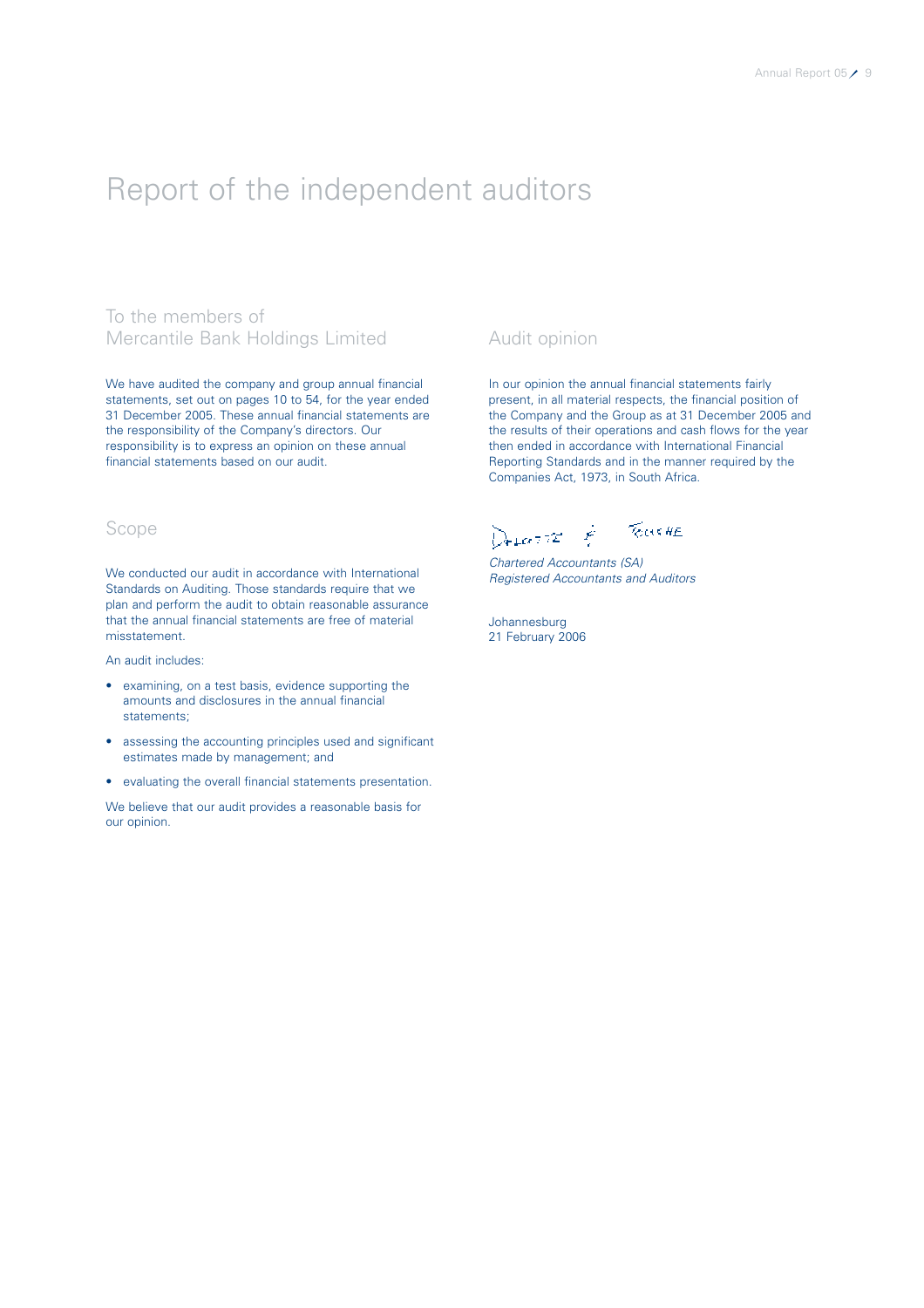# Report of the independent auditors

## To the members of Mercantile Bank Holdings Limited

We have audited the company and group annual financial statements, set out on pages 10 to 54, for the year ended 31 December 2005. These annual financial statements are the responsibility of the Company's directors. Our responsibility is to express an opinion on these annual financial statements based on our audit.

## Scope

We conducted our audit in accordance with International Standards on Auditing. Those standards require that we plan and perform the audit to obtain reasonable assurance that the annual financial statements are free of material misstatement.

An audit includes:

- examining, on a test basis, evidence supporting the amounts and disclosures in the annual financial statements;
- assessing the accounting principles used and significant estimates made by management; and
- evaluating the overall financial statements presentation.

We believe that our audit provides a reasonable basis for our opinion.

## Audit opinion

In our opinion the annual financial statements fairly present, in all material respects, the financial position of the Company and the Group as at 31 December 2005 and the results of their operations and cash flows for the year then ended in accordance with International Financial Reporting Standards and in the manner required by the Companies Act, 1973, in South Africa.

Deloitte & Touche

*Chartered Accountants (SA)*
*Registered Accountants and Auditors*

Johannesburg
21 February 2006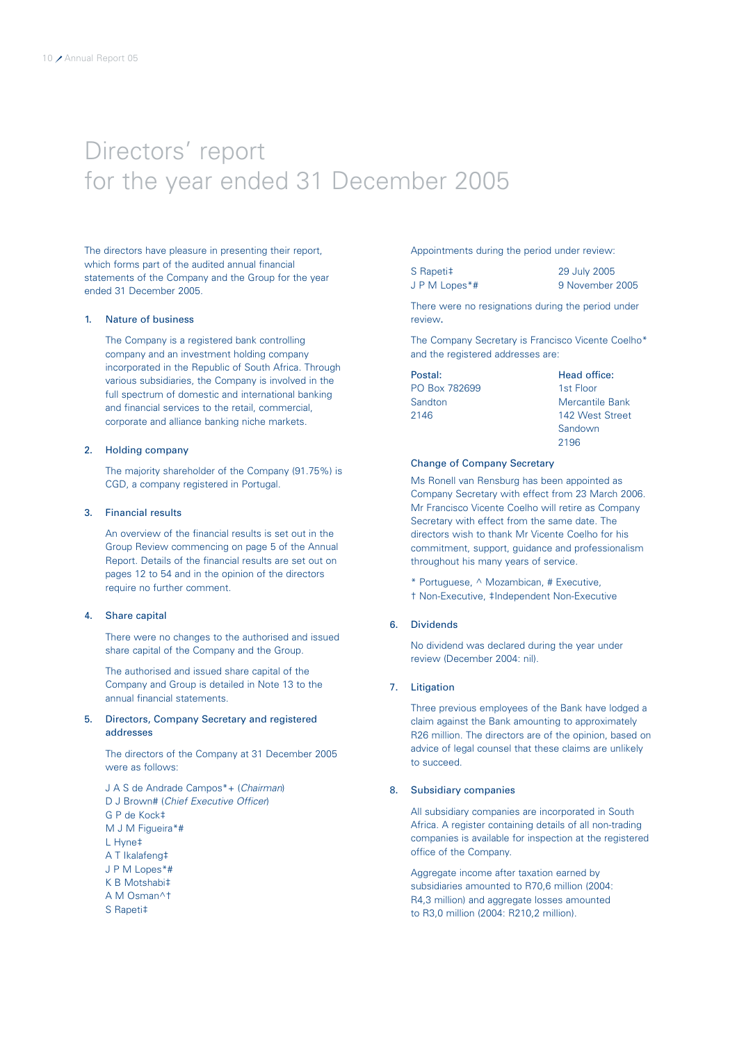# Directors' report for the year ended 31 December 2005

The directors have pleasure in presenting their report, which forms part of the audited annual financial statements of the Company and the Group for the year ended 31 December 2005.

## 1. Nature of business

The Company is a registered bank controlling company and an investment holding company incorporated in the Republic of South Africa. Through various subsidiaries, the Company is involved in the full spectrum of domestic and international banking and financial services to the retail, commercial, corporate and alliance banking niche markets.

## 2. Holding company

The majority shareholder of the Company (91.75%) is CGD, a company registered in Portugal.

## 3. Financial results

An overview of the financial results is set out in the Group Review commencing on page 5 of the Annual Report. Details of the financial results are set out on pages 12 to 54 and in the opinion of the directors require no further comment.

## 4. Share capital

There were no changes to the authorised and issued share capital of the Company and the Group.

The authorised and issued share capital of the Company and Group is detailed in Note 13 to the annual financial statements.

## 5. Directors, Company Secretary and registered addresses

The directors of the Company at 31 December 2005 were as follows:

J A S de Andrade Campos*+ (*Chairman*)  
D J Brown# (*Chief Executive Officer*)  
G P de Kock‡  
M J M Figueira*#  
L Hyne‡  
A T Ikalafeng‡  
J P M Lopes*#  
K B Motshabi‡  
A M Osman^†  
S Rapeti‡

Appointments during the period under review:

| | |
|---|---|
| S Rapeti‡ | 29 July 2005 |
| J P M Lopes*# | 9 November 2005 |

There were no resignations during the period under review.

The Company Secretary is Francisco Vicente Coelho* and the registered addresses are:

| Postal: | Head office: |
|---|---|
| PO Box 782699 | 1st Floor |
| Sandton | Mercantile Bank |
| 2146 | 142 West Street |
| | Sandown |
| | 2196 |

### Change of Company Secretary

Ms Ronell van Rensburg has been appointed as Company Secretary with effect from 23 March 2006. Mr Francisco Vicente Coelho will retire as Company Secretary with effect from the same date. The directors wish to thank Mr Vicente Coelho for his commitment, support, guidance and professionalism throughout his many years of service.

\* Portuguese, ^ Mozambican, # Executive,  
† Non-Executive, ‡Independent Non-Executive

## 6. Dividends

No dividend was declared during the year under review (December 2004: nil).

## 7. Litigation

Three previous employees of the Bank have lodged a claim against the Bank amounting to approximately R26 million. The directors are of the opinion, based on advice of legal counsel that these claims are unlikely to succeed.

## 8. Subsidiary companies

All subsidiary companies are incorporated in South Africa. A register containing details of all non-trading companies is available for inspection at the registered office of the Company.

Aggregate income after taxation earned by subsidiaries amounted to R70,6 million (2004: R4,3 million) and aggregate losses amounted to R3,0 million (2004: R210,2 million).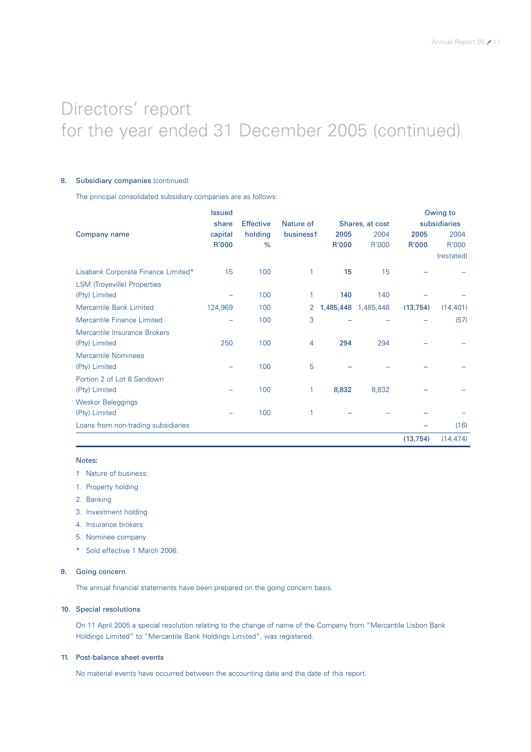# Directors' report for the year ended 31 December 2005 (continued)

## 8. Subsidiary companies (continued)

The principal consolidated subsidiary companies are as follows:

| Company name | Issued share capital R'000 | Effective holding % | Nature of business† | Shares, at cost 2005 R'000 | Shares, at cost 2004 R'000 | Owing to subsidiaries 2005 R'000 | Owing to subsidiaries 2004 R'000 (restated) |
|---|---|---|---|---|---|---|---|
| Lisabank Corporate Finance Limited* | 15 | 100 | 1 | **15** | 15 | – | – |
| LSM (Troyeville) Properties (Pty) Limited | – | 100 | 1 | **140** | 140 | – | – |
| Mercantile Bank Limited | 124,969 | 100 | 2 | **1,485,448** | 1,485,448 | **(13,754)** | (14,401) |
| Mercantile Finance Limited | – | 100 | 3 | – | – | – | (57) |
| Mercantile Insurance Brokers (Pty) Limited | 250 | 100 | 4 | **294** | 294 | – | – |
| Mercantile Nominees (Pty) Limited | – | 100 | 5 | – | – | – | – |
| Portion 2 of Lot 8 Sandown (Pty) Limited | – | 100 | 1 | **8,832** | 8,832 | – | – |
| Weskor Beleggings (Pty) Limited | – | 100 | 1 | – | – | – | – |
| Loans from non-trading subsidiaries | | | | | | – | (16) |
| | | | | | | **(13,754)** | (14,474) |

Notes:

† Nature of business:

1. Property holding
2. Banking
3. Investment holding
4. Insurance brokers
5. Nominee company

\* Sold effective 1 March 2006.

## 9. Going concern

The annual financial statements have been prepared on the going concern basis.

## 10. Special resolutions

On 11 April 2005 a special resolution relating to the change of name of the Company from "Mercantile Lisbon Bank Holdings Limited" to "Mercantile Bank Holdings Limited", was registered.

## 11. Post-balance sheet events

No material events have occurred between the accounting date and the date of this report.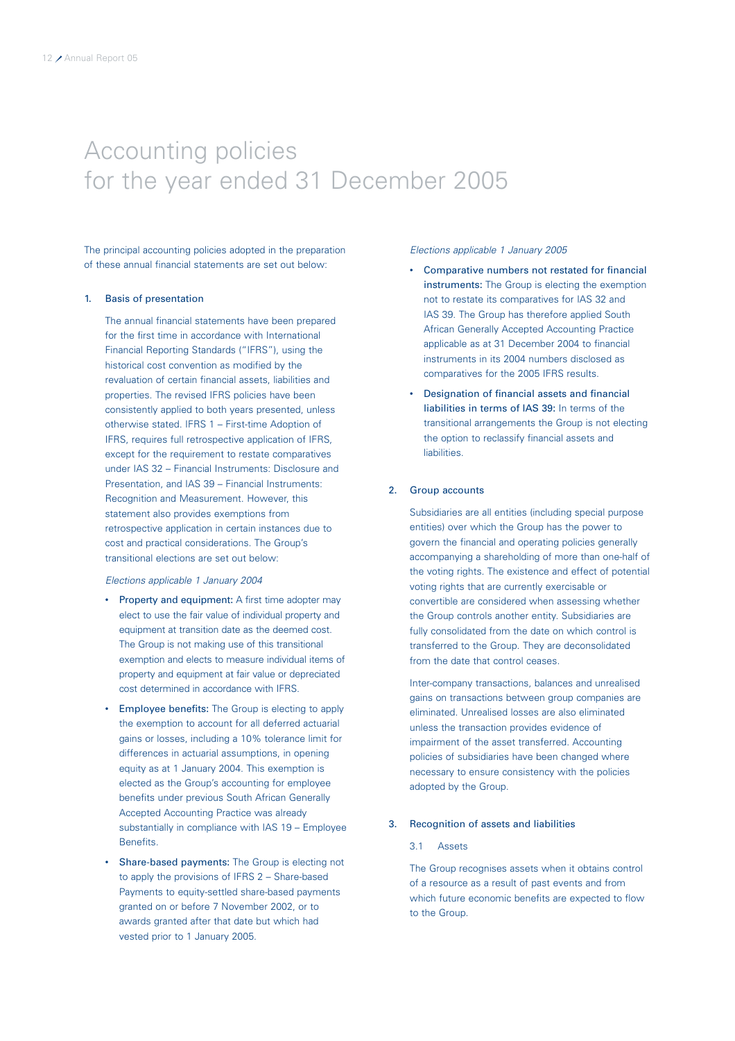# Accounting policies for the year ended 31 December 2005

The principal accounting policies adopted in the preparation of these annual financial statements are set out below:

## 1. Basis of presentation

The annual financial statements have been prepared for the first time in accordance with International Financial Reporting Standards ("IFRS"), using the historical cost convention as modified by the revaluation of certain financial assets, liabilities and properties. The revised IFRS policies have been consistently applied to both years presented, unless otherwise stated. IFRS 1 – First-time Adoption of IFRS, requires full retrospective application of IFRS, except for the requirement to restate comparatives under IAS 32 – Financial Instruments: Disclosure and Presentation, and IAS 39 – Financial Instruments: Recognition and Measurement. However, this statement also provides exemptions from retrospective application in certain instances due to cost and practical considerations. The Group's transitional elections are set out below:

*Elections applicable 1 January 2004*

- **Property and equipment:** A first time adopter may elect to use the fair value of individual property and equipment at transition date as the deemed cost. The Group is not making use of this transitional exemption and elects to measure individual items of property and equipment at fair value or depreciated cost determined in accordance with IFRS.
- **Employee benefits:** The Group is electing to apply the exemption to account for all deferred actuarial gains or losses, including a 10% tolerance limit for differences in actuarial assumptions, in opening equity as at 1 January 2004. This exemption is elected as the Group's accounting for employee benefits under previous South African Generally Accepted Accounting Practice was already substantially in compliance with IAS 19 – Employee Benefits.
- **Share-based payments:** The Group is electing not to apply the provisions of IFRS 2 – Share-based Payments to equity-settled share-based payments granted on or before 7 November 2002, or to awards granted after that date but which had vested prior to 1 January 2005.

*Elections applicable 1 January 2005*

- **Comparative numbers not restated for financial instruments:** The Group is electing the exemption not to restate its comparatives for IAS 32 and IAS 39. The Group has therefore applied South African Generally Accepted Accounting Practice applicable as at 31 December 2004 to financial instruments in its 2004 numbers disclosed as comparatives for the 2005 IFRS results.
- **Designation of financial assets and financial liabilities in terms of IAS 39:** In terms of the transitional arrangements the Group is not electing the option to reclassify financial assets and liabilities.

## 2. Group accounts

Subsidiaries are all entities (including special purpose entities) over which the Group has the power to govern the financial and operating policies generally accompanying a shareholding of more than one-half of the voting rights. The existence and effect of potential voting rights that are currently exercisable or convertible are considered when assessing whether the Group controls another entity. Subsidiaries are fully consolidated from the date on which control is transferred to the Group. They are deconsolidated from the date that control ceases.

Inter-company transactions, balances and unrealised gains on transactions between group companies are eliminated. Unrealised losses are also eliminated unless the transaction provides evidence of impairment of the asset transferred. Accounting policies of subsidiaries have been changed where necessary to ensure consistency with the policies adopted by the Group.

## 3. Recognition of assets and liabilities

### 3.1 Assets

The Group recognises assets when it obtains control of a resource as a result of past events and from which future economic benefits are expected to flow to the Group.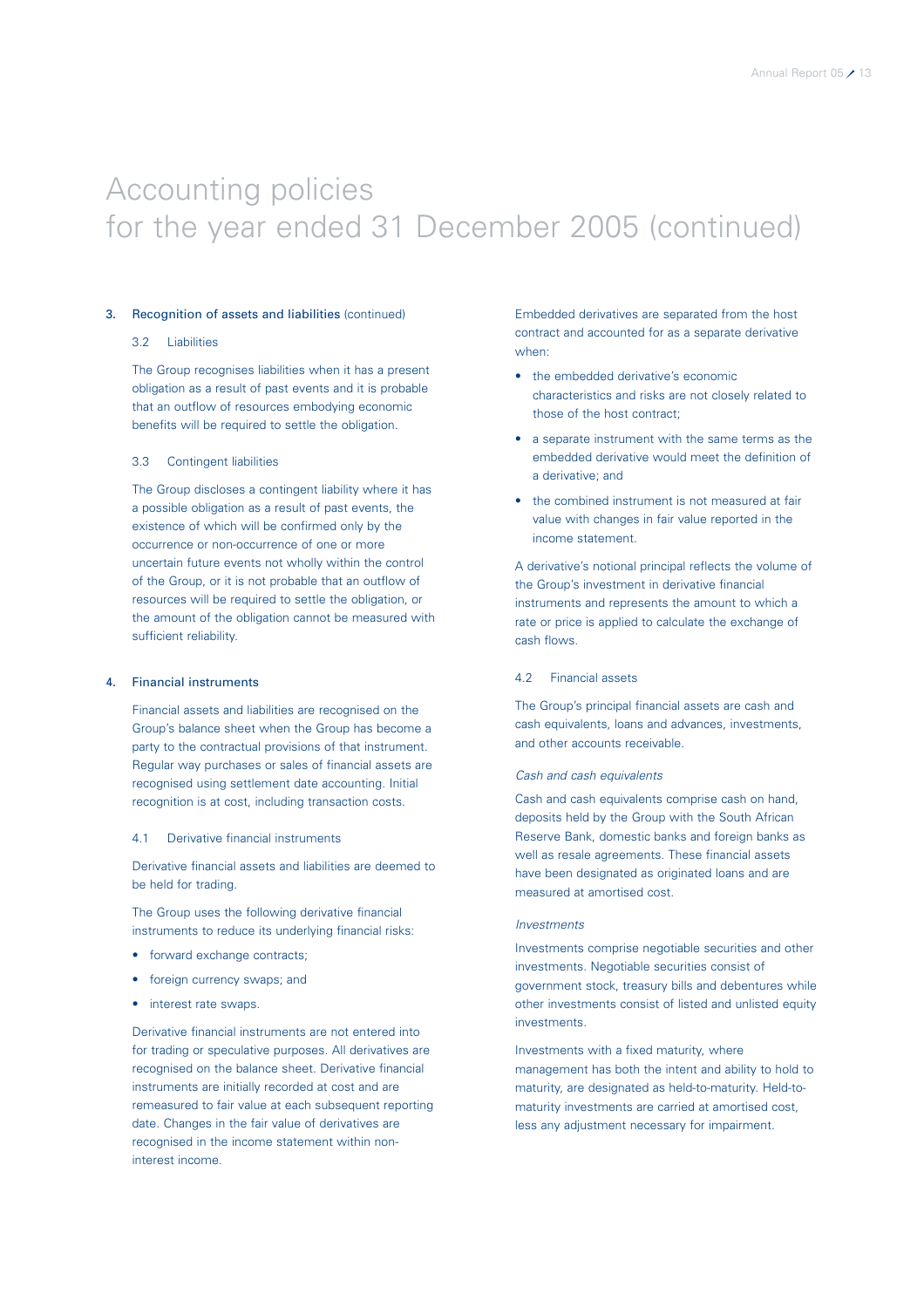# Accounting policies for the year ended 31 December 2005 (continued)

## 3. Recognition of assets and liabilities (continued)

### 3.2 Liabilities

The Group recognises liabilities when it has a present obligation as a result of past events and it is probable that an outflow of resources embodying economic benefits will be required to settle the obligation.

### 3.3 Contingent liabilities

The Group discloses a contingent liability where it has a possible obligation as a result of past events, the existence of which will be confirmed only by the occurrence or non-occurrence of one or more uncertain future events not wholly within the control of the Group, or it is not probable that an outflow of resources will be required to settle the obligation, or the amount of the obligation cannot be measured with sufficient reliability.

## 4. Financial instruments

Financial assets and liabilities are recognised on the Group's balance sheet when the Group has become a party to the contractual provisions of that instrument. Regular way purchases or sales of financial assets are recognised using settlement date accounting. Initial recognition is at cost, including transaction costs.

### 4.1 Derivative financial instruments

Derivative financial assets and liabilities are deemed to be held for trading.

The Group uses the following derivative financial instruments to reduce its underlying financial risks:

- forward exchange contracts;
- foreign currency swaps; and
- interest rate swaps.

Derivative financial instruments are not entered into for trading or speculative purposes. All derivatives are recognised on the balance sheet. Derivative financial instruments are initially recorded at cost and are remeasured to fair value at each subsequent reporting date. Changes in the fair value of derivatives are recognised in the income statement within non-interest income.

Embedded derivatives are separated from the host contract and accounted for as a separate derivative when:

- the embedded derivative's economic characteristics and risks are not closely related to those of the host contract;
- a separate instrument with the same terms as the embedded derivative would meet the definition of a derivative; and
- the combined instrument is not measured at fair value with changes in fair value reported in the income statement.

A derivative's notional principal reflects the volume of the Group's investment in derivative financial instruments and represents the amount to which a rate or price is applied to calculate the exchange of cash flows.

### 4.2 Financial assets

The Group's principal financial assets are cash and cash equivalents, loans and advances, investments, and other accounts receivable.

*Cash and cash equivalents*

Cash and cash equivalents comprise cash on hand, deposits held by the Group with the South African Reserve Bank, domestic banks and foreign banks as well as resale agreements. These financial assets have been designated as originated loans and are measured at amortised cost.

*Investments*

Investments comprise negotiable securities and other investments. Negotiable securities consist of government stock, treasury bills and debentures while other investments consist of listed and unlisted equity investments.

Investments with a fixed maturity, where management has both the intent and ability to hold to maturity, are designated as held-to-maturity. Held-to-maturity investments are carried at amortised cost, less any adjustment necessary for impairment.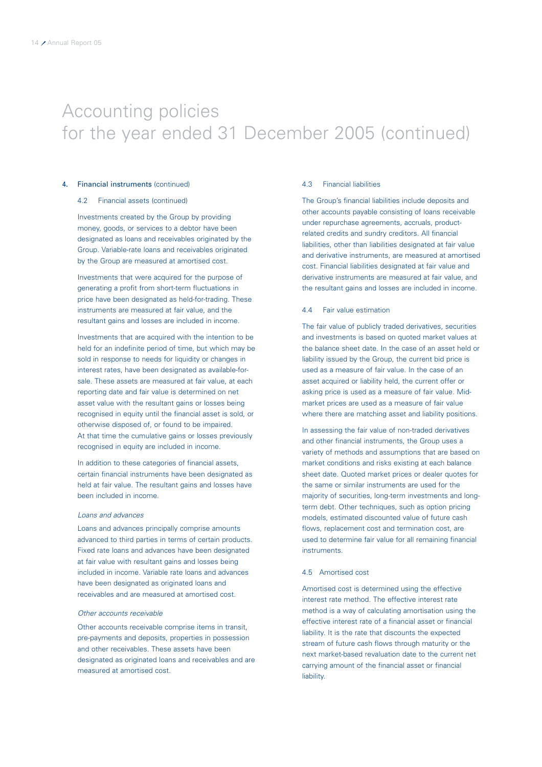# Accounting policies for the year ended 31 December 2005 (continued)

**4. Financial instruments** (continued)

### 4.2 Financial assets (continued)

Investments created by the Group by providing money, goods, or services to a debtor have been designated as loans and receivables originated by the Group. Variable-rate loans and receivables originated by the Group are measured at amortised cost.

Investments that were acquired for the purpose of generating a profit from short-term fluctuations in price have been designated as held-for-trading. These instruments are measured at fair value, and the resultant gains and losses are included in income.

Investments that are acquired with the intention to be held for an indefinite period of time, but which may be sold in response to needs for liquidity or changes in interest rates, have been designated as available-for-sale. These assets are measured at fair value, at each reporting date and fair value is determined on net asset value with the resultant gains or losses being recognised in equity until the financial asset is sold, or otherwise disposed of, or found to be impaired. At that time the cumulative gains or losses previously recognised in equity are included in income.

In addition to these categories of financial assets, certain financial instruments have been designated as held at fair value. The resultant gains and losses have been included in income.

*Loans and advances*

Loans and advances principally comprise amounts advanced to third parties in terms of certain products. Fixed rate loans and advances have been designated at fair value with resultant gains and losses being included in income. Variable rate loans and advances have been designated as originated loans and receivables and are measured at amortised cost.

*Other accounts receivable*

Other accounts receivable comprise items in transit, pre-payments and deposits, properties in possession and other receivables. These assets have been designated as originated loans and receivables and are measured at amortised cost.

### 4.3 Financial liabilities

The Group's financial liabilities include deposits and other accounts payable consisting of loans receivable under repurchase agreements, accruals, product-related credits and sundry creditors. All financial liabilities, other than liabilities designated at fair value and derivative instruments, are measured at amortised cost. Financial liabilities designated at fair value and derivative instruments are measured at fair value, and the resultant gains and losses are included in income.

### 4.4 Fair value estimation

The fair value of publicly traded derivatives, securities and investments is based on quoted market values at the balance sheet date. In the case of an asset held or liability issued by the Group, the current bid price is used as a measure of fair value. In the case of an asset acquired or liability held, the current offer or asking price is used as a measure of fair value. Mid-market prices are used as a measure of fair value where there are matching asset and liability positions.

In assessing the fair value of non-traded derivatives and other financial instruments, the Group uses a variety of methods and assumptions that are based on market conditions and risks existing at each balance sheet date. Quoted market prices or dealer quotes for the same or similar instruments are used for the majority of securities, long-term investments and long-term debt. Other techniques, such as option pricing models, estimated discounted value of future cash flows, replacement cost and termination cost, are used to determine fair value for all remaining financial instruments.

### 4.5 Amortised cost

Amortised cost is determined using the effective interest rate method. The effective interest rate method is a way of calculating amortisation using the effective interest rate of a financial asset or financial liability. It is the rate that discounts the expected stream of future cash flows through maturity or the next market-based revaluation date to the current net carrying amount of the financial asset or financial liability.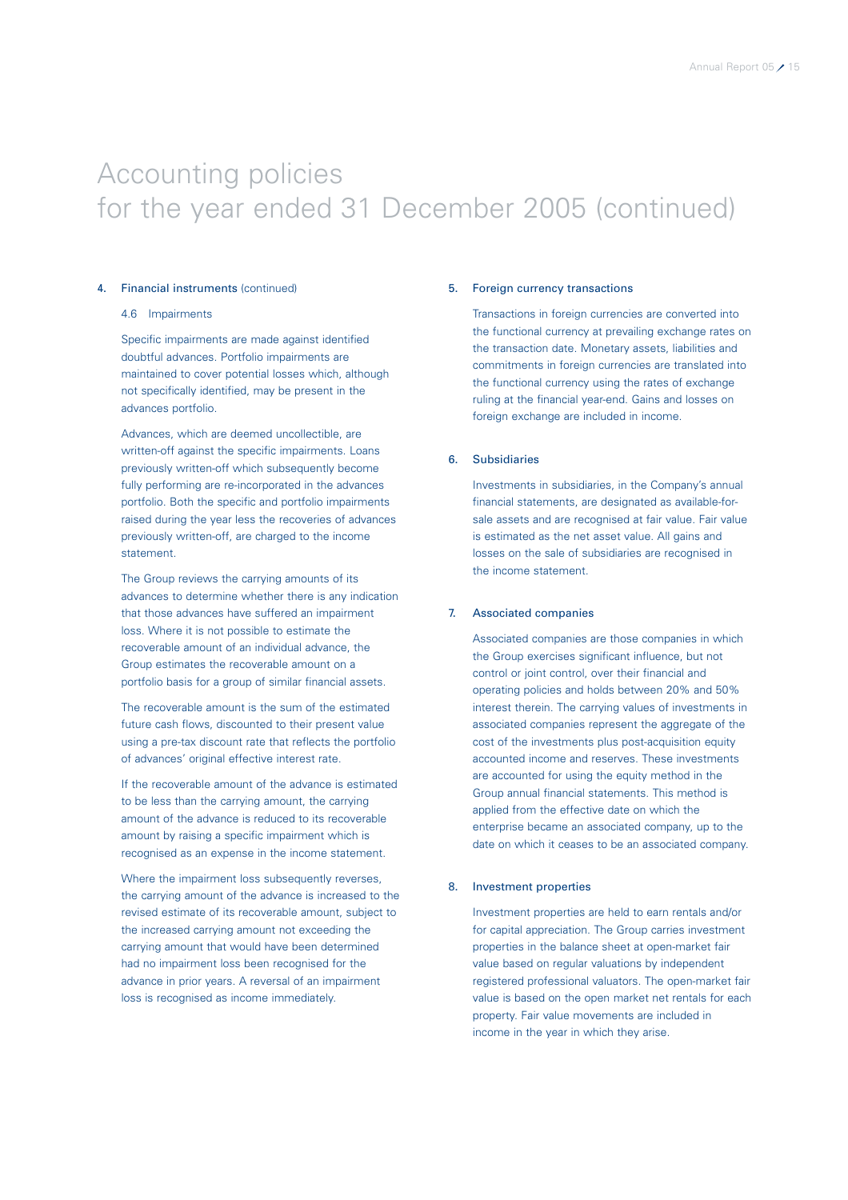# Accounting policies for the year ended 31 December 2005 (continued)

## 4. Financial instruments (continued)

### 4.6 Impairments

Specific impairments are made against identified doubtful advances. Portfolio impairments are maintained to cover potential losses which, although not specifically identified, may be present in the advances portfolio.

Advances, which are deemed uncollectible, are written-off against the specific impairments. Loans previously written-off which subsequently become fully performing are re-incorporated in the advances portfolio. Both the specific and portfolio impairments raised during the year less the recoveries of advances previously written-off, are charged to the income statement.

The Group reviews the carrying amounts of its advances to determine whether there is any indication that those advances have suffered an impairment loss. Where it is not possible to estimate the recoverable amount of an individual advance, the Group estimates the recoverable amount on a portfolio basis for a group of similar financial assets.

The recoverable amount is the sum of the estimated future cash flows, discounted to their present value using a pre-tax discount rate that reflects the portfolio of advances' original effective interest rate.

If the recoverable amount of the advance is estimated to be less than the carrying amount, the carrying amount of the advance is reduced to its recoverable amount by raising a specific impairment which is recognised as an expense in the income statement.

Where the impairment loss subsequently reverses, the carrying amount of the advance is increased to the revised estimate of its recoverable amount, subject to the increased carrying amount not exceeding the carrying amount that would have been determined had no impairment loss been recognised for the advance in prior years. A reversal of an impairment loss is recognised as income immediately.

## 5. Foreign currency transactions

Transactions in foreign currencies are converted into the functional currency at prevailing exchange rates on the transaction date. Monetary assets, liabilities and commitments in foreign currencies are translated into the functional currency using the rates of exchange ruling at the financial year-end. Gains and losses on foreign exchange are included in income.

## 6. Subsidiaries

Investments in subsidiaries, in the Company's annual financial statements, are designated as available-for-sale assets and are recognised at fair value. Fair value is estimated as the net asset value. All gains and losses on the sale of subsidiaries are recognised in the income statement.

## 7. Associated companies

Associated companies are those companies in which the Group exercises significant influence, but not control or joint control, over their financial and operating policies and holds between 20% and 50% interest therein. The carrying values of investments in associated companies represent the aggregate of the cost of the investments plus post-acquisition equity accounted income and reserves. These investments are accounted for using the equity method in the Group annual financial statements. This method is applied from the effective date on which the enterprise became an associated company, up to the date on which it ceases to be an associated company.

## 8. Investment properties

Investment properties are held to earn rentals and/or for capital appreciation. The Group carries investment properties in the balance sheet at open-market fair value based on regular valuations by independent registered professional valuators. The open-market fair value is based on the open market net rentals for each property. Fair value movements are included in income in the year in which they arise.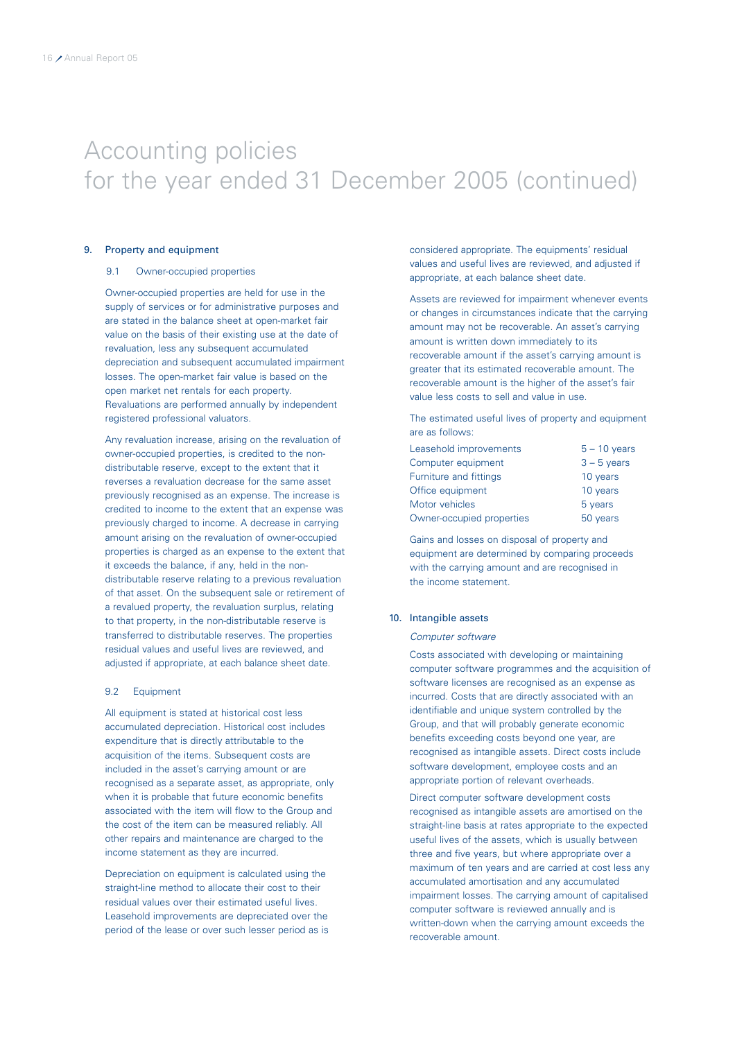# Accounting policies for the year ended 31 December 2005 (continued)

## 9. Property and equipment

### 9.1 Owner-occupied properties

Owner-occupied properties are held for use in the supply of services or for administrative purposes and are stated in the balance sheet at open-market fair value on the basis of their existing use at the date of revaluation, less any subsequent accumulated depreciation and subsequent accumulated impairment losses. The open-market fair value is based on the open market net rentals for each property. Revaluations are performed annually by independent registered professional valuators.

Any revaluation increase, arising on the revaluation of owner-occupied properties, is credited to the non-distributable reserve, except to the extent that it reverses a revaluation decrease for the same asset previously recognised as an expense. The increase is credited to income to the extent that an expense was previously charged to income. A decrease in carrying amount arising on the revaluation of owner-occupied properties is charged as an expense to the extent that it exceeds the balance, if any, held in the non-distributable reserve relating to a previous revaluation of that asset. On the subsequent sale or retirement of a revalued property, the revaluation surplus, relating to that property, in the non-distributable reserve is transferred to distributable reserves. The properties residual values and useful lives are reviewed, and adjusted if appropriate, at each balance sheet date.

### 9.2 Equipment

All equipment is stated at historical cost less accumulated depreciation. Historical cost includes expenditure that is directly attributable to the acquisition of the items. Subsequent costs are included in the asset's carrying amount or are recognised as a separate asset, as appropriate, only when it is probable that future economic benefits associated with the item will flow to the Group and the cost of the item can be measured reliably. All other repairs and maintenance are charged to the income statement as they are incurred.

Depreciation on equipment is calculated using the straight-line method to allocate their cost to their residual values over their estimated useful lives. Leasehold improvements are depreciated over the period of the lease or over such lesser period as is considered appropriate. The equipments' residual values and useful lives are reviewed, and adjusted if appropriate, at each balance sheet date.

Assets are reviewed for impairment whenever events or changes in circumstances indicate that the carrying amount may not be recoverable. An asset's carrying amount is written down immediately to its recoverable amount if the asset's carrying amount is greater that its estimated recoverable amount. The recoverable amount is the higher of the asset's fair value less costs to sell and value in use.

The estimated useful lives of property and equipment are as follows:

| | |
|---|---|
| Leasehold improvements | 5 – 10 years |
| Computer equipment | 3 – 5 years |
| Furniture and fittings | 10 years |
| Office equipment | 10 years |
| Motor vehicles | 5 years |
| Owner-occupied properties | 50 years |

Gains and losses on disposal of property and equipment are determined by comparing proceeds with the carrying amount and are recognised in the income statement.

## 10. Intangible assets

*Computer software*

Costs associated with developing or maintaining computer software programmes and the acquisition of software licenses are recognised as an expense as incurred. Costs that are directly associated with an identifiable and unique system controlled by the Group, and that will probably generate economic benefits exceeding costs beyond one year, are recognised as intangible assets. Direct costs include software development, employee costs and an appropriate portion of relevant overheads.

Direct computer software development costs recognised as intangible assets are amortised on the straight-line basis at rates appropriate to the expected useful lives of the assets, which is usually between three and five years, but where appropriate over a maximum of ten years and are carried at cost less any accumulated amortisation and any accumulated impairment losses. The carrying amount of capitalised computer software is reviewed annually and is written-down when the carrying amount exceeds the recoverable amount.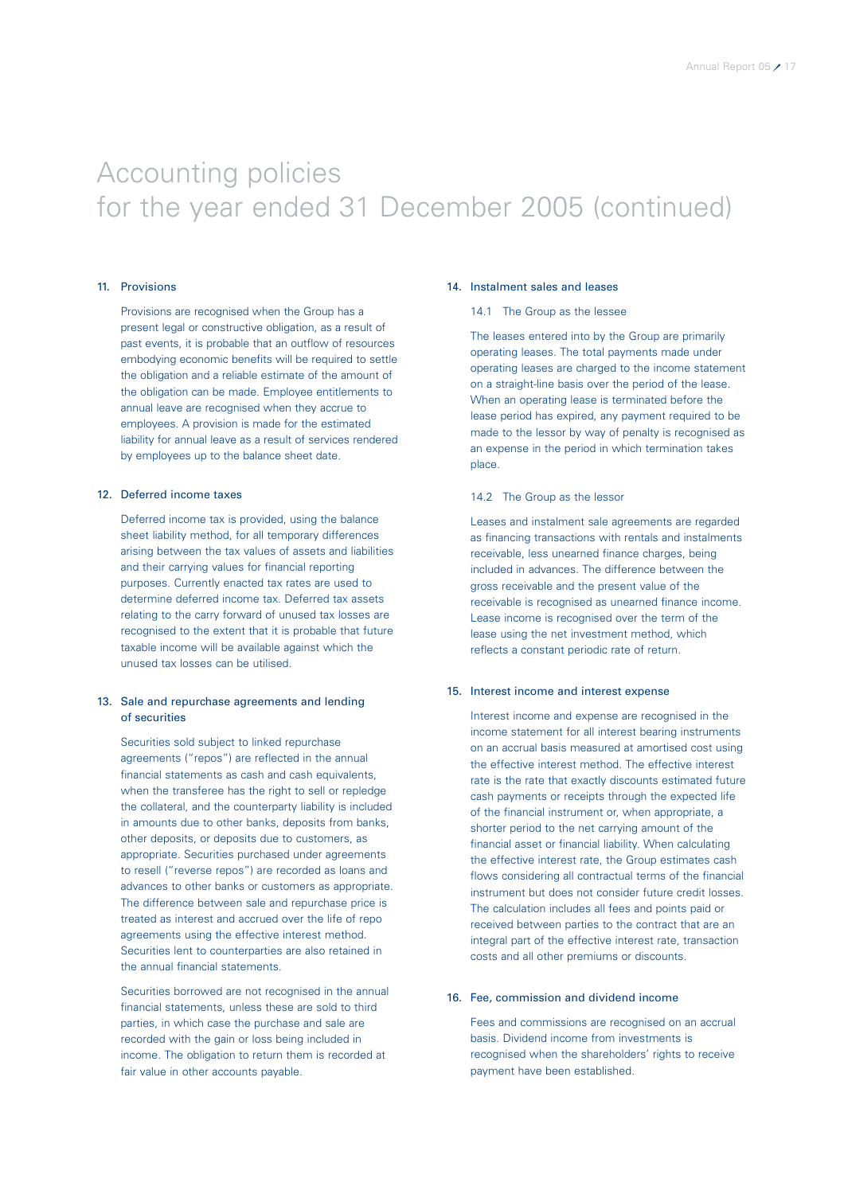# Accounting policies for the year ended 31 December 2005 (continued)

## 11. Provisions

Provisions are recognised when the Group has a present legal or constructive obligation, as a result of past events, it is probable that an outflow of resources embodying economic benefits will be required to settle the obligation and a reliable estimate of the amount of the obligation can be made. Employee entitlements to annual leave are recognised when they accrue to employees. A provision is made for the estimated liability for annual leave as a result of services rendered by employees up to the balance sheet date.

## 12. Deferred income taxes

Deferred income tax is provided, using the balance sheet liability method, for all temporary differences arising between the tax values of assets and liabilities and their carrying values for financial reporting purposes. Currently enacted tax rates are used to determine deferred income tax. Deferred tax assets relating to the carry forward of unused tax losses are recognised to the extent that it is probable that future taxable income will be available against which the unused tax losses can be utilised.

## 13. Sale and repurchase agreements and lending of securities

Securities sold subject to linked repurchase agreements ("repos") are reflected in the annual financial statements as cash and cash equivalents, when the transferee has the right to sell or repledge the collateral, and the counterparty liability is included in amounts due to other banks, deposits from banks, other deposits, or deposits due to customers, as appropriate. Securities purchased under agreements to resell ("reverse repos") are recorded as loans and advances to other banks or customers as appropriate. The difference between sale and repurchase price is treated as interest and accrued over the life of repo agreements using the effective interest method. Securities lent to counterparties are also retained in the annual financial statements.

Securities borrowed are not recognised in the annual financial statements, unless these are sold to third parties, in which case the purchase and sale are recorded with the gain or loss being included in income. The obligation to return them is recorded at fair value in other accounts payable.

## 14. Instalment sales and leases

### 14.1 The Group as the lessee

The leases entered into by the Group are primarily operating leases. The total payments made under operating leases are charged to the income statement on a straight-line basis over the period of the lease. When an operating lease is terminated before the lease period has expired, any payment required to be made to the lessor by way of penalty is recognised as an expense in the period in which termination takes place.

### 14.2 The Group as the lessor

Leases and instalment sale agreements are regarded as financing transactions with rentals and instalments receivable, less unearned finance charges, being included in advances. The difference between the gross receivable and the present value of the receivable is recognised as unearned finance income. Lease income is recognised over the term of the lease using the net investment method, which reflects a constant periodic rate of return.

## 15. Interest income and interest expense

Interest income and expense are recognised in the income statement for all interest bearing instruments on an accrual basis measured at amortised cost using the effective interest method. The effective interest rate is the rate that exactly discounts estimated future cash payments or receipts through the expected life of the financial instrument or, when appropriate, a shorter period to the net carrying amount of the financial asset or financial liability. When calculating the effective interest rate, the Group estimates cash flows considering all contractual terms of the financial instrument but does not consider future credit losses. The calculation includes all fees and points paid or received between parties to the contract that are an integral part of the effective interest rate, transaction costs and all other premiums or discounts.

## 16. Fee, commission and dividend income

Fees and commissions are recognised on an accrual basis. Dividend income from investments is recognised when the shareholders' rights to receive payment have been established.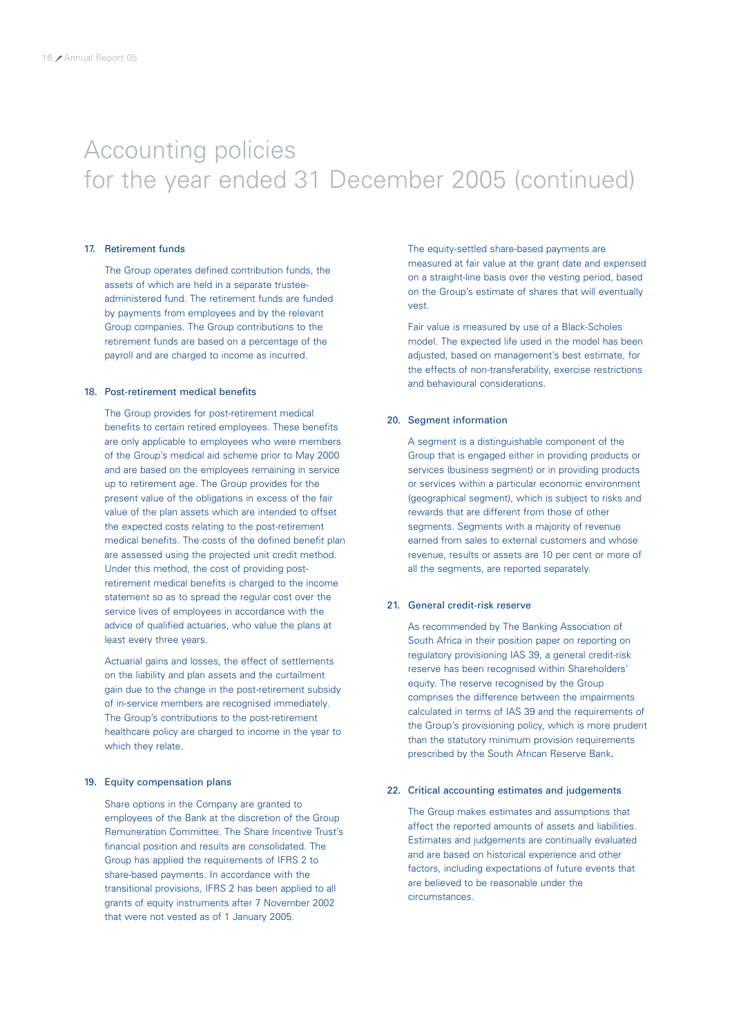# Accounting policies for the year ended 31 December 2005 (continued)

### 17. Retirement funds

The Group operates defined contribution funds, the assets of which are held in a separate trustee-administered fund. The retirement funds are funded by payments from employees and by the relevant Group companies. The Group contributions to the retirement funds are based on a percentage of the payroll and are charged to income as incurred.

### 18. Post-retirement medical benefits

The Group provides for post-retirement medical benefits to certain retired employees. These benefits are only applicable to employees who were members of the Group's medical aid scheme prior to May 2000 and are based on the employees remaining in service up to retirement age. The Group provides for the present value of the obligations in excess of the fair value of the plan assets which are intended to offset the expected costs relating to the post-retirement medical benefits. The costs of the defined benefit plan are assessed using the projected unit credit method. Under this method, the cost of providing post-retirement medical benefits is charged to the income statement so as to spread the regular cost over the service lives of employees in accordance with the advice of qualified actuaries, who value the plans at least every three years.

Actuarial gains and losses, the effect of settlements on the liability and plan assets and the curtailment gain due to the change in the post-retirement subsidy of in-service members are recognised immediately. The Group's contributions to the post-retirement healthcare policy are charged to income in the year to which they relate.

### 19. Equity compensation plans

Share options in the Company are granted to employees of the Bank at the discretion of the Group Remuneration Committee. The Share Incentive Trust's financial position and results are consolidated. The Group has applied the requirements of IFRS 2 to share-based payments. In accordance with the transitional provisions, IFRS 2 has been applied to all grants of equity instruments after 7 November 2002 that were not vested as of 1 January 2005.

The equity-settled share-based payments are measured at fair value at the grant date and expensed on a straight-line basis over the vesting period, based on the Group's estimate of shares that will eventually vest.

Fair value is measured by use of a Black-Scholes model. The expected life used in the model has been adjusted, based on management's best estimate, for the effects of non-transferability, exercise restrictions and behavioural considerations.

### 20. Segment information

A segment is a distinguishable component of the Group that is engaged either in providing products or services (business segment) or in providing products or services within a particular economic environment (geographical segment), which is subject to risks and rewards that are different from those of other segments. Segments with a majority of revenue earned from sales to external customers and whose revenue, results or assets are 10 per cent or more of all the segments, are reported separately.

### 21. General credit-risk reserve

As recommended by The Banking Association of South Africa in their position paper on reporting on regulatory provisioning IAS 39, a general credit-risk reserve has been recognised within Shareholders' equity. The reserve recognised by the Group comprises the difference between the impairments calculated in terms of IAS 39 and the requirements of the Group's provisioning policy, which is more prudent than the statutory minimum provision requirements prescribed by the South African Reserve Bank.

### 22. Critical accounting estimates and judgements

The Group makes estimates and assumptions that affect the reported amounts of assets and liabilities. Estimates and judgements are continually evaluated and are based on historical experience and other factors, including expectations of future events that are believed to be reasonable under the circumstances.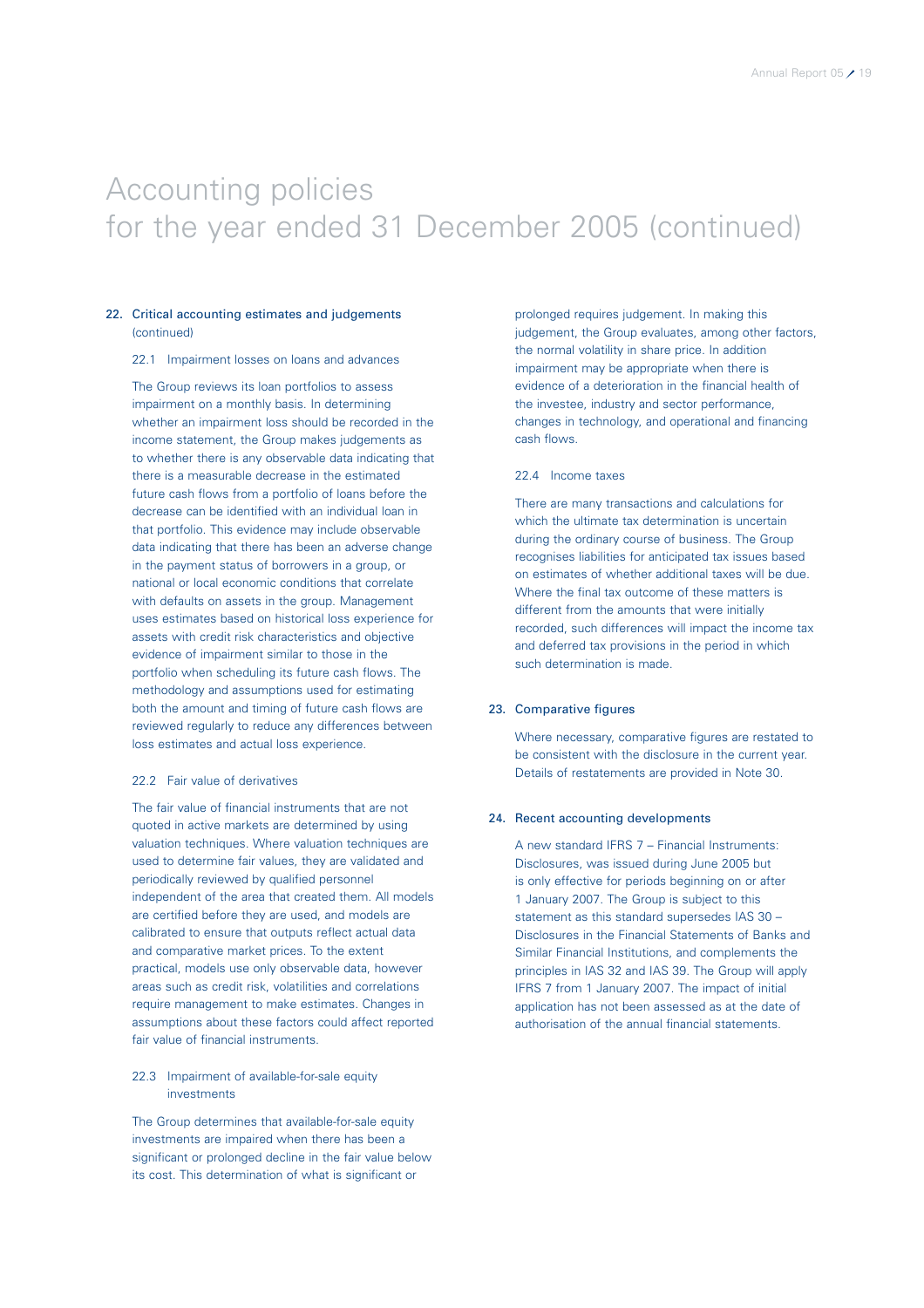# Accounting policies for the year ended 31 December 2005 (continued)

## 22. Critical accounting estimates and judgements (continued)

### 22.1 Impairment losses on loans and advances

The Group reviews its loan portfolios to assess impairment on a monthly basis. In determining whether an impairment loss should be recorded in the income statement, the Group makes judgements as to whether there is any observable data indicating that there is a measurable decrease in the estimated future cash flows from a portfolio of loans before the decrease can be identified with an individual loan in that portfolio. This evidence may include observable data indicating that there has been an adverse change in the payment status of borrowers in a group, or national or local economic conditions that correlate with defaults on assets in the group. Management uses estimates based on historical loss experience for assets with credit risk characteristics and objective evidence of impairment similar to those in the portfolio when scheduling its future cash flows. The methodology and assumptions used for estimating both the amount and timing of future cash flows are reviewed regularly to reduce any differences between loss estimates and actual loss experience.

### 22.2 Fair value of derivatives

The fair value of financial instruments that are not quoted in active markets are determined by using valuation techniques. Where valuation techniques are used to determine fair values, they are validated and periodically reviewed by qualified personnel independent of the area that created them. All models are certified before they are used, and models are calibrated to ensure that outputs reflect actual data and comparative market prices. To the extent practical, models use only observable data, however areas such as credit risk, volatilities and correlations require management to make estimates. Changes in assumptions about these factors could affect reported fair value of financial instruments.

### 22.3 Impairment of available-for-sale equity investments

The Group determines that available-for-sale equity investments are impaired when there has been a significant or prolonged decline in the fair value below its cost. This determination of what is significant or prolonged requires judgement. In making this judgement, the Group evaluates, among other factors, the normal volatility in share price. In addition impairment may be appropriate when there is evidence of a deterioration in the financial health of the investee, industry and sector performance, changes in technology, and operational and financing cash flows.

### 22.4 Income taxes

There are many transactions and calculations for which the ultimate tax determination is uncertain during the ordinary course of business. The Group recognises liabilities for anticipated tax issues based on estimates of whether additional taxes will be due. Where the final tax outcome of these matters is different from the amounts that were initially recorded, such differences will impact the income tax and deferred tax provisions in the period in which such determination is made.

## 23. Comparative figures

Where necessary, comparative figures are restated to be consistent with the disclosure in the current year. Details of restatements are provided in Note 30.

## 24. Recent accounting developments

A new standard IFRS 7 – Financial Instruments: Disclosures, was issued during June 2005 but is only effective for periods beginning on or after 1 January 2007. The Group is subject to this statement as this standard supersedes IAS 30 – Disclosures in the Financial Statements of Banks and Similar Financial Institutions, and complements the principles in IAS 32 and IAS 39. The Group will apply IFRS 7 from 1 January 2007. The impact of initial application has not been assessed as at the date of authorisation of the annual financial statements.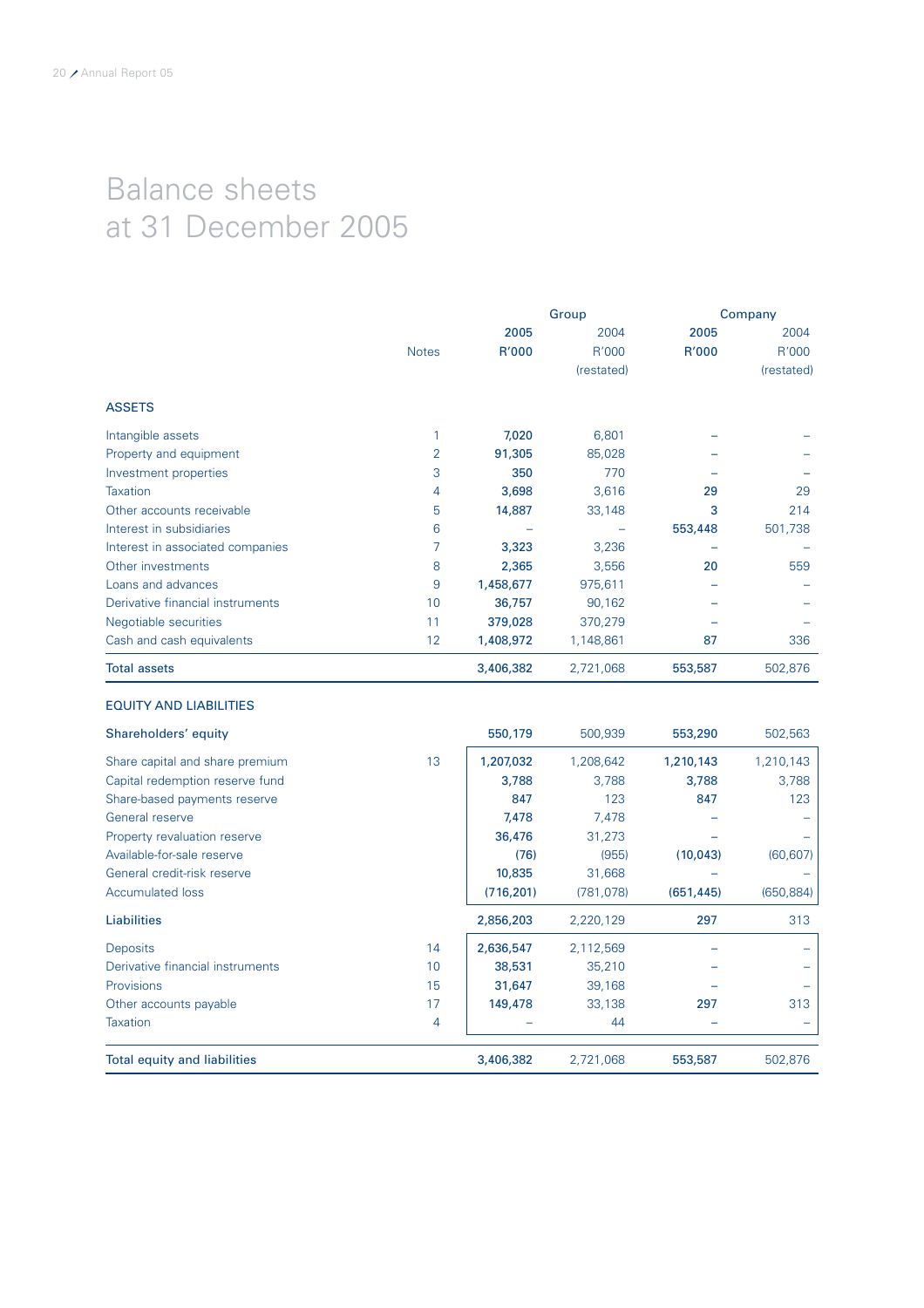# Balance sheets at 31 December 2005

| | Notes | Group 2005 R'000 | Group 2004 R'000 (restated) | Company 2005 R'000 | Company 2004 R'000 (restated) |
|---|---|---|---|---|---|
| **ASSETS** | | | | | |
| Intangible assets | 1 | **7,020** | 6,801 | **–** | – |
| Property and equipment | 2 | **91,305** | 85,028 | **–** | – |
| Investment properties | 3 | **350** | 770 | **–** | – |
| Taxation | 4 | **3,698** | 3,616 | **29** | 29 |
| Other accounts receivable | 5 | **14,887** | 33,148 | **3** | 214 |
| Interest in subsidiaries | 6 | **–** | – | **553,448** | 501,738 |
| Interest in associated companies | 7 | **3,323** | 3,236 | **–** | – |
| Other investments | 8 | **2,365** | 3,556 | **20** | 559 |
| Loans and advances | 9 | **1,458,677** | 975,611 | **–** | – |
| Derivative financial instruments | 10 | **36,757** | 90,162 | **–** | – |
| Negotiable securities | 11 | **379,028** | 370,279 | **–** | – |
| Cash and cash equivalents | 12 | **1,408,972** | 1,148,861 | **87** | 336 |
| **Total assets** | | **3,406,382** | 2,721,068 | **553,587** | 502,876 |
| **EQUITY AND LIABILITIES** | | | | | |
| **Shareholders' equity** | | **550,179** | 500,939 | **553,290** | 502,563 |
| Share capital and share premium | 13 | **1,207,032** | 1,208,642 | **1,210,143** | 1,210,143 |
| Capital redemption reserve fund | | **3,788** | 3,788 | **3,788** | 3,788 |
| Share-based payments reserve | | **847** | 123 | **847** | 123 |
| General reserve | | **7,478** | 7,478 | **–** | – |
| Property revaluation reserve | | **36,476** | 31,273 | **–** | – |
| Available-for-sale reserve | | **(76)** | (955) | **(10,043)** | (60,607) |
| General credit-risk reserve | | **10,835** | 31,668 | **–** | – |
| Accumulated loss | | **(716,201)** | (781,078) | **(651,445)** | (650,884) |
| **Liabilities** | | **2,856,203** | 2,220,129 | **297** | 313 |
| Deposits | 14 | **2,636,547** | 2,112,569 | **–** | – |
| Derivative financial instruments | 10 | **38,531** | 35,210 | **–** | – |
| Provisions | 15 | **31,647** | 39,168 | **–** | – |
| Other accounts payable | 17 | **149,478** | 33,138 | **297** | 313 |
| Taxation | 4 | **–** | 44 | **–** | – |
| **Total equity and liabilities** | | **3,406,382** | 2,721,068 | **553,587** | 502,876 |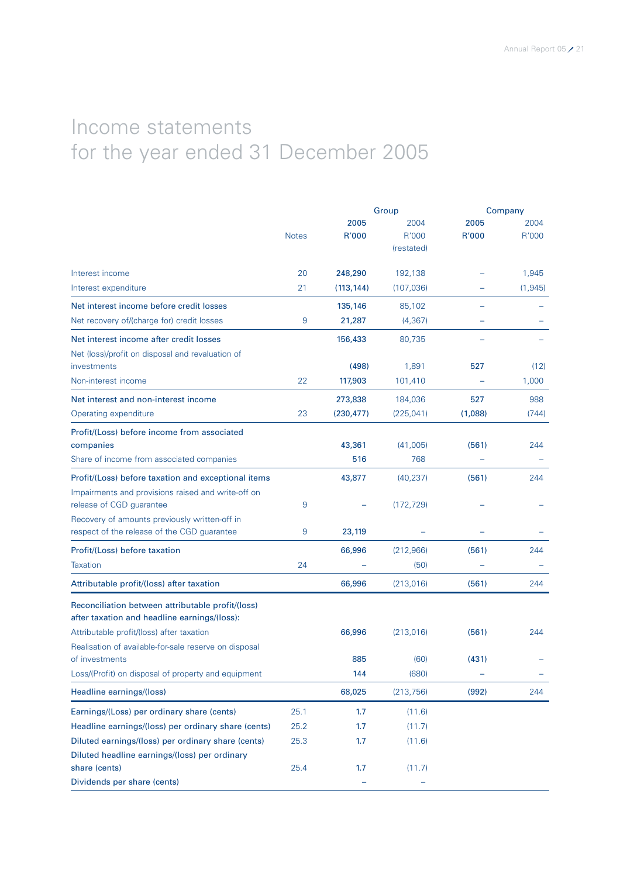# Income statements
for the year ended 31 December 2005

| | | Group | | Company | |
|---|---|---|---|---|---|
| | Notes | 2005 R'000 | 2004 R'000 (restated) | 2005 R'000 | 2004 R'000 |
| Interest income | 20 | 248,290 | 192,138 | – | 1,945 |
| Interest expenditure | 21 | (113,144) | (107,036) | – | (1,945) |
| Net interest income before credit losses | | 135,146 | 85,102 | – | – |
| Net recovery of/(charge for) credit losses | 9 | 21,287 | (4,367) | – | – |
| Net interest income after credit losses | | 156,433 | 80,735 | – | – |
| Net (loss)/profit on disposal and revaluation of investments | | (498) | 1,891 | 527 | (12) |
| Non-interest income | 22 | 117,903 | 101,410 | – | 1,000 |
| Net interest and non-interest income | | 273,838 | 184,036 | 527 | 988 |
| Operating expenditure | 23 | (230,477) | (225,041) | (1,088) | (744) |
| Profit/(Loss) before income from associated companies | | 43,361 | (41,005) | (561) | 244 |
| Share of income from associated companies | | 516 | 768 | – | – |
| Profit/(Loss) before taxation and exceptional items | | 43,877 | (40,237) | (561) | 244 |
| Impairments and provisions raised and write-off on release of CGD guarantee | 9 | – | (172,729) | – | – |
| Recovery of amounts previously written-off in respect of the release of the CGD guarantee | 9 | 23,119 | – | – | – |
| Profit/(Loss) before taxation | | 66,996 | (212,966) | (561) | 244 |
| Taxation | 24 | – | (50) | – | – |
| Attributable profit/(loss) after taxation | | 66,996 | (213,016) | (561) | 244 |
| **Reconciliation between attributable profit/(loss) after taxation and headline earnings/(loss):** | | | | | |
| Attributable profit/(loss) after taxation | | 66,996 | (213,016) | (561) | 244 |
| Realisation of available-for-sale reserve on disposal of investments | | 885 | (60) | (431) | – |
| Loss/(Profit) on disposal of property and equipment | | 144 | (680) | – | – |
| Headline earnings/(loss) | | 68,025 | (213,756) | (992) | 244 |
| Earnings/(Loss) per ordinary share (cents) | 25.1 | 1.7 | (11.6) | | |
| Headline earnings/(loss) per ordinary share (cents) | 25.2 | 1.7 | (11.7) | | |
| Diluted earnings/(loss) per ordinary share (cents) | 25.3 | 1.7 | (11.6) | | |
| Diluted headline earnings/(loss) per ordinary share (cents) | 25.4 | 1.7 | (11.7) | | |
| Dividends per share (cents) | | – | – | | |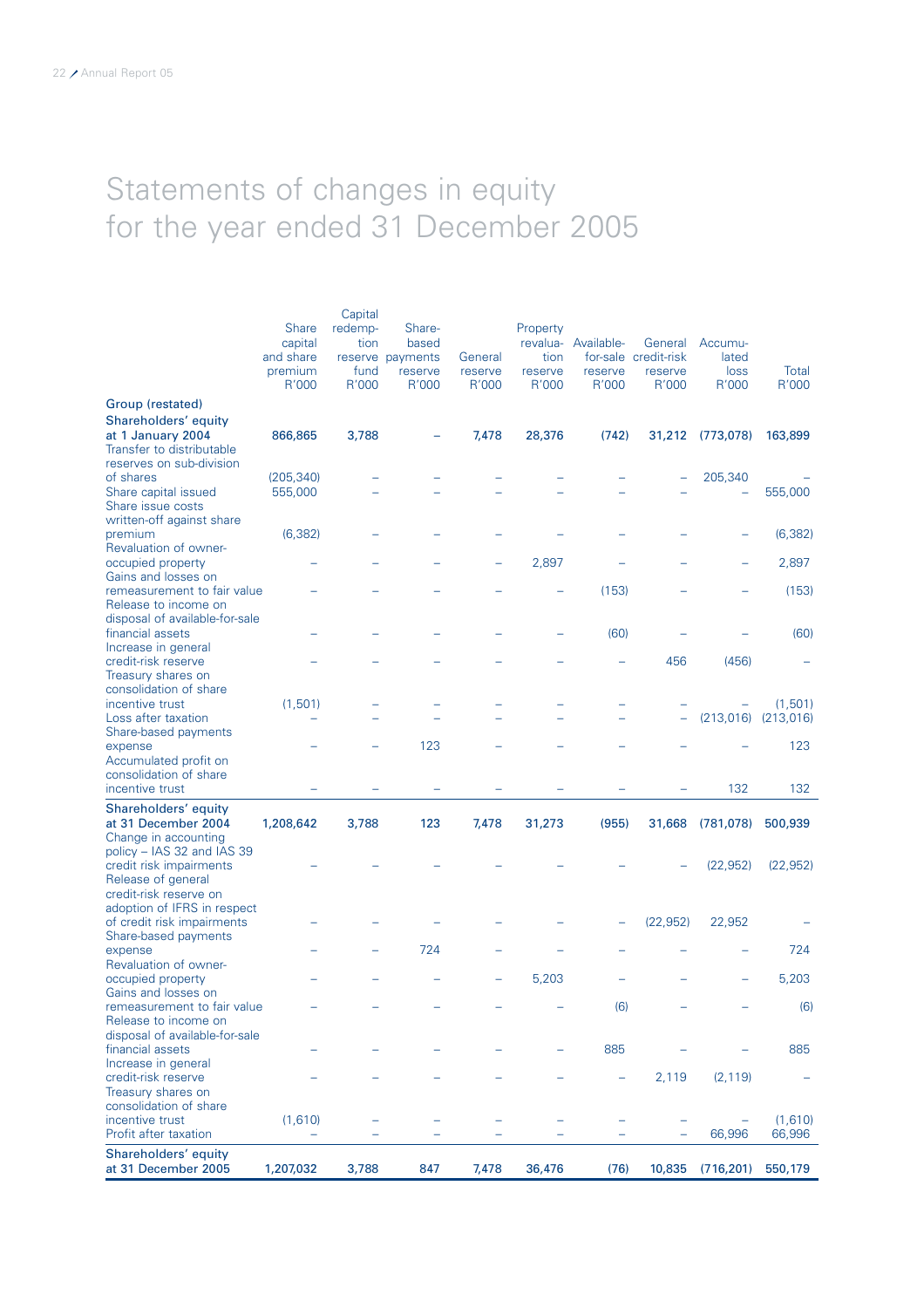# Statements of changes in equity for the year ended 31 December 2005

| | Share capital and share premium R'000 | Capital redemption reserve fund R'000 | Share-based payments reserve R'000 | General reserve R'000 | Property revaluation reserve R'000 | Available-for-sale reserve R'000 | General credit-risk reserve R'000 | Accumulated loss R'000 | Total R'000 |
|---|---|---|---|---|---|---|---|---|---|
| **Group (restated)** | | | | | | | | | |
| **Shareholders' equity at 1 January 2004** | **866,865** | **3,788** | **–** | **7,478** | **28,376** | **(742)** | **31,212** | **(773,078)** | **163,899** |
| Transfer to distributable reserves on sub-division of shares | (205,340) | – | – | – | – | – | – | 205,340 | – |
| Share capital issued | 555,000 | – | – | – | – | – | – | – | 555,000 |
| Share issue costs written-off against share premium | (6,382) | – | – | – | – | – | – | – | (6,382) |
| Revaluation of owner-occupied property | – | – | – | – | 2,897 | – | – | – | 2,897 |
| Gains and losses on remeasurement to fair value | – | – | – | – | – | (153) | – | – | (153) |
| Release to income on disposal of available-for-sale financial assets | – | – | – | – | – | (60) | – | – | (60) |
| Increase in general credit-risk reserve | – | – | – | – | – | – | 456 | (456) | – |
| Treasury shares on consolidation of share incentive trust | (1,501) | – | – | – | – | – | – | – | (1,501) |
| Loss after taxation | – | – | – | – | – | – | – | (213,016) | (213,016) |
| Share-based payments expense | – | – | 123 | – | – | – | – | – | 123 |
| Accumulated profit on consolidation of share incentive trust | – | – | – | – | – | – | – | 132 | 132 |
| **Shareholders' equity at 31 December 2004** | **1,208,642** | **3,788** | **123** | **7,478** | **31,273** | **(955)** | **31,668** | **(781,078)** | **500,939** |
| Change in accounting policy – IAS 32 and IAS 39 credit risk impairments | – | – | – | – | – | – | – | (22,952) | (22,952) |
| Release of general credit-risk reserve on adoption of IFRS in respect of credit risk impairments | – | – | – | – | – | – | (22,952) | 22,952 | – |
| Share-based payments expense | – | – | 724 | – | – | – | – | – | 724 |
| Revaluation of owner-occupied property | – | – | – | – | 5,203 | – | – | – | 5,203 |
| Gains and losses on remeasurement to fair value | – | – | – | – | – | (6) | – | – | (6) |
| Release to income on disposal of available-for-sale financial assets | – | – | – | – | – | 885 | – | – | 885 |
| Increase in general credit-risk reserve | – | – | – | – | – | – | 2,119 | (2,119) | – |
| Treasury shares on consolidation of share incentive trust | (1,610) | – | – | – | – | – | – | – | (1,610) |
| Profit after taxation | – | – | – | – | – | – | – | 66,996 | 66,996 |
| **Shareholders' equity at 31 December 2005** | **1,207,032** | **3,788** | **847** | **7,478** | **36,476** | **(76)** | **10,835** | **(716,201)** | **550,179** |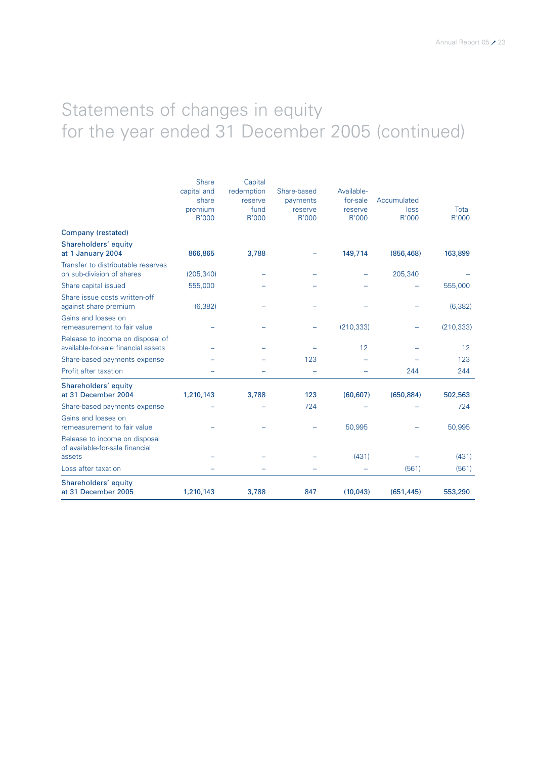# Statements of changes in equity for the year ended 31 December 2005 (continued)

| | Share capital and share premium R'000 | Capital redemption reserve fund R'000 | Share-based payments reserve R'000 | Available-for-sale reserve R'000 | Accumulated loss R'000 | Total R'000 |
|---|---|---|---|---|---|---|
| **Company (restated)** | | | | | | |
| **Shareholders' equity at 1 January 2004** | **866,865** | **3,788** | **–** | **149,714** | **(856,468)** | **163,899** |
| Transfer to distributable reserves on sub-division of shares | (205,340) | – | – | – | 205,340 | – |
| Share capital issued | 555,000 | – | – | – | – | 555,000 |
| Share issue costs written-off against share premium | (6,382) | – | – | – | – | (6,382) |
| Gains and losses on remeasurement to fair value | – | – | – | (210,333) | – | (210,333) |
| Release to income on disposal of available-for-sale financial assets | – | – | – | 12 | – | 12 |
| Share-based payments expense | – | – | 123 | – | – | 123 |
| Profit after taxation | – | – | – | – | 244 | 244 |
| **Shareholders' equity at 31 December 2004** | **1,210,143** | **3,788** | **123** | **(60,607)** | **(650,884)** | **502,563** |
| Share-based payments expense | – | – | 724 | – | – | 724 |
| Gains and losses on remeasurement to fair value | – | – | – | 50,995 | – | 50,995 |
| Release to income on disposal of available-for-sale financial assets | – | – | – | (431) | – | (431) |
| Loss after taxation | – | – | – | – | (561) | (561) |
| **Shareholders' equity at 31 December 2005** | **1,210,143** | **3,788** | **847** | **(10,043)** | **(651,445)** | **553,290** |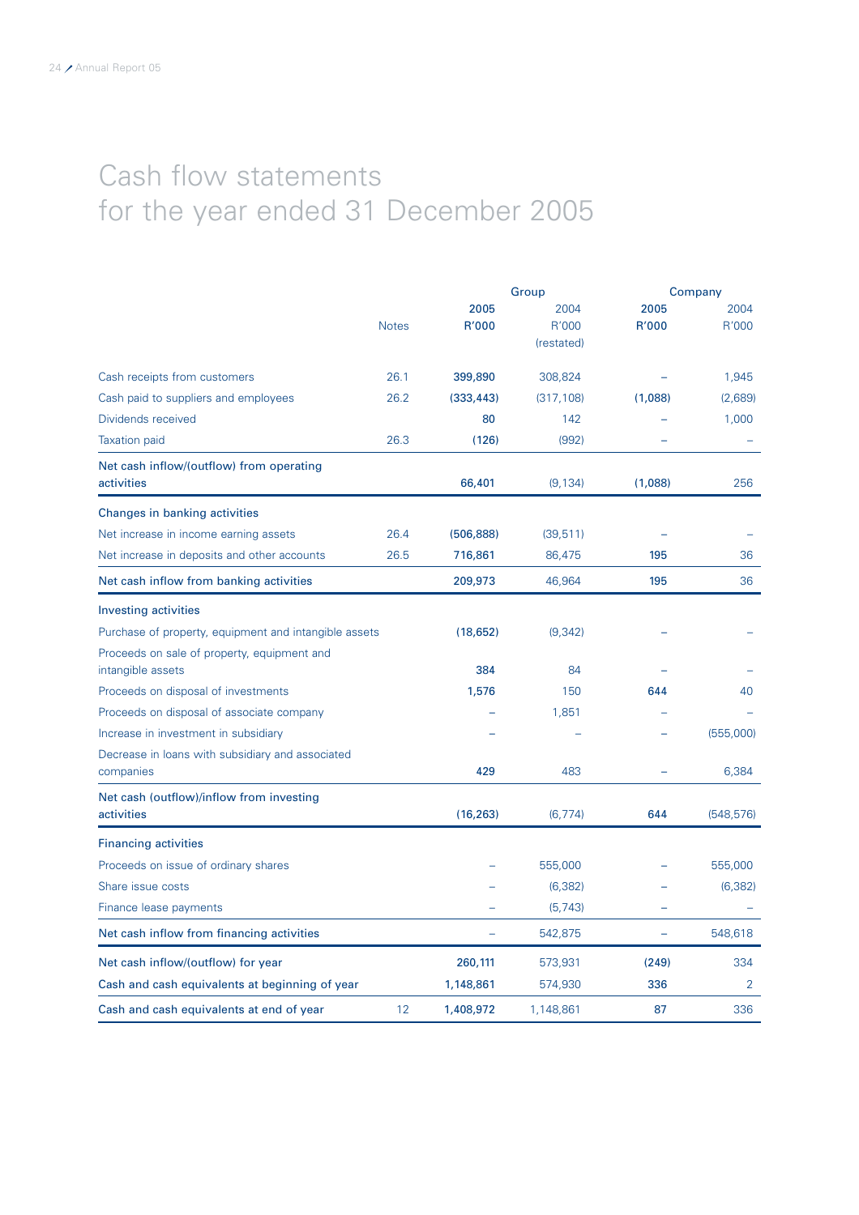# Cash flow statements
# for the year ended 31 December 2005

| | Notes | Group | | Company | |
|---|---|---|---|---|---|
| | | **2005** | 2004 | **2005** | 2004 |
| | | **R'000** | R'000 (restated) | **R'000** | R'000 |
| Cash receipts from customers | 26.1 | **399,890** | 308,824 | **–** | 1,945 |
| Cash paid to suppliers and employees | 26.2 | **(333,443)** | (317,108) | **(1,088)** | (2,689) |
| Dividends received | | **80** | 142 | **–** | 1,000 |
| Taxation paid | 26.3 | **(126)** | (992) | **–** | – |
| **Net cash inflow/(outflow) from operating activities** | | **66,401** | (9,134) | **(1,088)** | 256 |
| **Changes in banking activities** | | | | | |
| Net increase in income earning assets | 26.4 | **(506,888)** | (39,511) | **–** | – |
| Net increase in deposits and other accounts | 26.5 | **716,861** | 86,475 | **195** | 36 |
| **Net cash inflow from banking activities** | | **209,973** | 46,964 | **195** | 36 |
| **Investing activities** | | | | | |
| Purchase of property, equipment and intangible assets | | **(18,652)** | (9,342) | **–** | – |
| Proceeds on sale of property, equipment and intangible assets | | **384** | 84 | **–** | – |
| Proceeds on disposal of investments | | **1,576** | 150 | **644** | 40 |
| Proceeds on disposal of associate company | | **–** | 1,851 | **–** | – |
| Increase in investment in subsidiary | | **–** | – | **–** | (555,000) |
| Decrease in loans with subsidiary and associated companies | | **429** | 483 | **–** | 6,384 |
| **Net cash (outflow)/inflow from investing activities** | | **(16,263)** | (6,774) | **644** | (548,576) |
| **Financing activities** | | | | | |
| Proceeds on issue of ordinary shares | | **–** | 555,000 | **–** | 555,000 |
| Share issue costs | | **–** | (6,382) | **–** | (6,382) |
| Finance lease payments | | **–** | (5,743) | **–** | – |
| **Net cash inflow from financing activities** | | **–** | 542,875 | **–** | 548,618 |
| **Net cash inflow/(outflow) for year** | | **260,111** | 573,931 | **(249)** | 334 |
| **Cash and cash equivalents at beginning of year** | | **1,148,861** | 574,930 | **336** | 2 |
| **Cash and cash equivalents at end of year** | 12 | **1,408,972** | 1,148,861 | **87** | 336 |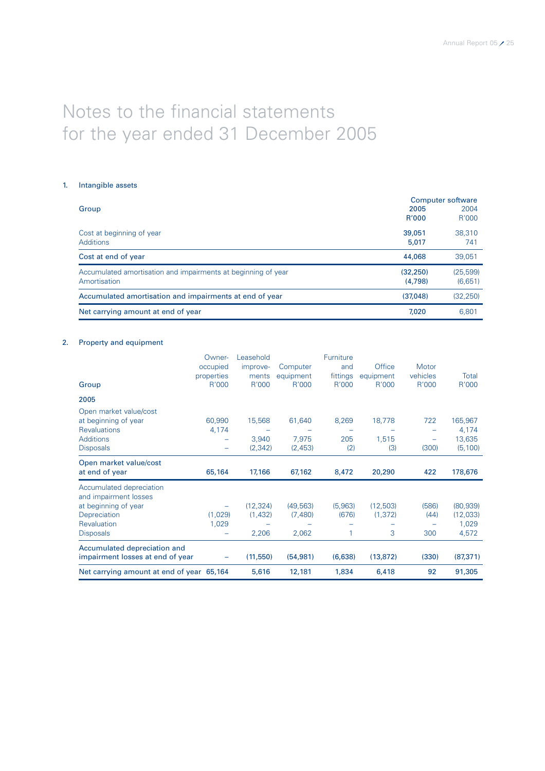# Notes to the financial statements for the year ended 31 December 2005

## 1. Intangible assets

| Group | Computer software 2005 R'000 | Computer software 2004 R'000 |
|---|---|---|
| Cost at beginning of year | **39,051** | 38,310 |
| Additions | **5,017** | 741 |
| **Cost at end of year** | **44,068** | 39,051 |
| Accumulated amortisation and impairments at beginning of year | **(32,250)** | (25,599) |
| Amortisation | **(4,798)** | (6,651) |
| **Accumulated amortisation and impairments at end of year** | **(37,048)** | (32,250) |
| **Net carrying amount at end of year** | **7,020** | 6,801 |

## 2. Property and equipment

| Group | Owner-occupied properties R'000 | Leasehold improvements R'000 | Computer equipment R'000 | Furniture and fittings R'000 | Office equipment R'000 | Motor vehicles R'000 | Total R'000 |
|---|---|---|---|---|---|---|---|
| **2005** | | | | | | | |
| Open market value/cost at beginning of year | 60,990 | 15,568 | 61,640 | 8,269 | 18,778 | 722 | 165,967 |
| Revaluations | 4,174 | – | – | – | – | – | 4,174 |
| Additions | – | 3,940 | 7,975 | 205 | 1,515 | – | 13,635 |
| Disposals | – | (2,342) | (2,453) | (2) | (3) | (300) | (5,100) |
| **Open market value/cost at end of year** | **65,164** | **17,166** | **67,162** | **8,472** | **20,290** | **422** | **178,676** |
| Accumulated depreciation and impairment losses at beginning of year | – | (12,324) | (49,563) | (5,963) | (12,503) | (586) | (80,939) |
| Depreciation | (1,029) | (1,432) | (7,480) | (676) | (1,372) | (44) | (12,033) |
| Revaluation | 1,029 | – | – | – | – | – | 1,029 |
| Disposals | – | 2,206 | 2,062 | 1 | 3 | 300 | 4,572 |
| **Accumulated depreciation and impairment losses at end of year** | **–** | **(11,550)** | **(54,981)** | **(6,638)** | **(13,872)** | **(330)** | **(87,371)** |
| **Net carrying amount at end of year** | **65,164** | **5,616** | **12,181** | **1,834** | **6,418** | **92** | **91,305** |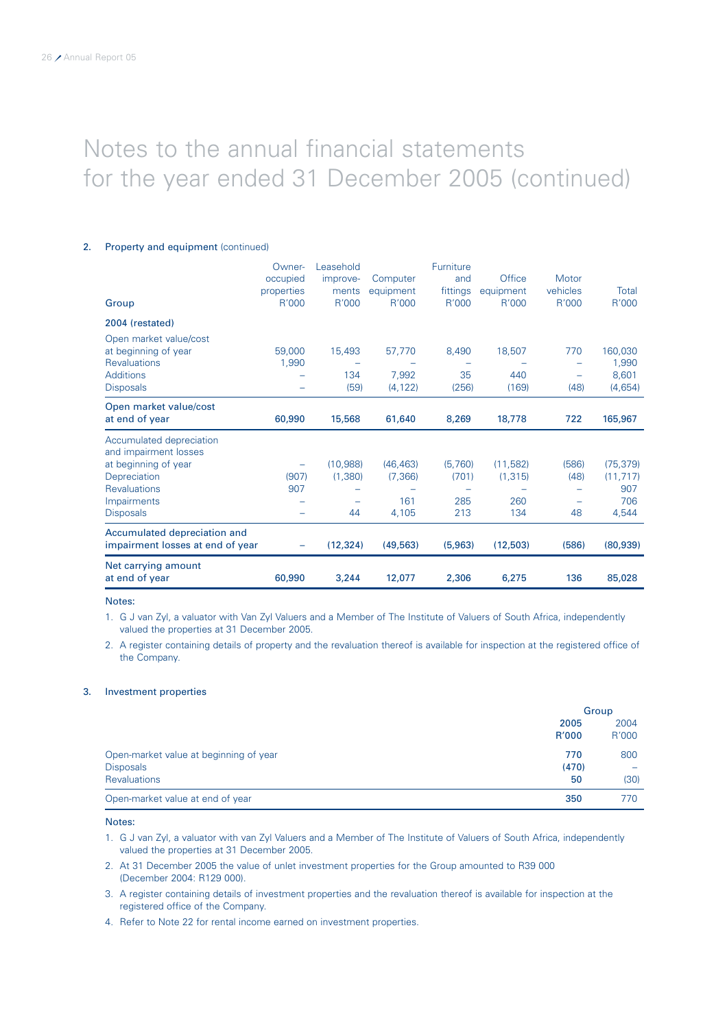# Notes to the annual financial statements for the year ended 31 December 2005 (continued)

## 2. Property and equipment (continued)

| Group | Owner-occupied properties R'000 | Leasehold improvements R'000 | Computer equipment R'000 | Furniture and fittings R'000 | Office equipment R'000 | Motor vehicles R'000 | Total R'000 |
|---|---|---|---|---|---|---|---|
| **2004 (restated)** | | | | | | | |
| Open market value/cost at beginning of year | 59,000 | 15,493 | 57,770 | 8,490 | 18,507 | 770 | 160,030 |
| Revaluations | 1,990 | – | – | – | – | – | 1,990 |
| Additions | – | 134 | 7,992 | 35 | 440 | – | 8,601 |
| Disposals | – | (59) | (4,122) | (256) | (169) | (48) | (4,654) |
| **Open market value/cost at end of year** | **60,990** | **15,568** | **61,640** | **8,269** | **18,778** | **722** | **165,967** |
| Accumulated depreciation and impairment losses at beginning of year | – | (10,988) | (46,463) | (5,760) | (11,582) | (586) | (75,379) |
| Depreciation | (907) | (1,380) | (7,366) | (701) | (1,315) | (48) | (11,717) |
| Revaluations | 907 | – | – | – | – | – | 907 |
| Impairments | – | – | 161 | 285 | 260 | – | 706 |
| Disposals | – | 44 | 4,105 | 213 | 134 | 48 | 4,544 |
| **Accumulated depreciation and impairment losses at end of year** | **–** | **(12,324)** | **(49,563)** | **(5,963)** | **(12,503)** | **(586)** | **(80,939)** |
| **Net carrying amount at end of year** | **60,990** | **3,244** | **12,077** | **2,306** | **6,275** | **136** | **85,028** |

**Notes:**

1. G J van Zyl, a valuator with Van Zyl Valuers and a Member of The Institute of Valuers of South Africa, independently valued the properties at 31 December 2005.
2. A register containing details of property and the revaluation thereof is available for inspection at the registered office of the Company.

## 3. Investment properties

| | Group 2005 R'000 | Group 2004 R'000 |
|---|---|---|
| Open-market value at beginning of year | **770** | 800 |
| Disposals | **(470)** | – |
| Revaluations | **50** | (30) |
| Open-market value at end of year | **350** | 770 |

**Notes:**

1. G J van Zyl, a valuator with van Zyl Valuers and a Member of The Institute of Valuers of South Africa, independently valued the properties at 31 December 2005.
2. At 31 December 2005 the value of unlet investment properties for the Group amounted to R39 000 (December 2004: R129 000).
3. A register containing details of investment properties and the revaluation thereof is available for inspection at the registered office of the Company.
4. Refer to Note 22 for rental income earned on investment properties.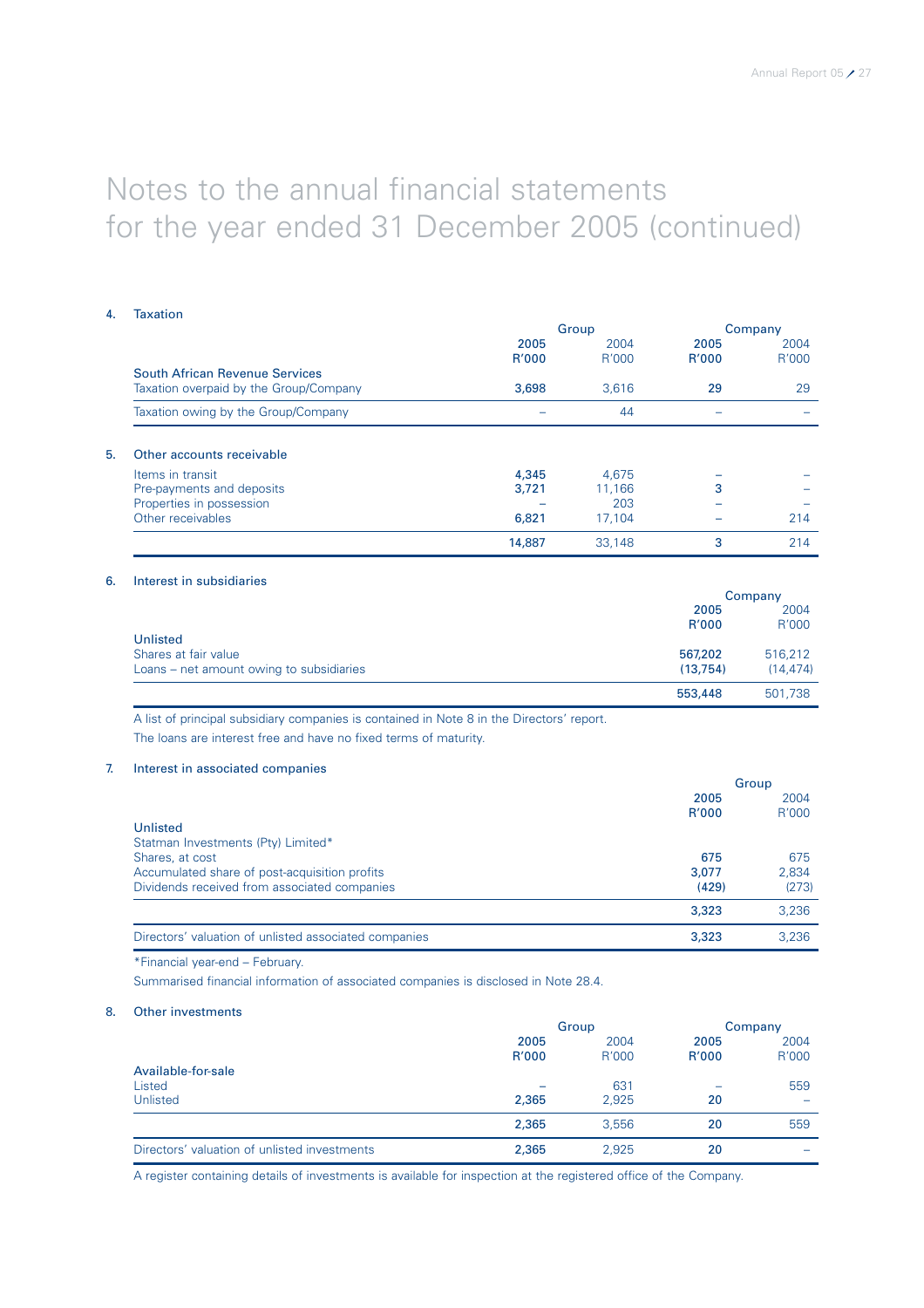# Notes to the annual financial statements for the year ended 31 December 2005 (continued)

### 4. Taxation

| | Group | | Company | |
|---|---|---|---|---|
| | **2005 R'000** | 2004 R'000 | **2005 R'000** | 2004 R'000 |
| **South African Revenue Services** | | | | |
| Taxation overpaid by the Group/Company | **3,698** | 3,616 | **29** | 29 |
| Taxation owing by the Group/Company | **–** | 44 | **–** | – |

### 5. Other accounts receivable

| | Group | | Company | |
|---|---|---|---|---|
| | **2005 R'000** | 2004 R'000 | **2005 R'000** | 2004 R'000 |
| Items in transit | **4,345** | 4,675 | **–** | – |
| Pre-payments and deposits | **3,721** | 11,166 | **3** | – |
| Properties in possession | **–** | 203 | **–** | – |
| Other receivables | **6,821** | 17,104 | **–** | 214 |
| | **14,887** | 33,148 | **3** | 214 |

### 6. Interest in subsidiaries

| | Company | |
|---|---|---|
| | **2005 R'000** | 2004 R'000 |
| **Unlisted** | | |
| Shares at fair value | **567,202** | 516,212 |
| Loans – net amount owing to subsidiaries | **(13,754)** | (14,474) |
| | **553,448** | 501,738 |

A list of principal subsidiary companies is contained in Note 8 in the Directors' report.

The loans are interest free and have no fixed terms of maturity.

### 7. Interest in associated companies

| | Group | |
|---|---|---|
| | **2005 R'000** | 2004 R'000 |
| **Unlisted** | | |
| Statman Investments (Pty) Limited* | | |
| Shares, at cost | **675** | 675 |
| Accumulated share of post-acquisition profits | **3,077** | 2,834 |
| Dividends received from associated companies | **(429)** | (273) |
| | **3,323** | 3,236 |
| Directors' valuation of unlisted associated companies | **3,323** | 3,236 |

*Financial year-end – February.

Summarised financial information of associated companies is disclosed in Note 28.4.

### 8. Other investments

| | Group | | Company | |
|---|---|---|---|---|
| | **2005 R'000** | 2004 R'000 | **2005 R'000** | 2004 R'000 |
| **Available-for-sale** | | | | |
| Listed | **–** | 631 | **–** | 559 |
| Unlisted | **2,365** | 2,925 | **20** | – |
| | **2,365** | 3,556 | **20** | 559 |
| Directors' valuation of unlisted investments | **2,365** | 2,925 | **20** | – |

A register containing details of investments is available for inspection at the registered office of the Company.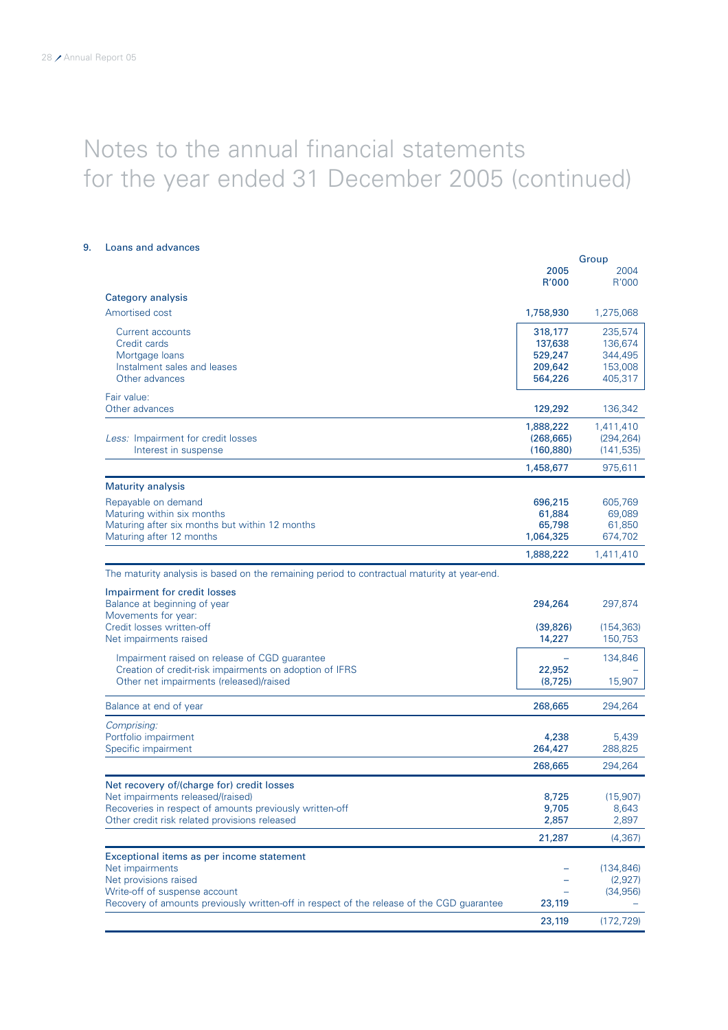# Notes to the annual financial statements for the year ended 31 December 2005 (continued)

## 9. Loans and advances

| | Group | |
|---|---|---|
| | **2005 R'000** | 2004 R'000 |
| **Category analysis** | | |
| Amortised cost | **1,758,930** | 1,275,068 |
| Current accounts | **318,177** | 235,574 |
| Credit cards | **137,638** | 136,674 |
| Mortgage loans | **529,247** | 344,495 |
| Instalment sales and leases | **209,642** | 153,008 |
| Other advances | **564,226** | 405,317 |
| Fair value: | | |
| Other advances | **129,292** | 136,342 |
| | **1,888,222** | 1,411,410 |
| *Less:* Impairment for credit losses | **(268,665)** | (294,264) |
| Interest in suspense | **(160,880)** | (141,535) |
| | **1,458,677** | 975,611 |
| **Maturity analysis** | | |
| Repayable on demand | **696,215** | 605,769 |
| Maturing within six months | **61,884** | 69,089 |
| Maturing after six months but within 12 months | **65,798** | 61,850 |
| Maturing after 12 months | **1,064,325** | 674,702 |
| | **1,888,222** | 1,411,410 |

The maturity analysis is based on the remaining period to contractual maturity at year-end.

| | 2005 R'000 | 2004 R'000 |
|---|---|---|
| **Impairment for credit losses** | | |
| Balance at beginning of year | **294,264** | 297,874 |
| Movements for year: | | |
| Credit losses written-off | **(39,826)** | (154,363) |
| Net impairments raised | **14,227** | 150,753 |
| Impairment raised on release of CGD guarantee | **–** | 134,846 |
| Creation of credit-risk impairments on adoption of IFRS | **22,952** | – |
| Other net impairments (released)/raised | **(8,725)** | 15,907 |
| Balance at end of year | **268,665** | 294,264 |
| *Comprising:* | | |
| Portfolio impairment | **4,238** | 5,439 |
| Specific impairment | **264,427** | 288,825 |
| | **268,665** | 294,264 |
| **Net recovery of/(charge for) credit losses** | | |
| Net impairments released/(raised) | **8,725** | (15,907) |
| Recoveries in respect of amounts previously written-off | **9,705** | 8,643 |
| Other credit risk related provisions released | **2,857** | 2,897 |
| | **21,287** | (4,367) |
| **Exceptional items as per income statement** | | |
| Net impairments | **–** | (134,846) |
| Net provisions raised | **–** | (2,927) |
| Write-off of suspense account | **–** | (34,956) |
| Recovery of amounts previously written-off in respect of the release of the CGD guarantee | **23,119** | – |
| | **23,119** | (172,729) |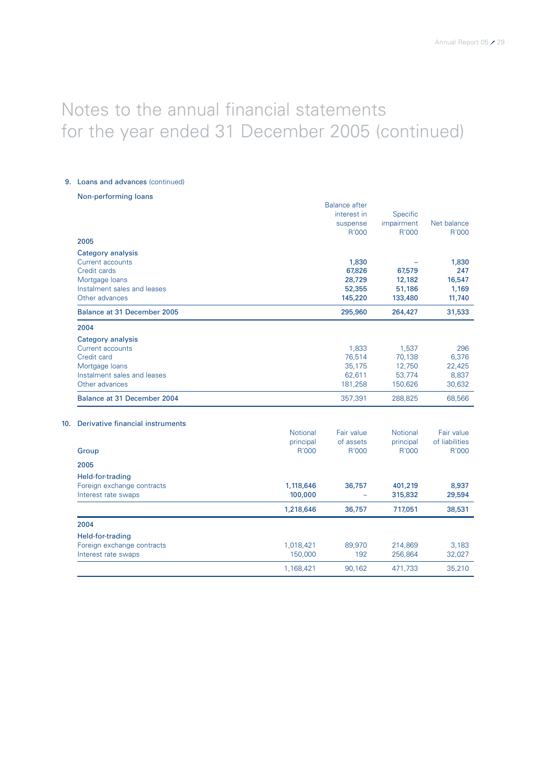# Notes to the annual financial statements for the year ended 31 December 2005 (continued)

## 9. Loans and advances (continued)

### Non-performing loans

| | Balance after interest in suspense R'000 | Specific impairment R'000 | Net balance R'000 |
|---|---|---|---|
| **2005** | | | |
| **Category analysis** | | | |
| Current accounts | **1,830** | **–** | **1,830** |
| Credit cards | **67,826** | **67,579** | **247** |
| Mortgage loans | **28,729** | **12,182** | **16,547** |
| Instalment sales and leases | **52,355** | **51,186** | **1,169** |
| Other advances | **145,220** | **133,480** | **11,740** |
| **Balance at 31 December 2005** | **295,960** | **264,427** | **31,533** |
| **2004** | | | |
| **Category analysis** | | | |
| Current accounts | 1,833 | 1,537 | 296 |
| Credit card | 76,514 | 70,138 | 6,376 |
| Mortgage loans | 35,175 | 12,750 | 22,425 |
| Instalment sales and leases | 62,611 | 53,774 | 8,837 |
| Other advances | 181,258 | 150,626 | 30,632 |
| **Balance at 31 December 2004** | 357,391 | 288,825 | 68,566 |

## 10. Derivative financial instruments

| Group | Notional principal R'000 | Fair value of assets R'000 | Notional principal R'000 | Fair value of liabilities R'000 |
|---|---|---|---|---|
| **2005** | | | | |
| **Held-for-trading** | | | | |
| Foreign exchange contracts | **1,118,646** | **36,757** | **401,219** | **8,937** |
| Interest rate swaps | **100,000** | **–** | **315,832** | **29,594** |
| | **1,218,646** | **36,757** | **717,051** | **38,531** |
| **2004** | | | | |
| **Held-for-trading** | | | | |
| Foreign exchange contracts | 1,018,421 | 89,970 | 214,869 | 3,183 |
| Interest rate swaps | 150,000 | 192 | 256,864 | 32,027 |
| | 1,168,421 | 90,162 | 471,733 | 35,210 |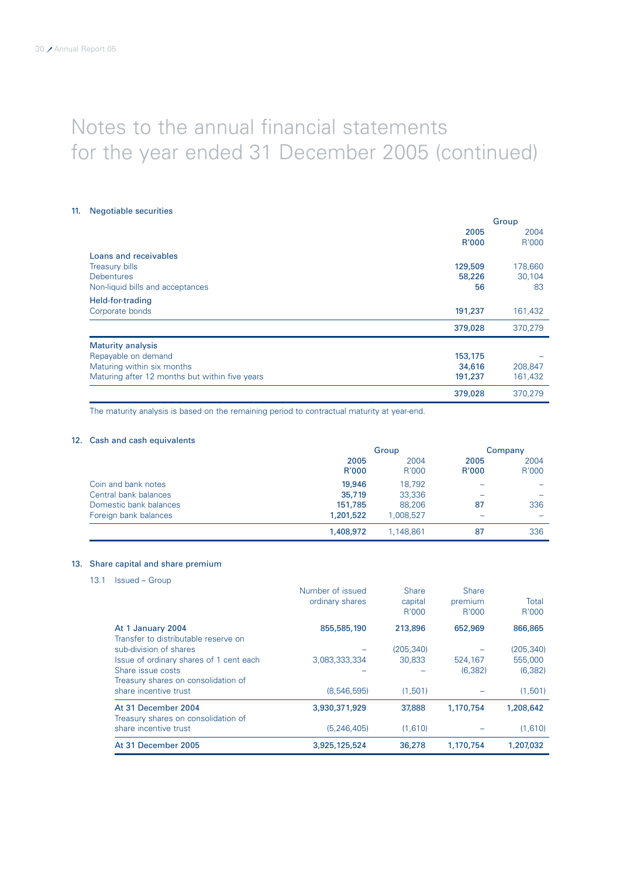# Notes to the annual financial statements for the year ended 31 December 2005 (continued)

## 11. Negotiable securities

| | Group | |
|---|---|---|
| | **2005** **R'000** | 2004 R'000 |
| **Loans and receivables** | | |
| Treasury bills | **129,509** | 178,660 |
| Debentures | **58,226** | 30,104 |
| Non-liquid bills and acceptances | **56** | 83 |
| **Held-for-trading** | | |
| Corporate bonds | **191,237** | 161,432 |
| | **379,028** | 370,279 |
| **Maturity analysis** | | |
| Repayable on demand | **153,175** | – |
| Maturing within six months | **34,616** | 208,847 |
| Maturing after 12 months but within five years | **191,237** | 161,432 |
| | **379,028** | 370,279 |

The maturity analysis is based on the remaining period to contractual maturity at year-end.

## 12. Cash and cash equivalents

| | Group | | Company | |
|---|---|---|---|---|
| | **2005** **R'000** | 2004 R'000 | **2005** **R'000** | 2004 R'000 |
| Coin and bank notes | **19,946** | 18,792 | – | – |
| Central bank balances | **35,719** | 33,336 | – | – |
| Domestic bank balances | **151,785** | 88,206 | **87** | 336 |
| Foreign bank balances | **1,201,522** | 1,008,527 | – | – |
| | **1,408,972** | 1,148,861 | **87** | 336 |

## 13. Share capital and share premium

### 13.1 Issued – Group

| | Number of issued ordinary shares | Share capital R'000 | Share premium R'000 | Total R'000 |
|---|---|---|---|---|
| **At 1 January 2004** | **855,585,190** | **213,896** | **652,969** | **866,865** |
| Transfer to distributable reserve on sub-division of shares | – | (205,340) | – | (205,340) |
| Issue of ordinary shares of 1 cent each | 3,083,333,334 | 30,833 | 524,167 | 555,000 |
| Share issue costs | – | – | (6,382) | (6,382) |
| Treasury shares on consolidation of share incentive trust | (8,546,595) | (1,501) | – | (1,501) |
| **At 31 December 2004** | **3,930,371,929** | **37,888** | **1,170,754** | **1,208,642** |
| Treasury shares on consolidation of share incentive trust | (5,246,405) | (1,610) | – | (1,610) |
| **At 31 December 2005** | **3,925,125,524** | **36,278** | **1,170,754** | **1,207,032** |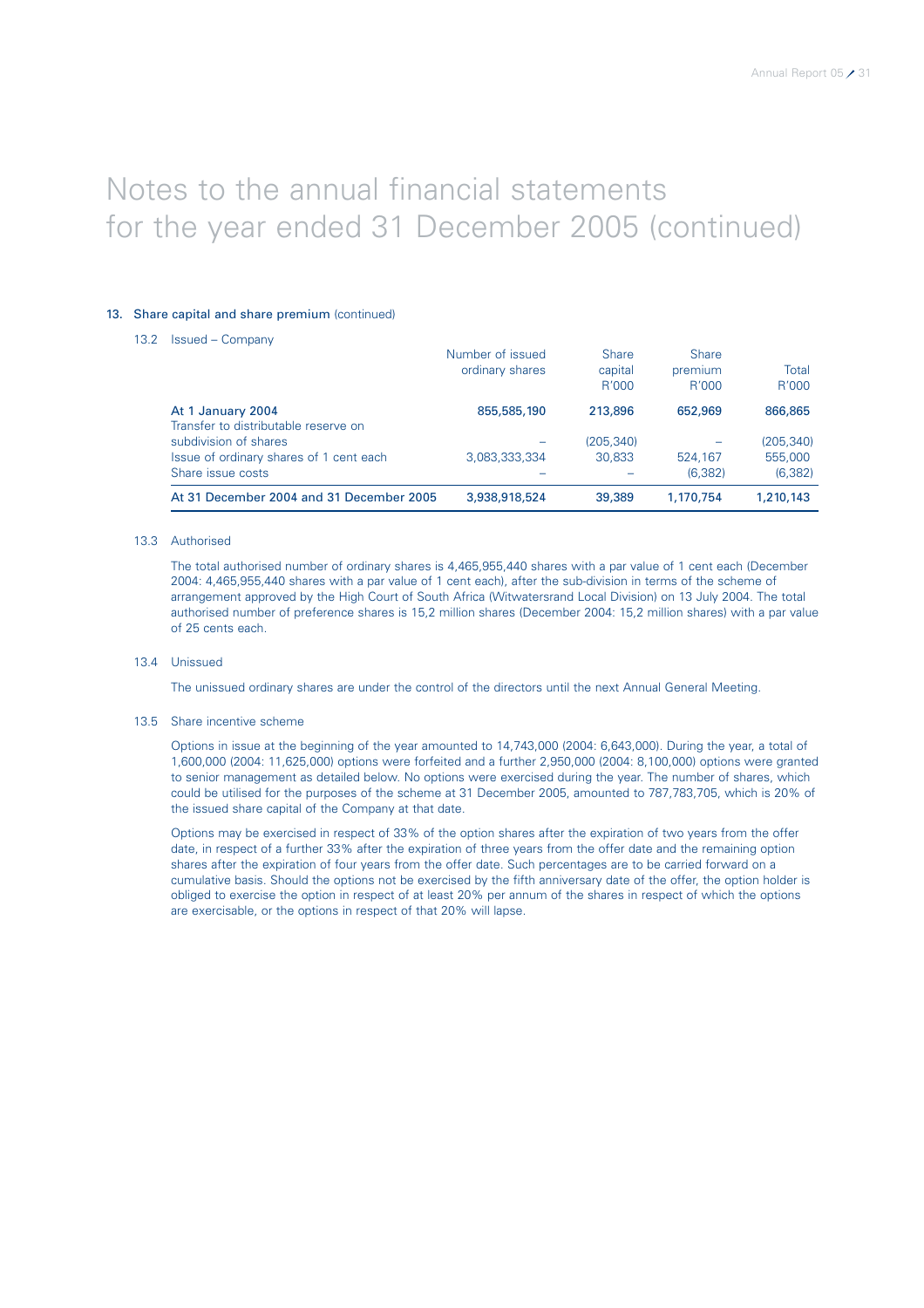# Notes to the annual financial statements for the year ended 31 December 2005 (continued)

## 13. Share capital and share premium (continued)

### 13.2 Issued – Company

| | Number of issued ordinary shares | Share capital R'000 | Share premium R'000 | Total R'000 |
|---|---|---|---|---|
| **At 1 January 2004** | **855,585,190** | **213,896** | **652,969** | **866,865** |
| Transfer to distributable reserve on subdivision of shares | – | (205,340) | – | (205,340) |
| Issue of ordinary shares of 1 cent each | 3,083,333,334 | 30,833 | 524,167 | 555,000 |
| Share issue costs | – | – | (6,382) | (6,382) |
| **At 31 December 2004 and 31 December 2005** | **3,938,918,524** | **39,389** | **1,170,754** | **1,210,143** |

### 13.3 Authorised

The total authorised number of ordinary shares is 4,465,955,440 shares with a par value of 1 cent each (December 2004: 4,465,955,440 shares with a par value of 1 cent each), after the sub-division in terms of the scheme of arrangement approved by the High Court of South Africa (Witwatersrand Local Division) on 13 July 2004. The total authorised number of preference shares is 15,2 million shares (December 2004: 15,2 million shares) with a par value of 25 cents each.

### 13.4 Unissued

The unissued ordinary shares are under the control of the directors until the next Annual General Meeting.

### 13.5 Share incentive scheme

Options in issue at the beginning of the year amounted to 14,743,000 (2004: 6,643,000). During the year, a total of 1,600,000 (2004: 11,625,000) options were forfeited and a further 2,950,000 (2004: 8,100,000) options were granted to senior management as detailed below. No options were exercised during the year. The number of shares, which could be utilised for the purposes of the scheme at 31 December 2005, amounted to 787,783,705, which is 20% of the issued share capital of the Company at that date.

Options may be exercised in respect of 33% of the option shares after the expiration of two years from the offer date, in respect of a further 33% after the expiration of three years from the offer date and the remaining option shares after the expiration of four years from the offer date. Such percentages are to be carried forward on a cumulative basis. Should the options not be exercised by the fifth anniversary date of the offer, the option holder is obliged to exercise the option in respect of at least 20% per annum of the shares in respect of which the options are exercisable, or the options in respect of that 20% will lapse.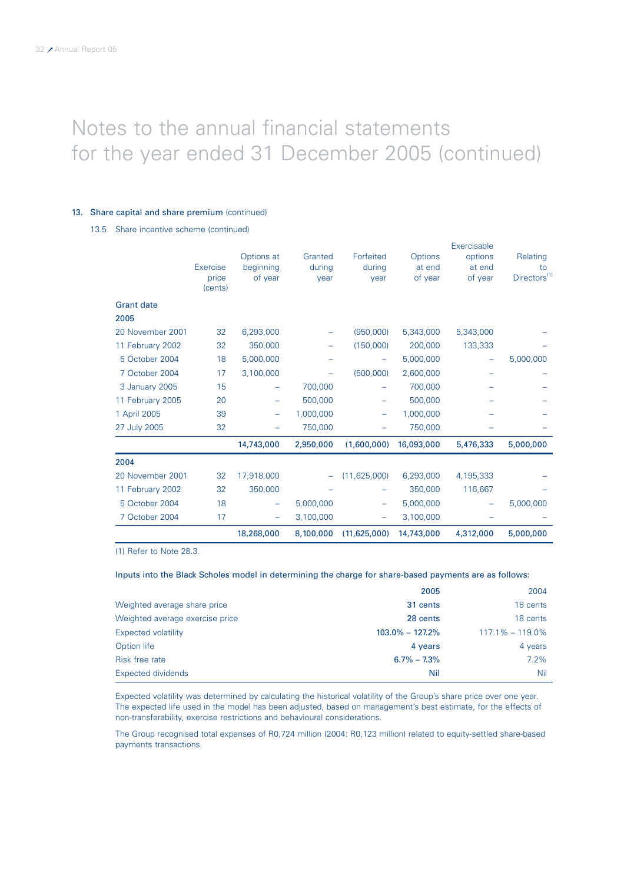# Notes to the annual financial statements for the year ended 31 December 2005 (continued)

### 13. Share capital and share premium (continued)

#### 13.5 Share incentive scheme (continued)

| | Exercise price (cents) | Options at beginning of year | Granted during year | Forfeited during year | Options at end of year | Exercisable options at end of year | Relating to Directors[1] |
|---|---|---|---|---|---|---|---|
| **Grant date** | | | | | | | |
| **2005** | | | | | | | |
| 20 November 2001 | 32 | 6,293,000 | – | (950,000) | 5,343,000 | 5,343,000 | – |
| 11 February 2002 | 32 | 350,000 | – | (150,000) | 200,000 | 133,333 | – |
| 5 October 2004 | 18 | 5,000,000 | – | – | 5,000,000 | – | 5,000,000 |
| 7 October 2004 | 17 | 3,100,000 | – | (500,000) | 2,600,000 | – | – |
| 3 January 2005 | 15 | – | 700,000 | – | 700,000 | – | – |
| 11 February 2005 | 20 | – | 500,000 | – | 500,000 | – | – |
| 1 April 2005 | 39 | – | 1,000,000 | – | 1,000,000 | – | – |
| 27 July 2005 | 32 | – | 750,000 | – | 750,000 | – | – |
| | | **14,743,000** | **2,950,000** | **(1,600,000)** | **16,093,000** | **5,476,333** | **5,000,000** |
| **2004** | | | | | | | |
| 20 November 2001 | 32 | 17,918,000 | – | (11,625,000) | 6,293,000 | 4,195,333 | – |
| 11 February 2002 | 32 | 350,000 | – | – | 350,000 | 116,667 | – |
| 5 October 2004 | 18 | – | 5,000,000 | – | 5,000,000 | – | 5,000,000 |
| 7 October 2004 | 17 | – | 3,100,000 | – | 3,100,000 | – | – |
| | | **18,268,000** | **8,100,000** | **(11,625,000)** | **14,743,000** | **4,312,000** | **5,000,000** |

(1) Refer to Note 28.3.

**Inputs into the Black Scholes model in determining the charge for share-based payments are as follows:**

| | **2005** | 2004 |
|---|---|---|
| Weighted average share price | **31 cents** | 18 cents |
| Weighted average exercise price | **28 cents** | 18 cents |
| Expected volatility | **103.0% – 127.2%** | 117.1% – 119.0% |
| Option life | **4 years** | 4 years |
| Risk free rate | **6.7% – 7.3%** | 7.2% |
| Expected dividends | **Nil** | Nil |

Expected volatility was determined by calculating the historical volatility of the Group's share price over one year. The expected life used in the model has been adjusted, based on management's best estimate, for the effects of non-transferability, exercise restrictions and behavioural considerations.

The Group recognised total expenses of R0,724 million (2004: R0,123 million) related to equity-settled share-based payments transactions.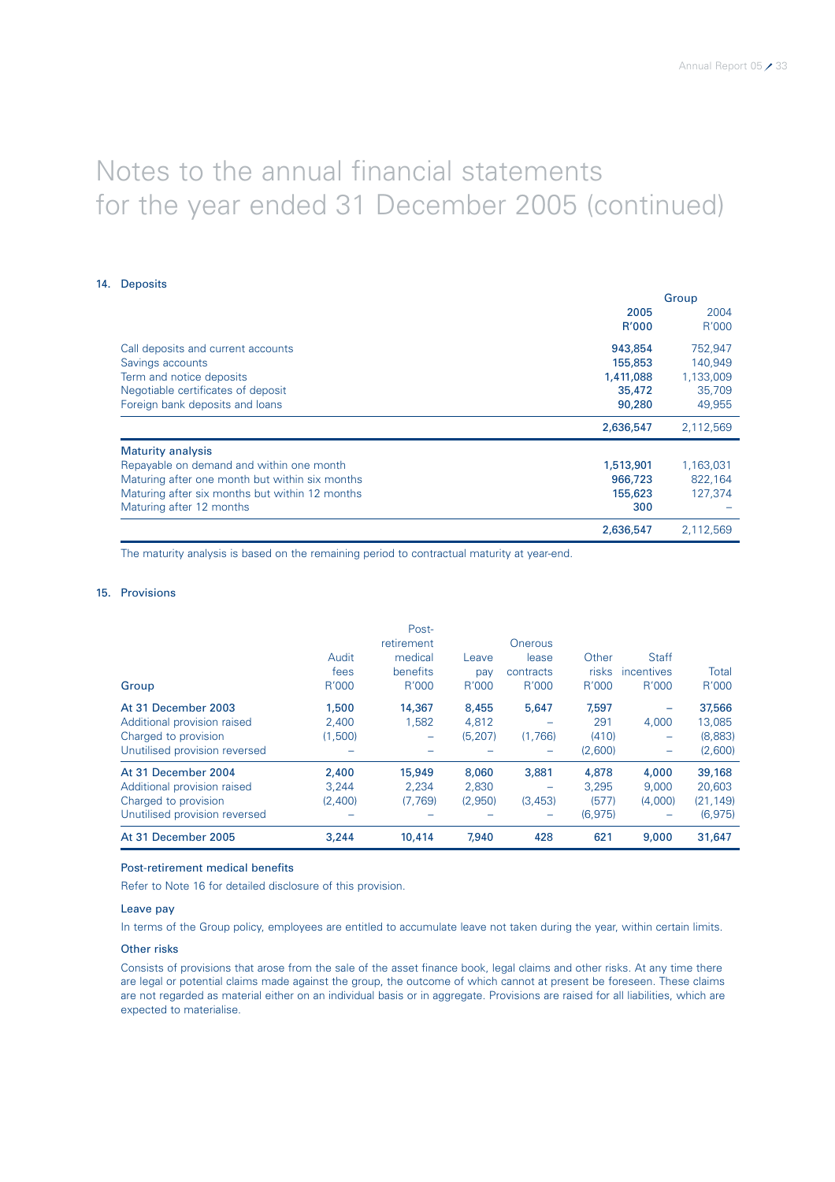# Notes to the annual financial statements for the year ended 31 December 2005 (continued)

## 14. Deposits

| | Group | |
|---|---|---|
| | **2005** | 2004 |
| | **R'000** | R'000 |
| Call deposits and current accounts | **943,854** | 752,947 |
| Savings accounts | **155,853** | 140,949 |
| Term and notice deposits | **1,411,088** | 1,133,009 |
| Negotiable certificates of deposit | **35,472** | 35,709 |
| Foreign bank deposits and loans | **90,280** | 49,955 |
| | **2,636,547** | 2,112,569 |
| **Maturity analysis** | | |
| Repayable on demand and within one month | **1,513,901** | 1,163,031 |
| Maturing after one month but within six months | **966,723** | 822,164 |
| Maturing after six months but within 12 months | **155,623** | 127,374 |
| Maturing after 12 months | **300** | – |
| | **2,636,547** | 2,112,569 |

The maturity analysis is based on the remaining period to contractual maturity at year-end.

## 15. Provisions

| Group | Audit fees R'000 | Post-retirement medical benefits R'000 | Leave pay R'000 | Onerous lease contracts R'000 | Other risks R'000 | Staff incentives R'000 | Total R'000 |
|---|---|---|---|---|---|---|---|
| **At 31 December 2003** | **1,500** | **14,367** | **8,455** | **5,647** | **7,597** | **–** | **37,566** |
| Additional provision raised | 2,400 | 1,582 | 4,812 | – | 291 | 4,000 | 13,085 |
| Charged to provision | (1,500) | – | (5,207) | (1,766) | (410) | – | (8,883) |
| Unutilised provision reversed | – | – | – | – | (2,600) | – | (2,600) |
| **At 31 December 2004** | **2,400** | **15,949** | **8,060** | **3,881** | **4,878** | **4,000** | **39,168** |
| Additional provision raised | 3,244 | 2,234 | 2,830 | – | 3,295 | 9,000 | 20,603 |
| Charged to provision | (2,400) | (7,769) | (2,950) | (3,453) | (577) | (4,000) | (21,149) |
| Unutilised provision reversed | – | – | – | – | (6,975) | – | (6,975) |
| **At 31 December 2005** | **3,244** | **10,414** | **7,940** | **428** | **621** | **9,000** | **31,647** |

### Post-retirement medical benefits

Refer to Note 16 for detailed disclosure of this provision.

### Leave pay

In terms of the Group policy, employees are entitled to accumulate leave not taken during the year, within certain limits.

### Other risks

Consists of provisions that arose from the sale of the asset finance book, legal claims and other risks. At any time there are legal or potential claims made against the group, the outcome of which cannot at present be foreseen. These claims are not regarded as material either on an individual basis or in aggregate. Provisions are raised for all liabilities, which are expected to materialise.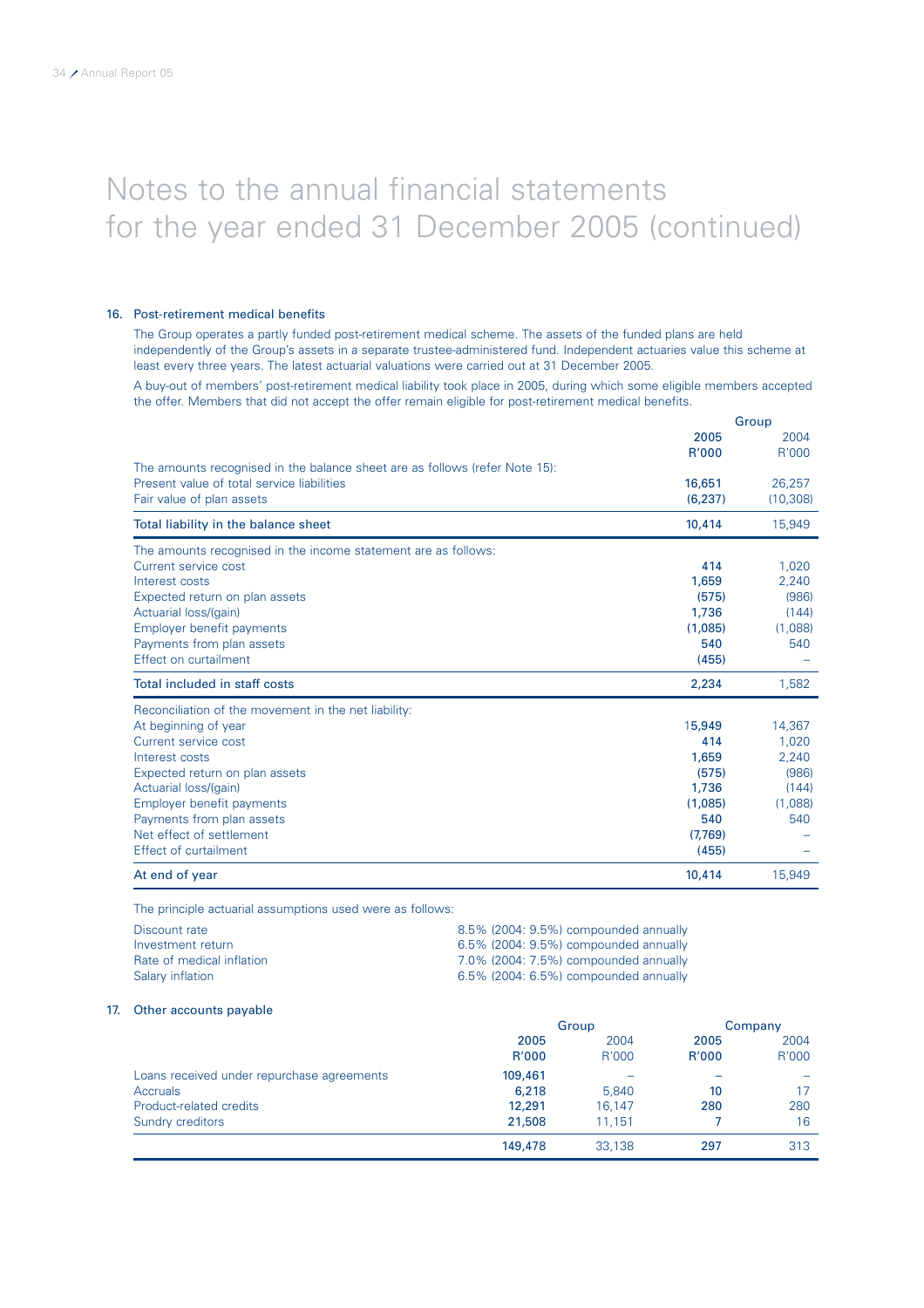# Notes to the annual financial statements for the year ended 31 December 2005 (continued)

## 16. Post-retirement medical benefits

The Group operates a partly funded post-retirement medical scheme. The assets of the funded plans are held independently of the Group's assets in a separate trustee-administered fund. Independent actuaries value this scheme at least every three years. The latest actuarial valuations were carried out at 31 December 2005.

A buy-out of members' post-retirement medical liability took place in 2005, during which some eligible members accepted the offer. Members that did not accept the offer remain eligible for post-retirement medical benefits.

| | Group | |
|---|---|---|
| | **2005** | 2004 |
| | **R'000** | R'000 |
| The amounts recognised in the balance sheet are as follows (refer Note 15): | | |
| Present value of total service liabilities | **16,651** | 26,257 |
| Fair value of plan assets | **(6,237)** | (10,308) |
| **Total liability in the balance sheet** | **10,414** | 15,949 |
| The amounts recognised in the income statement are as follows: | | |
| Current service cost | **414** | 1,020 |
| Interest costs | **1,659** | 2,240 |
| Expected return on plan assets | **(575)** | (986) |
| Actuarial loss/(gain) | **1,736** | (144) |
| Employer benefit payments | **(1,085)** | (1,088) |
| Payments from plan assets | **540** | 540 |
| Effect on curtailment | **(455)** | – |
| **Total included in staff costs** | **2,234** | 1,582 |
| Reconciliation of the movement in the net liability: | | |
| At beginning of year | **15,949** | 14,367 |
| Current service cost | **414** | 1,020 |
| Interest costs | **1,659** | 2,240 |
| Expected return on plan assets | **(575)** | (986) |
| Actuarial loss/(gain) | **1,736** | (144) |
| Employer benefit payments | **(1,085)** | (1,088) |
| Payments from plan assets | **540** | 540 |
| Net effect of settlement | **(7,769)** | – |
| Effect of curtailment | **(455)** | – |
| **At end of year** | **10,414** | 15,949 |

The principle actuarial assumptions used were as follows:

| | |
|---|---|
| Discount rate | 8.5% (2004: 9.5%) compounded annually |
| Investment return | 6.5% (2004: 9.5%) compounded annually |
| Rate of medical inflation | 7.0% (2004: 7.5%) compounded annually |
| Salary inflation | 6.5% (2004: 6.5%) compounded annually |

## 17. Other accounts payable

| | Group | | Company | |
|---|---|---|---|---|
| | **2005** | 2004 | **2005** | 2004 |
| | **R'000** | R'000 | **R'000** | R'000 |
| Loans received under repurchase agreements | **109,461** | – | **–** | – |
| Accruals | **6,218** | 5,840 | **10** | 17 |
| Product-related credits | **12,291** | 16,147 | **280** | 280 |
| Sundry creditors | **21,508** | 11,151 | **7** | 16 |
| | **149,478** | 33,138 | **297** | 313 |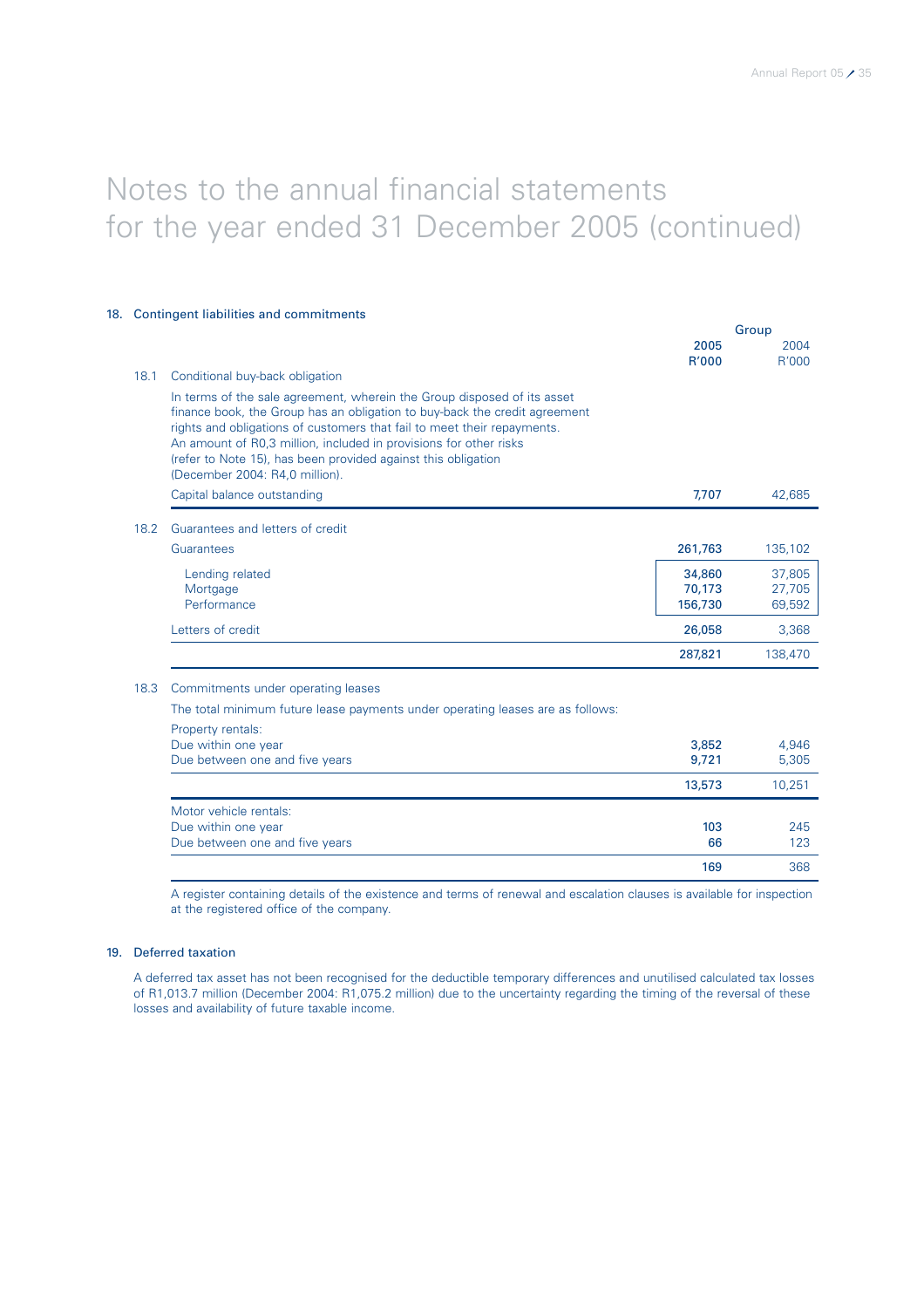# Notes to the annual financial statements for the year ended 31 December 2005 (continued)

## 18. Contingent liabilities and commitments

| | | Group | |
|---|---|---|---|
| | | 2005 R'000 | 2004 R'000 |
| 18.1 | **Conditional buy-back obligation** | | |
| | In terms of the sale agreement, wherein the Group disposed of its asset finance book, the Group has an obligation to buy-back the credit agreement rights and obligations of customers that fail to meet their repayments. An amount of R0,3 million, included in provisions for other risks (refer to Note 15), has been provided against this obligation (December 2004: R4,0 million). | | |
| | Capital balance outstanding | 7,707 | 42,685 |
| 18.2 | **Guarantees and letters of credit** | | |
| | Guarantees | 261,763 | 135,102 |
| | Lending related | 34,860 | 37,805 |
| | Mortgage | 70,173 | 27,705 |
| | Performance | 156,730 | 69,592 |
| | Letters of credit | 26,058 | 3,368 |
| | | 287,821 | 138,470 |
| 18.3 | **Commitments under operating leases** | | |
| | The total minimum future lease payments under operating leases are as follows: | | |
| | Property rentals: | | |
| | Due within one year | 3,852 | 4,946 |
| | Due between one and five years | 9,721 | 5,305 |
| | | 13,573 | 10,251 |
| | Motor vehicle rentals: | | |
| | Due within one year | 103 | 245 |
| | Due between one and five years | 66 | 123 |
| | | 169 | 368 |

A register containing details of the existence and terms of renewal and escalation clauses is available for inspection at the registered office of the company.

## 19. Deferred taxation

A deferred tax asset has not been recognised for the deductible temporary differences and unutilised calculated tax losses of R1,013.7 million (December 2004: R1,075.2 million) due to the uncertainty regarding the timing of the reversal of these losses and availability of future taxable income.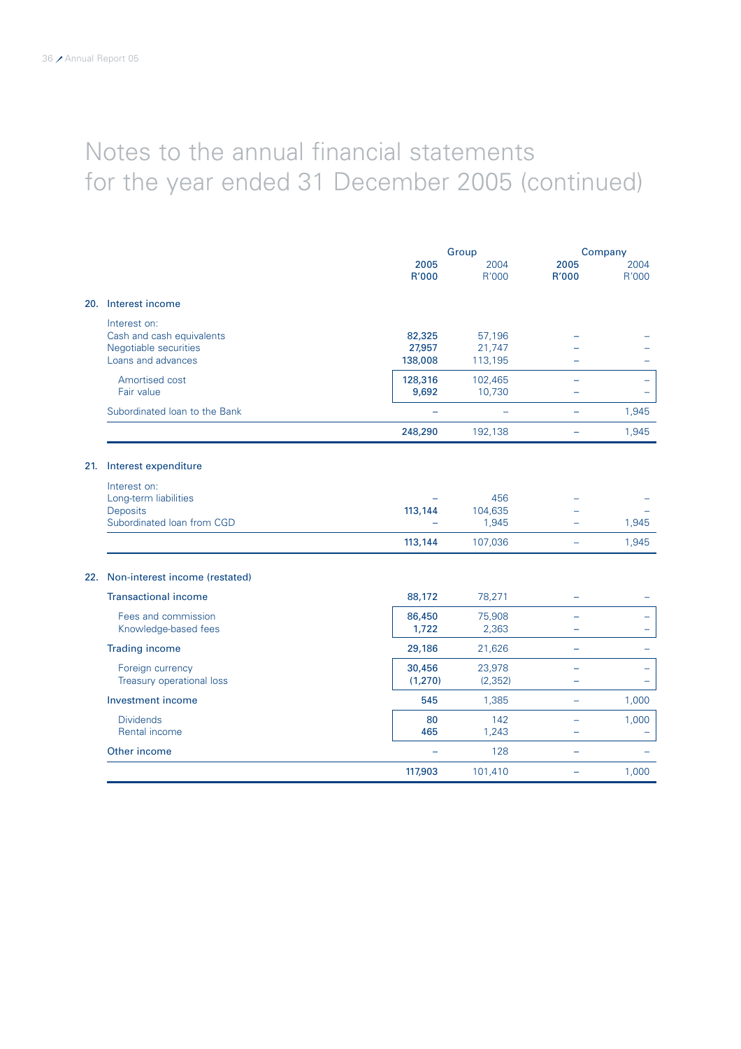# Notes to the annual financial statements for the year ended 31 December 2005 (continued)

| | Group | | Company | |
|---|---|---|---|---|
| | **2005 R'000** | 2004 R'000 | **2005 R'000** | 2004 R'000 |
| **20. Interest income** | | | | |
| Interest on: | | | | |
| Cash and cash equivalents | **82,325** | 57,196 | – | – |
| Negotiable securities | **27,957** | 21,747 | – | – |
| Loans and advances | **138,008** | 113,195 | – | – |
| Amortised cost | **128,316** | 102,465 | – | – |
| Fair value | **9,692** | 10,730 | – | – |
| Subordinated loan to the Bank | – | – | – | 1,945 |
| | **248,290** | 192,138 | – | 1,945 |
| **21. Interest expenditure** | | | | |
| Interest on: | | | | |
| Long-term liabilities | – | 456 | – | – |
| Deposits | **113,144** | 104,635 | – | – |
| Subordinated loan from CGD | – | 1,945 | – | 1,945 |
| | **113,144** | 107,036 | – | 1,945 |
| **22. Non-interest income (restated)** | | | | |
| Transactional income | **88,172** | 78,271 | – | – |
| Fees and commission | **86,450** | 75,908 | – | – |
| Knowledge-based fees | **1,722** | 2,363 | – | – |
| Trading income | **29,186** | 21,626 | – | – |
| Foreign currency | **30,456** | 23,978 | – | – |
| Treasury operational loss | **(1,270)** | (2,352) | – | – |
| Investment income | **545** | 1,385 | – | 1,000 |
| Dividends | **80** | 142 | – | 1,000 |
| Rental income | **465** | 1,243 | – | – |
| Other income | – | 128 | – | – |
| | **117,903** | 101,410 | – | 1,000 |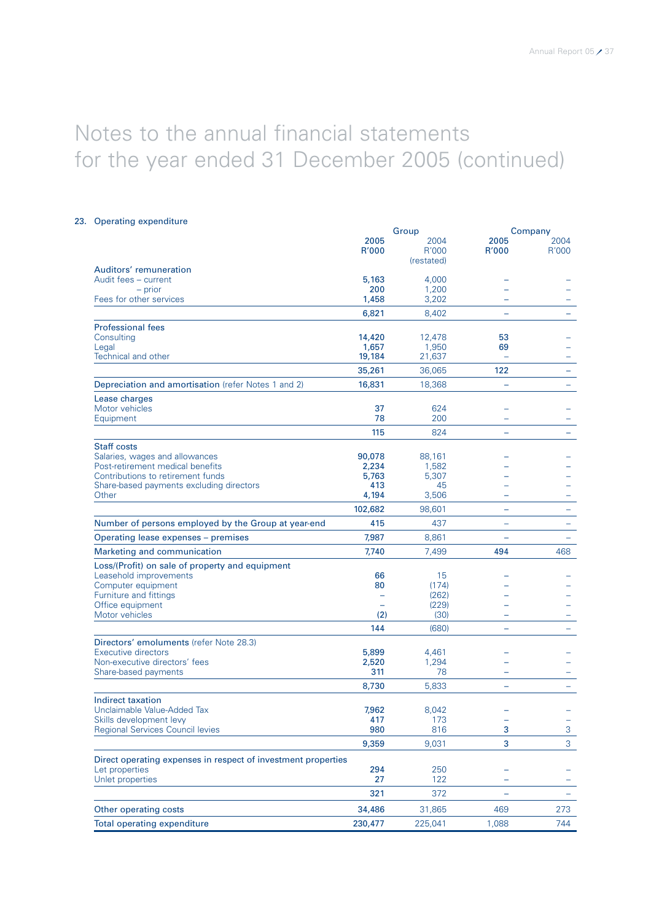# Notes to the annual financial statements for the year ended 31 December 2005 (continued)

## 23. Operating expenditure

| | Group | | Company | |
|---|---|---|---|---|
| | **2005 R'000** | 2004 R'000 (restated) | **2005 R'000** | 2004 R'000 |
| **Auditors' remuneration** | | | | |
| Audit fees – current | **5,163** | 4,000 | **–** | – |
| – prior | **200** | 1,200 | **–** | – |
| Fees for other services | **1,458** | 3,202 | **–** | – |
| | **6,821** | 8,402 | **–** | – |
| **Professional fees** | | | | |
| Consulting | **14,420** | 12,478 | **53** | – |
| Legal | **1,657** | 1,950 | **69** | – |
| Technical and other | **19,184** | 21,637 | **–** | – |
| | **35,261** | 36,065 | **122** | – |
| **Depreciation and amortisation** (refer Notes 1 and 2) | **16,831** | 18,368 | **–** | – |
| **Lease charges** | | | | |
| Motor vehicles | **37** | 624 | **–** | – |
| Equipment | **78** | 200 | **–** | – |
| | **115** | 824 | **–** | – |
| **Staff costs** | | | | |
| Salaries, wages and allowances | **90,078** | 88,161 | **–** | – |
| Post-retirement medical benefits | **2,234** | 1,582 | **–** | – |
| Contributions to retirement funds | **5,763** | 5,307 | **–** | – |
| Share-based payments excluding directors | **413** | 45 | **–** | – |
| Other | **4,194** | 3,506 | **–** | – |
| | **102,682** | 98,601 | **–** | – |
| **Number of persons employed by the Group at year-end** | **415** | 437 | **–** | – |
| **Operating lease expenses – premises** | **7,987** | 8,861 | **–** | – |
| **Marketing and communication** | **7,740** | 7,499 | **494** | 468 |
| **Loss/(Profit) on sale of property and equipment** | | | | |
| Leasehold improvements | **66** | 15 | **–** | – |
| Computer equipment | **80** | (174) | **–** | – |
| Furniture and fittings | **–** | (262) | **–** | – |
| Office equipment | **–** | (229) | **–** | – |
| Motor vehicles | **(2)** | (30) | **–** | – |
| | **144** | (680) | **–** | – |
| **Directors' emoluments** (refer Note 28.3) | | | | |
| Executive directors | **5,899** | 4,461 | **–** | – |
| Non-executive directors' fees | **2,520** | 1,294 | **–** | – |
| Share-based payments | **311** | 78 | **–** | – |
| | **8,730** | 5,833 | **–** | – |
| **Indirect taxation** | | | | |
| Unclaimable Value-Added Tax | **7,962** | 8,042 | **–** | – |
| Skills development levy | **417** | 173 | **–** | – |
| Regional Services Council levies | **980** | 816 | **3** | 3 |
| | **9,359** | 9,031 | **3** | 3 |
| **Direct operating expenses in respect of investment properties** | | | | |
| Let properties | **294** | 250 | **–** | – |
| Unlet properties | **27** | 122 | **–** | – |
| | **321** | 372 | **–** | – |
| **Other operating costs** | **34,486** | 31,865 | **469** | 273 |
| **Total operating expenditure** | **230,477** | 225,041 | **1,088** | 744 |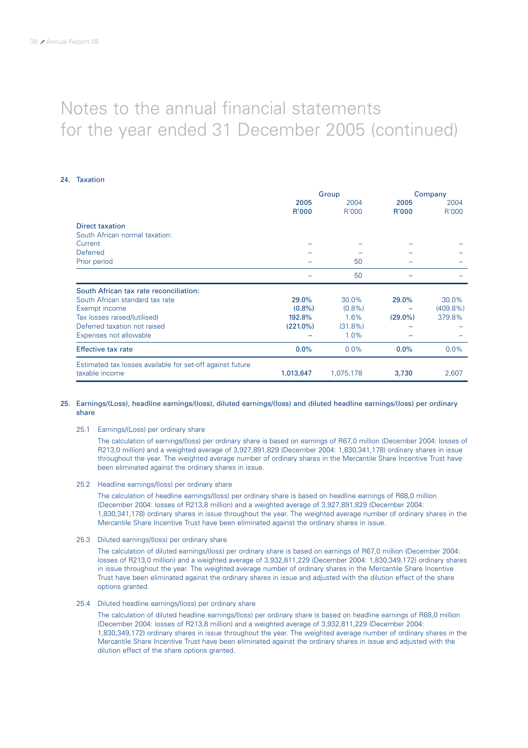# Notes to the annual financial statements for the year ended 31 December 2005 (continued)

## 24. Taxation

| | Group | | Company | |
|---|---|---|---|---|
| | **2005 R'000** | 2004 R'000 | **2005 R'000** | 2004 R'000 |
| **Direct taxation** | | | | |
| South African normal taxation: | | | | |
| Current | – | – | – | – |
| Deferred | – | – | – | – |
| Prior period | – | 50 | – | – |
| | – | 50 | – | – |
| **South African tax rate reconciliation:** | | | | |
| South African standard tax rate | **29.0%** | 30.0% | **29.0%** | 30.0% |
| Exempt income | **(0.8%)** | (0.8%) | – | (409.8%) |
| Tax losses raised/(utilised) | **192.8%** | 1.6% | **(29.0%)** | 379.8% |
| Deferred taxation not raised | **(221.0%)** | (31.8%) | – | – |
| Expenses not allowable | – | 1.0% | – | – |
| **Effective tax rate** | **0.0%** | 0.0% | **0.0%** | 0.0% |
| Estimated tax losses available for set-off against future taxable income | **1,013,647** | 1,075,178 | **3,730** | 2,607 |

## 25. Earnings/(Loss), headline earnings/(loss), diluted earnings/(loss) and diluted headline earnings/(loss) per ordinary share

### 25.1 Earnings/(Loss) per ordinary share

The calculation of earnings/(loss) per ordinary share is based on earnings of R67,0 million (December 2004: losses of R213,0 million) and a weighted average of 3,927,891,829 (December 2004: 1,830,341,178) ordinary shares in issue throughout the year. The weighted average number of ordinary shares in the Mercantile Share Incentive Trust have been eliminated against the ordinary shares in issue.

### 25.2 Headline earnings/(loss) per ordinary share

The calculation of headline earnings/(loss) per ordinary share is based on headline earnings of R68,0 million (December 2004: losses of R213,8 million) and a weighted average of 3,927,891,829 (December 2004: 1,830,341,178) ordinary shares in issue throughout the year. The weighted average number of ordinary shares in the Mercantile Share Incentive Trust have been eliminated against the ordinary shares in issue.

### 25.3 Diluted earnings/(loss) per ordinary share

The calculation of diluted earnings/(loss) per ordinary share is based on earnings of R67,0 million (December 2004: losses of R213,0 million) and a weighted average of 3,932,811,229 (December 2004: 1,830,349,172) ordinary shares in issue throughout the year. The weighted average number of ordinary shares in the Mercantile Share Incentive Trust have been eliminated against the ordinary shares in issue and adjusted with the dilution effect of the share options granted.

### 25.4 Diluted headline earnings/(loss) per ordinary share

The calculation of diluted headline earnings/(loss) per ordinary share is based on headline earnings of R68,0 million (December 2004: losses of R213,8 million) and a weighted average of 3,932,811,229 (December 2004: 1,830,349,172) ordinary shares in issue throughout the year. The weighted average number of ordinary shares in the Mercantile Share Incentive Trust have been eliminated against the ordinary shares in issue and adjusted with the dilution effect of the share options granted.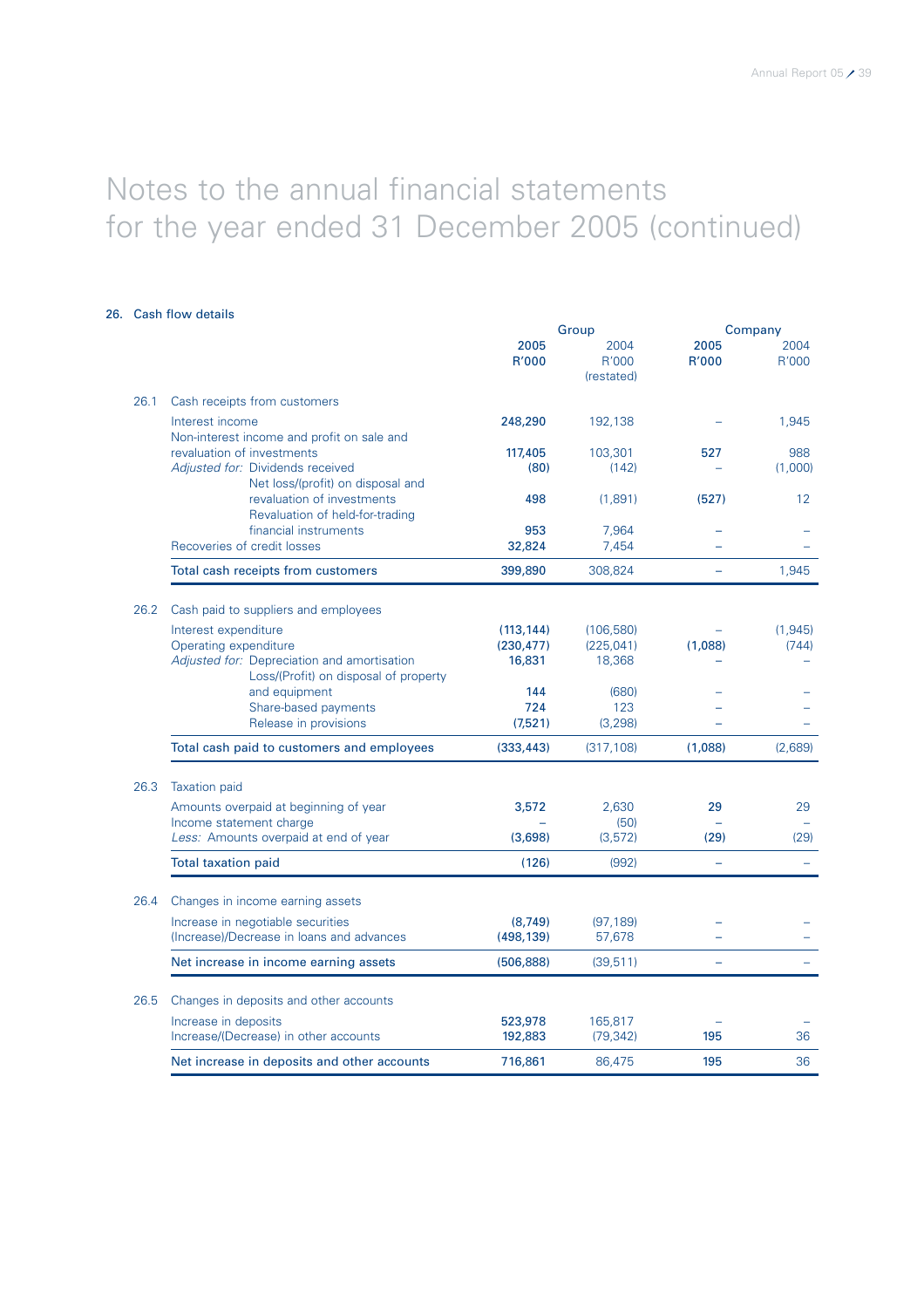# Notes to the annual financial statements for the year ended 31 December 2005 (continued)

## 26. Cash flow details

| | | Group | | Company | |
|---|---|---|---|---|---|
| | | 2005<br>R'000 | 2004<br>R'000<br>(restated) | 2005<br>R'000 | 2004<br>R'000 |
| 26.1 | Cash receipts from customers | | | | |
| | Interest income | 248,290 | 192,138 | – | 1,945 |
| | Non-interest income and profit on sale and revaluation of investments | 117,405 | 103,301 | 527 | 988 |
| | *Adjusted for:* Dividends received | (80) | (142) | – | (1,000) |
| | Net loss/(profit) on disposal and revaluation of investments | 498 | (1,891) | (527) | 12 |
| | Revaluation of held-for-trading financial instruments | 953 | 7,964 | – | – |
| | Recoveries of credit losses | 32,824 | 7,454 | – | – |
| | Total cash receipts from customers | 399,890 | 308,824 | – | 1,945 |
| 26.2 | Cash paid to suppliers and employees | | | | |
| | Interest expenditure | (113,144) | (106,580) | – | (1,945) |
| | Operating expenditure | (230,477) | (225,041) | (1,088) | (744) |
| | *Adjusted for:* Depreciation and amortisation | 16,831 | 18,368 | – | – |
| | Loss/(Profit) on disposal of property and equipment | 144 | (680) | – | – |
| | Share-based payments | 724 | 123 | – | – |
| | Release in provisions | (7,521) | (3,298) | – | – |
| | Total cash paid to customers and employees | (333,443) | (317,108) | (1,088) | (2,689) |
| 26.3 | Taxation paid | | | | |
| | Amounts overpaid at beginning of year | 3,572 | 2,630 | 29 | 29 |
| | Income statement charge | – | (50) | – | – |
| | *Less:* Amounts overpaid at end of year | (3,698) | (3,572) | (29) | (29) |
| | Total taxation paid | (126) | (992) | – | – |
| 26.4 | Changes in income earning assets | | | | |
| | Increase in negotiable securities | (8,749) | (97,189) | – | – |
| | (Increase)/Decrease in loans and advances | (498,139) | 57,678 | – | – |
| | Net increase in income earning assets | (506,888) | (39,511) | – | – |
| 26.5 | Changes in deposits and other accounts | | | | |
| | Increase in deposits | 523,978 | 165,817 | – | – |
| | Increase/(Decrease) in other accounts | 192,883 | (79,342) | 195 | 36 |
| | Net increase in deposits and other accounts | 716,861 | 86,475 | 195 | 36 |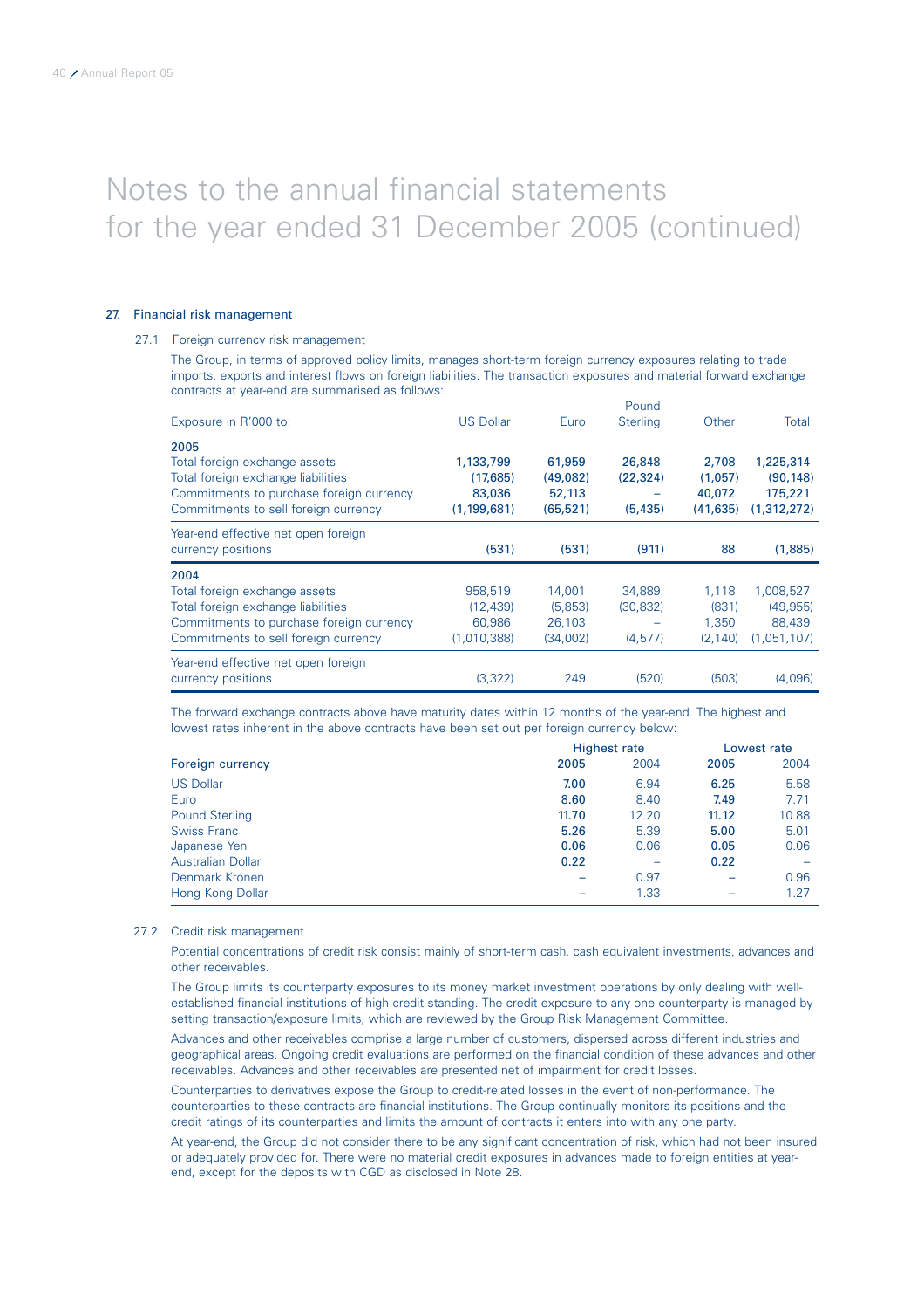# Notes to the annual financial statements for the year ended 31 December 2005 (continued)

## 27. Financial risk management

### 27.1 Foreign currency risk management

The Group, in terms of approved policy limits, manages short-term foreign currency exposures relating to trade imports, exports and interest flows on foreign liabilities. The transaction exposures and material forward exchange contracts at year-end are summarised as follows:

| Exposure in R'000 to: | US Dollar | Euro | Pound Sterling | Other | Total |
|---|---|---|---|---|---|
| **2005** | | | | | |
| Total foreign exchange assets | **1,133,799** | **61,959** | **26,848** | **2,708** | **1,225,314** |
| Total foreign exchange liabilities | **(17,685)** | **(49,082)** | **(22,324)** | **(1,057)** | **(90,148)** |
| Commitments to purchase foreign currency | **83,036** | **52,113** | **–** | **40,072** | **175,221** |
| Commitments to sell foreign currency | **(1,199,681)** | **(65,521)** | **(5,435)** | **(41,635)** | **(1,312,272)** |
| Year-end effective net open foreign currency positions | **(531)** | **(531)** | **(911)** | **88** | **(1,885)** |
| **2004** | | | | | |
| Total foreign exchange assets | 958,519 | 14,001 | 34,889 | 1,118 | 1,008,527 |
| Total foreign exchange liabilities | (12,439) | (5,853) | (30,832) | (831) | (49,955) |
| Commitments to purchase foreign currency | 60,986 | 26,103 | – | 1,350 | 88,439 |
| Commitments to sell foreign currency | (1,010,388) | (34,002) | (4,577) | (2,140) | (1,051,107) |
| Year-end effective net open foreign currency positions | (3,322) | 249 | (520) | (503) | (4,096) |

The forward exchange contracts above have maturity dates within 12 months of the year-end. The highest and lowest rates inherent in the above contracts have been set out per foreign currency below:

| | Highest rate | | Lowest rate | |
|---|---|---|---|---|
| **Foreign currency** | **2005** | 2004 | **2005** | 2004 |
| US Dollar | **7.00** | 6.94 | **6.25** | 5.58 |
| Euro | **8.60** | 8.40 | **7.49** | 7.71 |
| Pound Sterling | **11.70** | 12.20 | **11.12** | 10.88 |
| Swiss Franc | **5.26** | 5.39 | **5.00** | 5.01 |
| Japanese Yen | **0.06** | 0.06 | **0.05** | 0.06 |
| Australian Dollar | **0.22** | – | **0.22** | – |
| Denmark Kronen | **–** | 0.97 | **–** | 0.96 |
| Hong Kong Dollar | **–** | 1.33 | **–** | 1.27 |

### 27.2 Credit risk management

Potential concentrations of credit risk consist mainly of short-term cash, cash equivalent investments, advances and other receivables.

The Group limits its counterparty exposures to its money market investment operations by only dealing with well-established financial institutions of high credit standing. The credit exposure to any one counterparty is managed by setting transaction/exposure limits, which are reviewed by the Group Risk Management Committee.

Advances and other receivables comprise a large number of customers, dispersed across different industries and geographical areas. Ongoing credit evaluations are performed on the financial condition of these advances and other receivables. Advances and other receivables are presented net of impairment for credit losses.

Counterparties to derivatives expose the Group to credit-related losses in the event of non-performance. The counterparties to these contracts are financial institutions. The Group continually monitors its positions and the credit ratings of its counterparties and limits the amount of contracts it enters into with any one party.

At year-end, the Group did not consider there to be any significant concentration of risk, which had not been insured or adequately provided for. There were no material credit exposures in advances made to foreign entities at year-end, except for the deposits with CGD as disclosed in Note 28.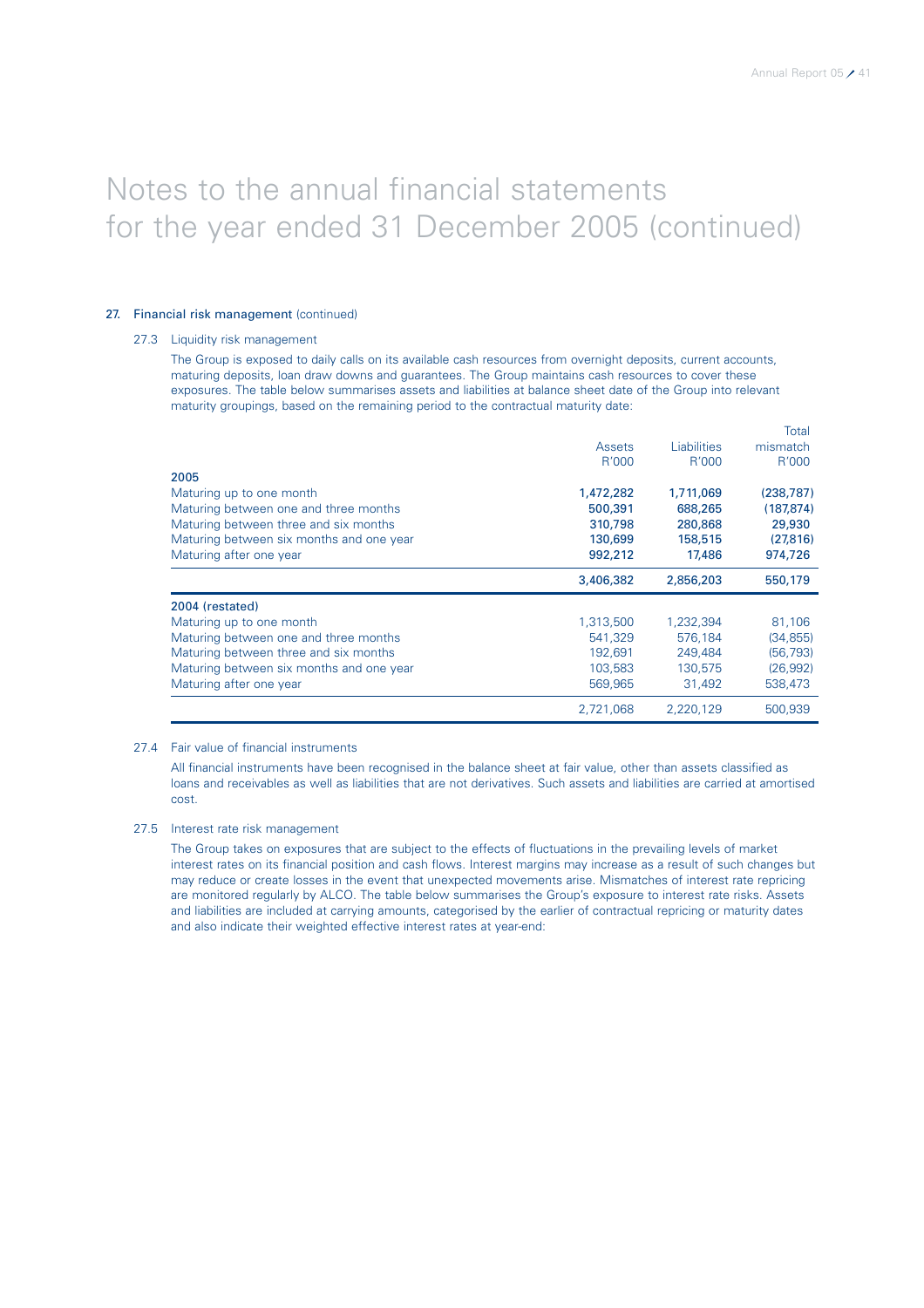# Notes to the annual financial statements for the year ended 31 December 2005 (continued)

## 27. Financial risk management (continued)

### 27.3 Liquidity risk management

The Group is exposed to daily calls on its available cash resources from overnight deposits, current accounts, maturing deposits, loan draw downs and guarantees. The Group maintains cash resources to cover these exposures. The table below summarises assets and liabilities at balance sheet date of the Group into relevant maturity groupings, based on the remaining period to the contractual maturity date:

| | Assets R'000 | Liabilities R'000 | Total mismatch R'000 |
|---|---|---|---|
| **2005** | | | |
| Maturing up to one month | **1,472,282** | **1,711,069** | **(238,787)** |
| Maturing between one and three months | **500,391** | **688,265** | **(187,874)** |
| Maturing between three and six months | **310,798** | **280,868** | **29,930** |
| Maturing between six months and one year | **130,699** | **158,515** | **(27,816)** |
| Maturing after one year | **992,212** | **17,486** | **974,726** |
| | **3,406,382** | **2,856,203** | **550,179** |
| **2004 (restated)** | | | |
| Maturing up to one month | 1,313,500 | 1,232,394 | 81,106 |
| Maturing between one and three months | 541,329 | 576,184 | (34,855) |
| Maturing between three and six months | 192,691 | 249,484 | (56,793) |
| Maturing between six months and one year | 103,583 | 130,575 | (26,992) |
| Maturing after one year | 569,965 | 31,492 | 538,473 |
| | 2,721,068 | 2,220,129 | 500,939 |

### 27.4 Fair value of financial instruments

All financial instruments have been recognised in the balance sheet at fair value, other than assets classified as loans and receivables as well as liabilities that are not derivatives. Such assets and liabilities are carried at amortised cost.

### 27.5 Interest rate risk management

The Group takes on exposures that are subject to the effects of fluctuations in the prevailing levels of market interest rates on its financial position and cash flows. Interest margins may increase as a result of such changes but may reduce or create losses in the event that unexpected movements arise. Mismatches of interest rate repricing are monitored regularly by ALCO. The table below summarises the Group's exposure to interest rate risks. Assets and liabilities are included at carrying amounts, categorised by the earlier of contractual repricing or maturity dates and also indicate their weighted effective interest rates at year-end: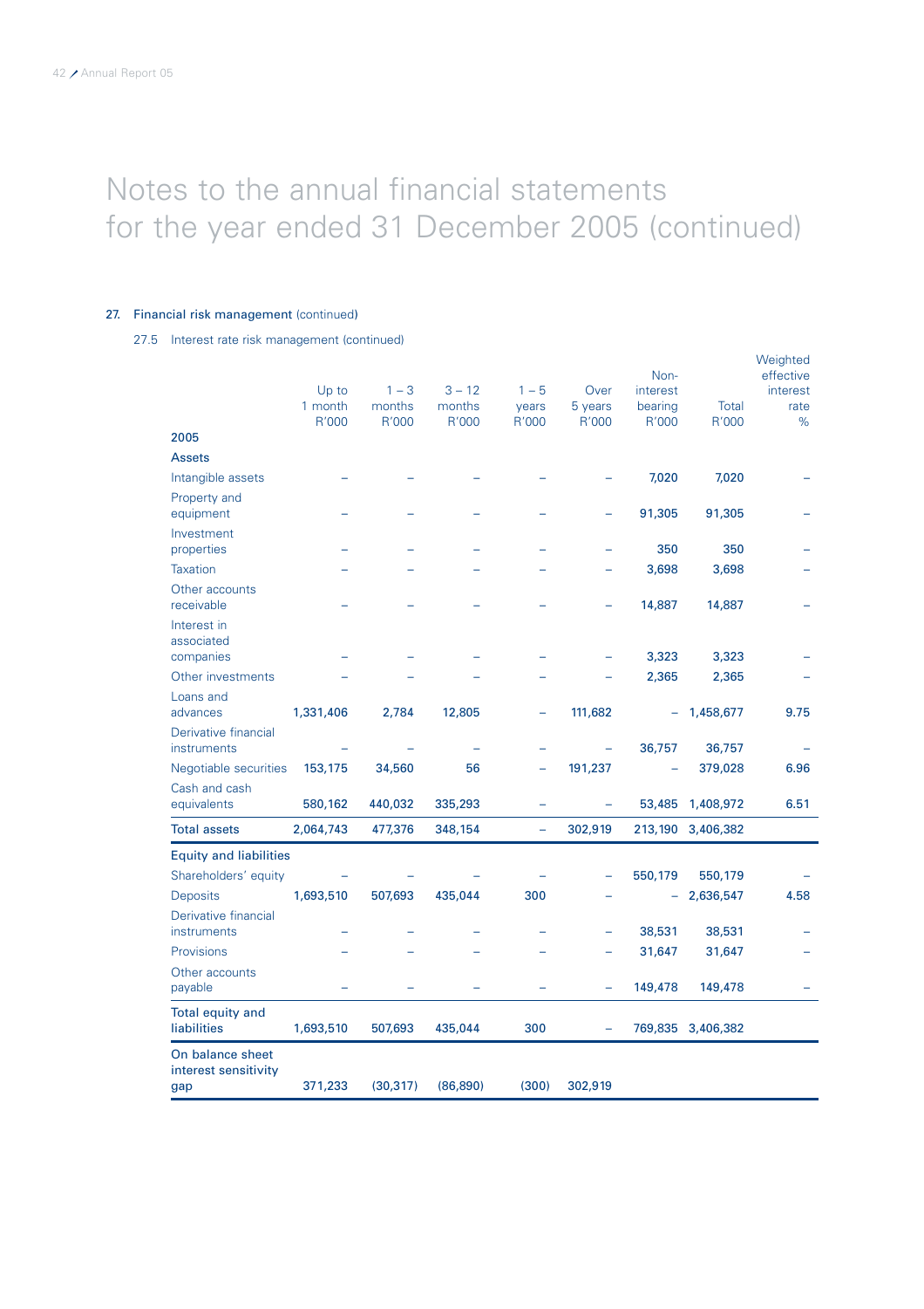# Notes to the annual financial statements for the year ended 31 December 2005 (continued)

## 27. Financial risk management (continued)

### 27.5 Interest rate risk management (continued)

| 2005 | Up to 1 month R'000 | 1 – 3 months R'000 | 3 – 12 months R'000 | 1 – 5 years R'000 | Over 5 years R'000 | Non-interest bearing R'000 | Total R'000 | Weighted effective interest rate % |
|---|---|---|---|---|---|---|---|---|
| **Assets** | | | | | | | | |
| Intangible assets | – | – | – | – | – | 7,020 | 7,020 | – |
| Property and equipment | – | – | – | – | – | 91,305 | 91,305 | – |
| Investment properties | – | – | – | – | – | 350 | 350 | – |
| Taxation | – | – | – | – | – | 3,698 | 3,698 | – |
| Other accounts receivable | – | – | – | – | – | 14,887 | 14,887 | – |
| Interest in associated companies | – | – | – | – | – | 3,323 | 3,323 | – |
| Other investments | – | – | – | – | – | 2,365 | 2,365 | – |
| Loans and advances | 1,331,406 | 2,784 | 12,805 | – | 111,682 | – | 1,458,677 | 9.75 |
| Derivative financial instruments | – | – | – | – | – | 36,757 | 36,757 | – |
| Negotiable securities | 153,175 | 34,560 | 56 | – | 191,237 | – | 379,028 | 6.96 |
| Cash and cash equivalents | 580,162 | 440,032 | 335,293 | – | – | 53,485 | 1,408,972 | 6.51 |
| Total assets | 2,064,743 | 477,376 | 348,154 | – | 302,919 | 213,190 | 3,406,382 | |
| **Equity and liabilities** | | | | | | | | |
| Shareholders' equity | – | – | – | – | – | 550,179 | 550,179 | – |
| Deposits | 1,693,510 | 507,693 | 435,044 | 300 | – | – | 2,636,547 | 4.58 |
| Derivative financial instruments | – | – | – | – | – | 38,531 | 38,531 | – |
| Provisions | – | – | – | – | – | 31,647 | 31,647 | – |
| Other accounts payable | – | – | – | – | – | 149,478 | 149,478 | – |
| Total equity and liabilities | 1,693,510 | 507,693 | 435,044 | 300 | – | 769,835 | 3,406,382 | |
| On balance sheet interest sensitivity gap | 371,233 | (30,317) | (86,890) | (300) | 302,919 | | | |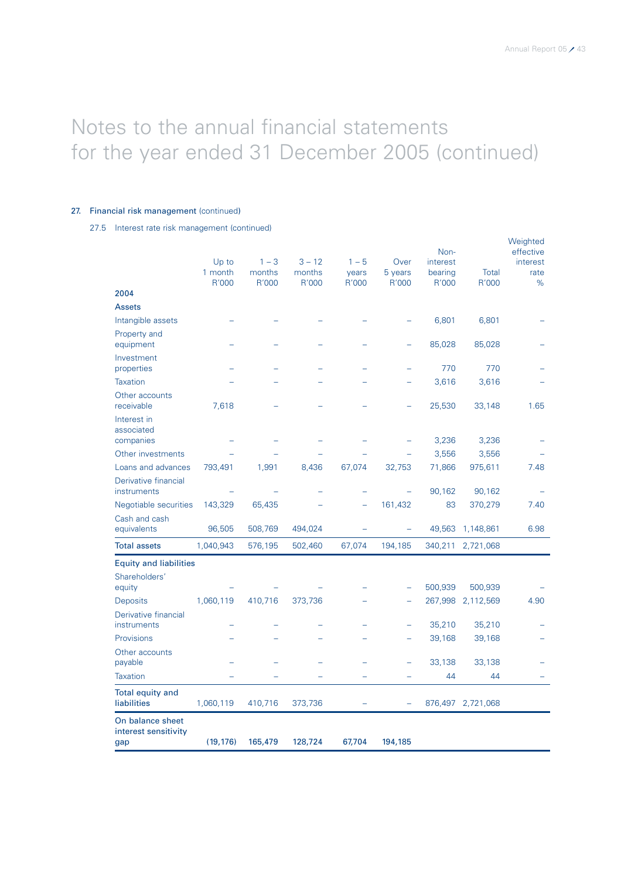# Notes to the annual financial statements for the year ended 31 December 2005 (continued)

## 27. Financial risk management (continued)

### 27.5 Interest rate risk management (continued)

| 2004 | Up to 1 month R'000 | 1 – 3 months R'000 | 3 – 12 months R'000 | 1 – 5 years R'000 | Over 5 years R'000 | Non-interest bearing R'000 | Total R'000 | Weighted effective interest rate % |
|---|---|---|---|---|---|---|---|---|
| **Assets** | | | | | | | | |
| Intangible assets | – | – | – | – | – | 6,801 | 6,801 | – |
| Property and equipment | – | – | – | – | – | 85,028 | 85,028 | – |
| Investment properties | – | – | – | – | – | 770 | 770 | – |
| Taxation | – | – | – | – | – | 3,616 | 3,616 | – |
| Other accounts receivable | 7,618 | – | – | – | – | 25,530 | 33,148 | 1.65 |
| Interest in associated companies | – | – | – | – | – | 3,236 | 3,236 | – |
| Other investments | – | – | – | – | – | 3,556 | 3,556 | – |
| Loans and advances | 793,491 | 1,991 | 8,436 | 67,074 | 32,753 | 71,866 | 975,611 | 7.48 |
| Derivative financial instruments | – | – | – | – | – | 90,162 | 90,162 | – |
| Negotiable securities | 143,329 | 65,435 | – | – | 161,432 | 83 | 370,279 | 7.40 |
| Cash and cash equivalents | 96,505 | 508,769 | 494,024 | – | – | 49,563 | 1,148,861 | 6.98 |
| **Total assets** | 1,040,943 | 576,195 | 502,460 | 67,074 | 194,185 | 340,211 | 2,721,068 | |
| **Equity and liabilities** | | | | | | | | |
| Shareholders' equity | – | – | – | – | – | 500,939 | 500,939 | – |
| Deposits | 1,060,119 | 410,716 | 373,736 | – | – | 267,998 | 2,112,569 | 4.90 |
| Derivative financial instruments | – | – | – | – | – | 35,210 | 35,210 | – |
| Provisions | – | – | – | – | – | 39,168 | 39,168 | – |
| Other accounts payable | – | – | – | – | – | 33,138 | 33,138 | – |
| Taxation | – | – | – | – | – | 44 | 44 | – |
| **Total equity and liabilities** | 1,060,119 | 410,716 | 373,736 | – | – | 876,497 | 2,721,068 | |
| **On balance sheet interest sensitivity gap** | **(19,176)** | **165,479** | **128,724** | **67,704** | **194,185** | | | |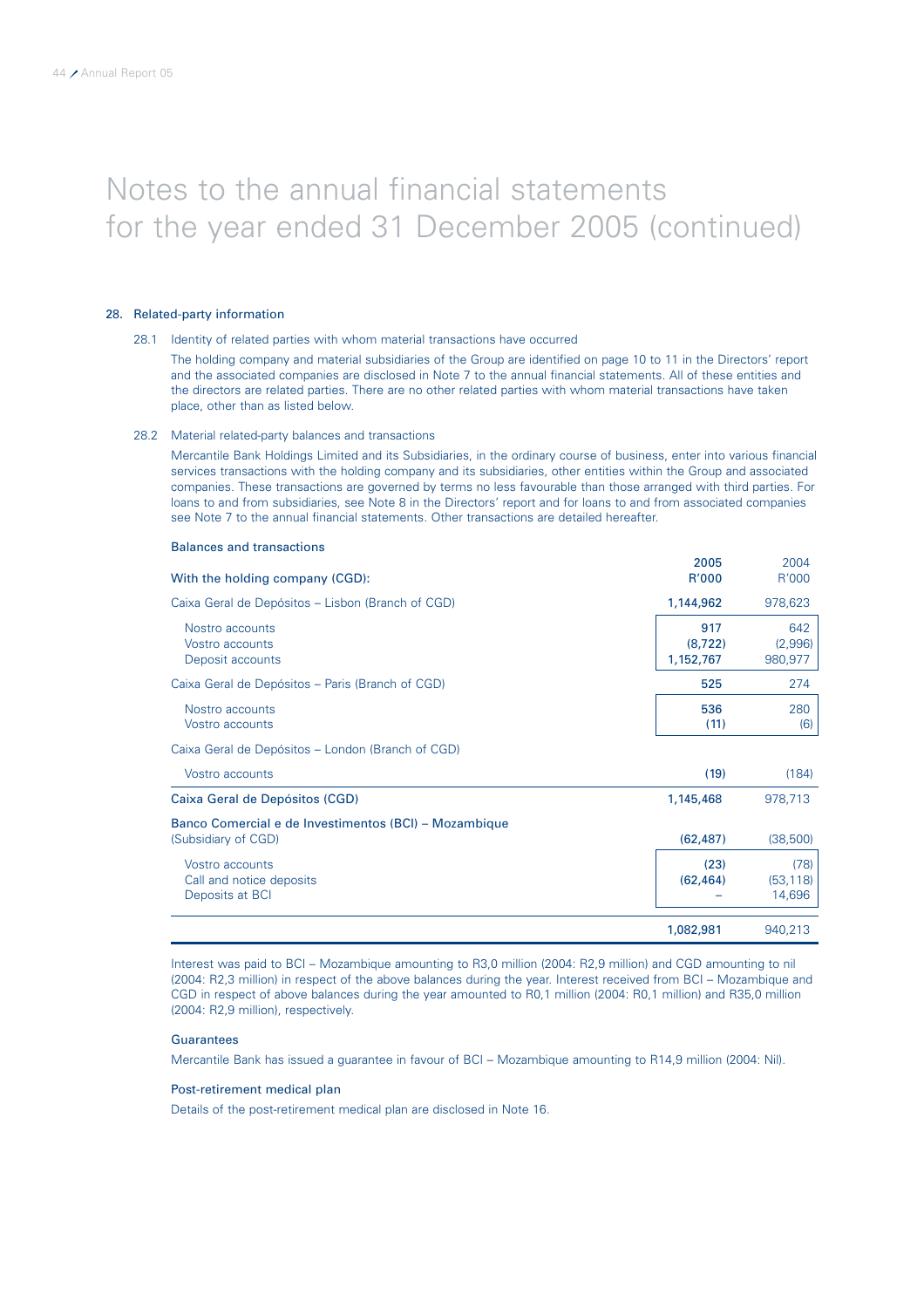# Notes to the annual financial statements for the year ended 31 December 2005 (continued)

## 28. Related-party information

### 28.1 Identity of related parties with whom material transactions have occurred

The holding company and material subsidiaries of the Group are identified on page 10 to 11 in the Directors' report and the associated companies are disclosed in Note 7 to the annual financial statements. All of these entities and the directors are related parties. There are no other related parties with whom material transactions have taken place, other than as listed below.

### 28.2 Material related-party balances and transactions

Mercantile Bank Holdings Limited and its Subsidiaries, in the ordinary course of business, enter into various financial services transactions with the holding company and its subsidiaries, other entities within the Group and associated companies. These transactions are governed by terms no less favourable than those arranged with third parties. For loans to and from subsidiaries, see Note 8 in the Directors' report and for loans to and from associated companies see Note 7 to the annual financial statements. Other transactions are detailed hereafter.

**Balances and transactions**

| With the holding company (CGD): | 2005 R'000 | 2004 R'000 |
|---|---|---|
| Caixa Geral de Depósitos – Lisbon (Branch of CGD) | **1,144,962** | 978,623 |
| Nostro accounts | **917** | 642 |
| Vostro accounts | **(8,722)** | (2,996) |
| Deposit accounts | **1,152,767** | 980,977 |
| Caixa Geral de Depósitos – Paris (Branch of CGD) | **525** | 274 |
| Nostro accounts | **536** | 280 |
| Vostro accounts | **(11)** | (6) |
| Caixa Geral de Depósitos – London (Branch of CGD) | | |
| Vostro accounts | **(19)** | (184) |
| Caixa Geral de Depósitos (CGD) | **1,145,468** | 978,713 |
| Banco Comercial e de Investimentos (BCI) – Mozambique (Subsidiary of CGD) | **(62,487)** | (38,500) |
| Vostro accounts | **(23)** | (78) |
| Call and notice deposits | **(62,464)** | (53,118) |
| Deposits at BCI | **–** | 14,696 |
| | **1,082,981** | 940,213 |

Interest was paid to BCI – Mozambique amounting to R3,0 million (2004: R2,9 million) and CGD amounting to nil (2004: R2,3 million) in respect of the above balances during the year. Interest received from BCI – Mozambique and CGD in respect of above balances during the year amounted to R0,1 million (2004: R0,1 million) and R35,0 million (2004: R2,9 million), respectively.

**Guarantees**

Mercantile Bank has issued a guarantee in favour of BCI – Mozambique amounting to R14,9 million (2004: Nil).

**Post-retirement medical plan**

Details of the post-retirement medical plan are disclosed in Note 16.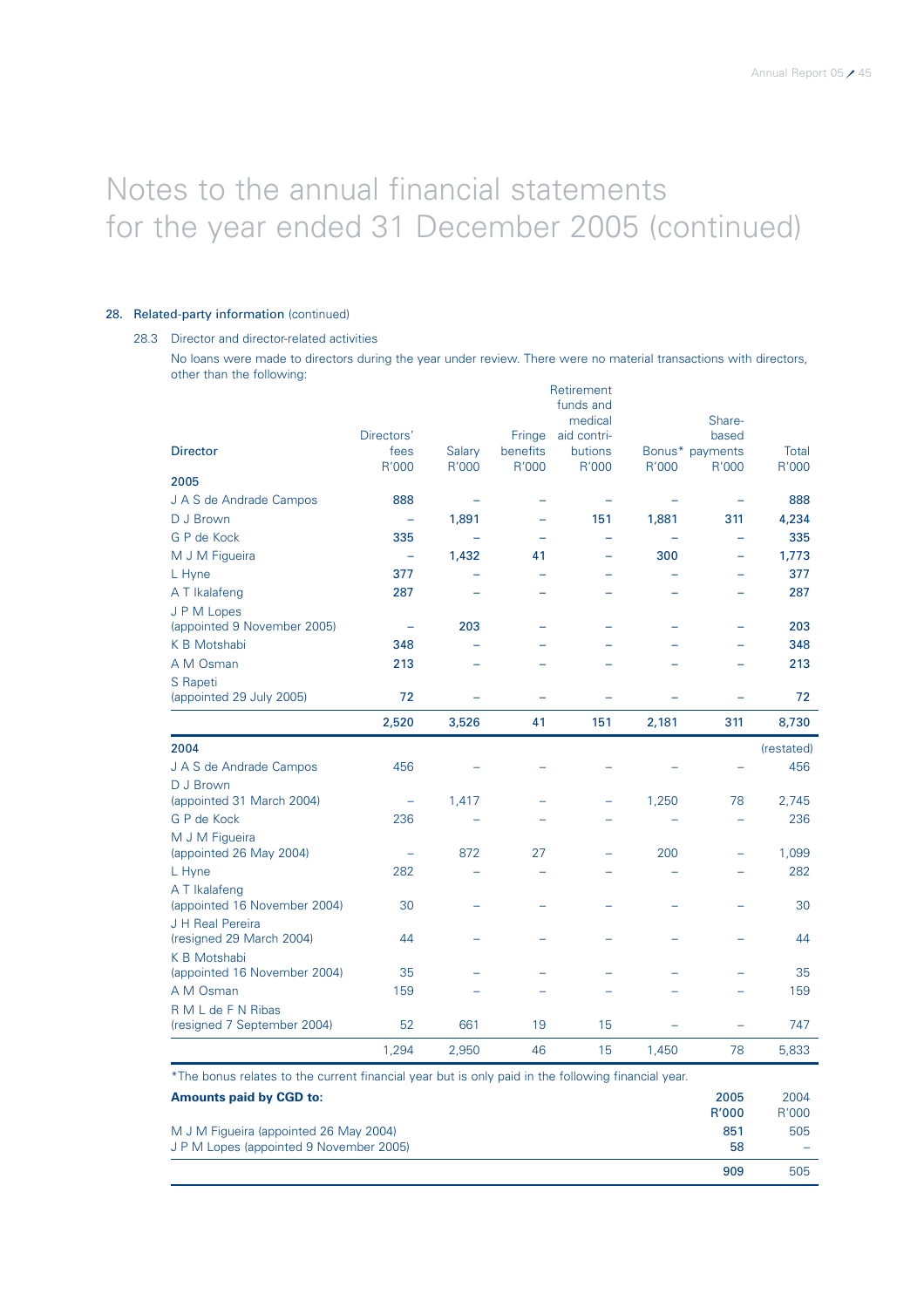# Notes to the annual financial statements for the year ended 31 December 2005 (continued)

## 28. Related-party information (continued)

### 28.3 Director and director-related activities

No loans were made to directors during the year under review. There were no material transactions with directors, other than the following:

| Director | Directors' fees R'000 | Salary R'000 | Fringe benefits R'000 | Retirement funds and medical aid contri-butions R'000 | Bonus* R'000 | Share-based payments R'000 | Total R'000 |
|---|---|---|---|---|---|---|---|
| **2005** | | | | | | | |
| J A S de Andrade Campos | **888** | – | – | – | – | – | **888** |
| D J Brown | – | **1,891** | – | **151** | **1,881** | **311** | **4,234** |
| G P de Kock | **335** | – | – | – | – | – | **335** |
| M J M Figueira | – | **1,432** | **41** | – | **300** | – | **1,773** |
| L Hyne | **377** | – | – | – | – | – | **377** |
| A T Ikalafeng | **287** | – | – | – | – | – | **287** |
| J P M Lopes (appointed 9 November 2005) | – | **203** | – | – | – | – | **203** |
| K B Motshabi | **348** | – | – | – | – | – | **348** |
| A M Osman | **213** | – | – | – | – | – | **213** |
| S Rapeti (appointed 29 July 2005) | **72** | – | – | – | – | – | **72** |
| | **2,520** | **3,526** | **41** | **151** | **2,181** | **311** | **8,730** |
| **2004** | | | | | | | (restated) |
| J A S de Andrade Campos | 456 | – | – | – | – | – | 456 |
| D J Brown (appointed 31 March 2004) | – | 1,417 | – | – | 1,250 | 78 | 2,745 |
| G P de Kock | 236 | – | – | – | – | – | 236 |
| M J M Figueira (appointed 26 May 2004) | – | 872 | 27 | – | 200 | – | 1,099 |
| L Hyne | 282 | – | – | – | – | – | 282 |
| A T Ikalafeng (appointed 16 November 2004) | 30 | – | – | – | – | – | 30 |
| J H Real Pereira (resigned 29 March 2004) | 44 | – | – | – | – | – | 44 |
| K B Motshabi (appointed 16 November 2004) | 35 | – | – | – | – | – | 35 |
| A M Osman | 159 | – | – | – | – | – | 159 |
| R M L de F N Ribas (resigned 7 September 2004) | 52 | 661 | 19 | 15 | – | – | 747 |
| | 1,294 | 2,950 | 46 | 15 | 1,450 | 78 | 5,833 |

*The bonus relates to the current financial year but is only paid in the following financial year.

| **Amounts paid by CGD to:** | **2005 R'000** | 2004 R'000 |
|---|---|---|
| M J M Figueira (appointed 26 May 2004) | **851** | 505 |
| J P M Lopes (appointed 9 November 2005) | **58** | – |
| | **909** | 505 |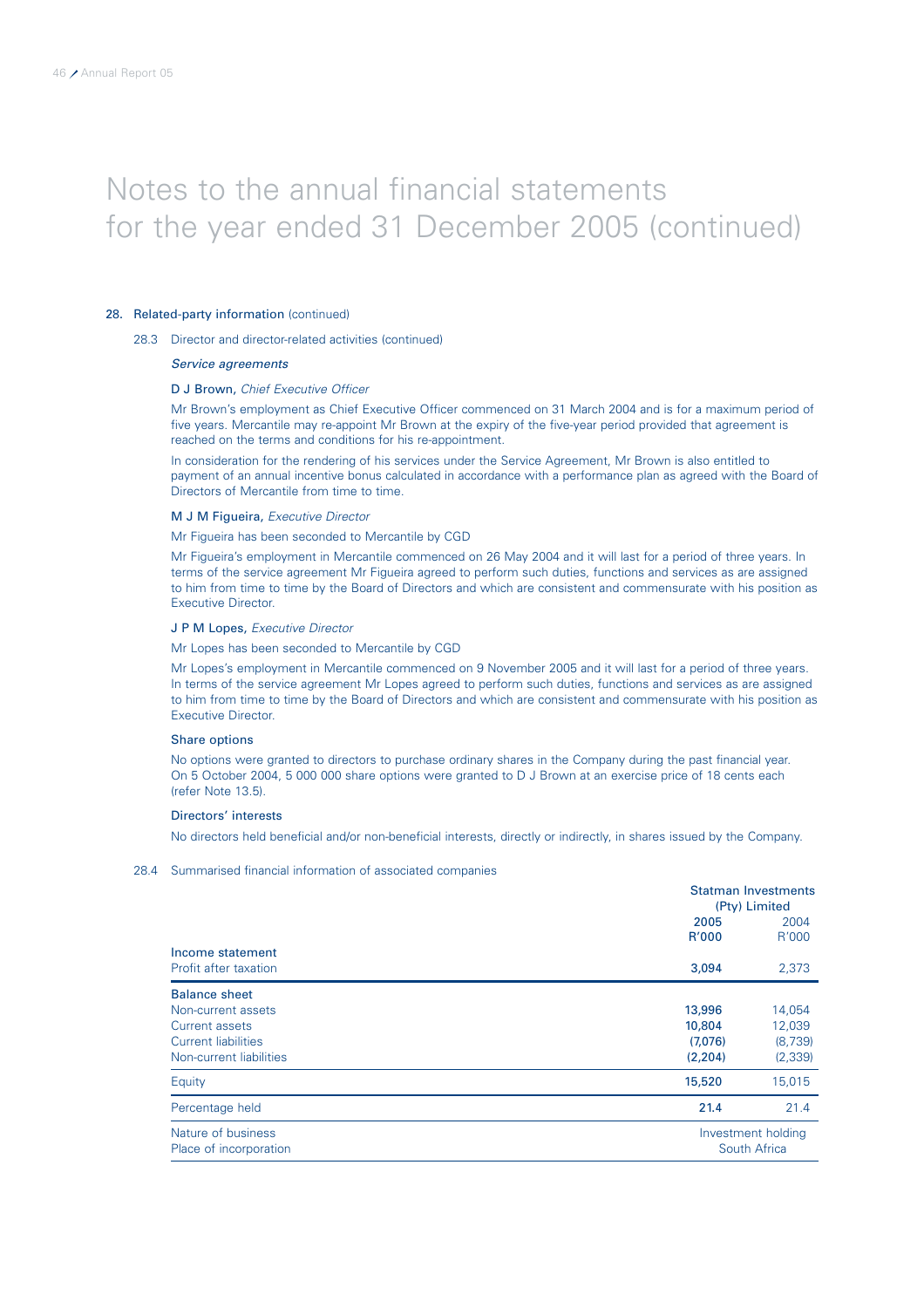# Notes to the annual financial statements for the year ended 31 December 2005 (continued)

## 28. Related-party information (continued)

### 28.3 Director and director-related activities (continued)

*Service agreements*

**D J Brown,** *Chief Executive Officer*

Mr Brown's employment as Chief Executive Officer commenced on 31 March 2004 and is for a maximum period of five years. Mercantile may re-appoint Mr Brown at the expiry of the five-year period provided that agreement is reached on the terms and conditions for his re-appointment.

In consideration for the rendering of his services under the Service Agreement, Mr Brown is also entitled to payment of an annual incentive bonus calculated in accordance with a performance plan as agreed with the Board of Directors of Mercantile from time to time.

**M J M Figueira,** *Executive Director*

Mr Figueira has been seconded to Mercantile by CGD

Mr Figueira's employment in Mercantile commenced on 26 May 2004 and it will last for a period of three years. In terms of the service agreement Mr Figueira agreed to perform such duties, functions and services as are assigned to him from time to time by the Board of Directors and which are consistent and commensurate with his position as Executive Director.

**J P M Lopes,** *Executive Director*

Mr Lopes has been seconded to Mercantile by CGD

Mr Lopes's employment in Mercantile commenced on 9 November 2005 and it will last for a period of three years. In terms of the service agreement Mr Lopes agreed to perform such duties, functions and services as are assigned to him from time to time by the Board of Directors and which are consistent and commensurate with his position as Executive Director.

**Share options**

No options were granted to directors to purchase ordinary shares in the Company during the past financial year. On 5 October 2004, 5 000 000 share options were granted to D J Brown at an exercise price of 18 cents each (refer Note 13.5).

**Directors' interests**

No directors held beneficial and/or non-beneficial interests, directly or indirectly, in shares issued by the Company.

### 28.4 Summarised financial information of associated companies

| | Statman Investments (Pty) Limited | |
|---|---|---|
| | **2005 R'000** | 2004 R'000 |
| **Income statement** | | |
| Profit after taxation | **3,094** | 2,373 |
| **Balance sheet** | | |
| Non-current assets | **13,996** | 14,054 |
| Current assets | **10,804** | 12,039 |
| Current liabilities | **(7,076)** | (8,739) |
| Non-current liabilities | **(2,204)** | (2,339) |
| Equity | **15,520** | 15,015 |
| Percentage held | **21.4** | 21.4 |
| Nature of business | Investment holding | |
| Place of incorporation | South Africa | |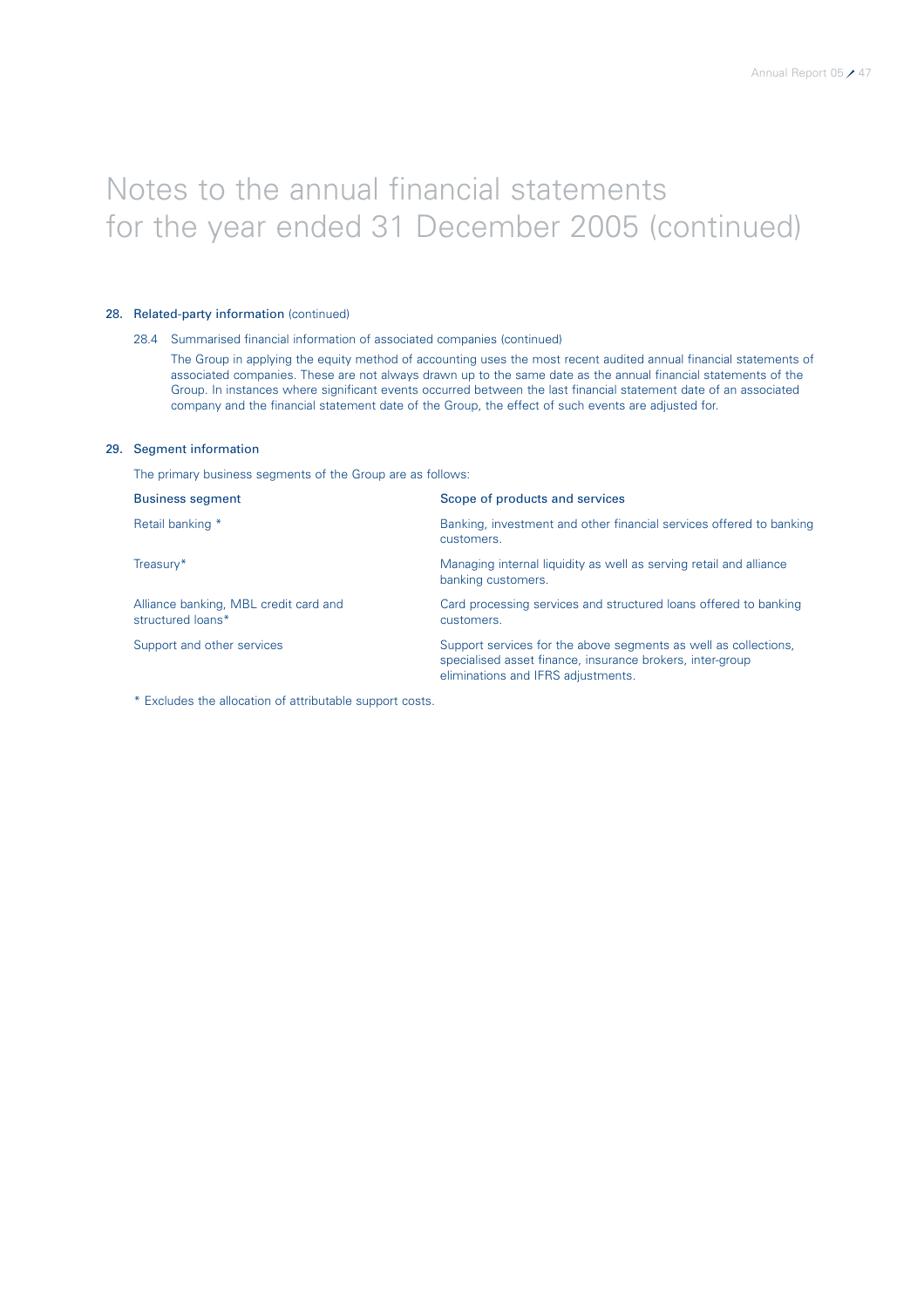# Notes to the annual financial statements for the year ended 31 December 2005 (continued)

## 28. Related-party information (continued)

### 28.4 Summarised financial information of associated companies (continued)

The Group in applying the equity method of accounting uses the most recent audited annual financial statements of associated companies. These are not always drawn up to the same date as the annual financial statements of the Group. In instances where significant events occurred between the last financial statement date of an associated company and the financial statement date of the Group, the effect of such events are adjusted for.

## 29. Segment information

The primary business segments of the Group are as follows:

| Business segment | Scope of products and services |
|---|---|
| Retail banking * | Banking, investment and other financial services offered to banking customers. |
| Treasury* | Managing internal liquidity as well as serving retail and alliance banking customers. |
| Alliance banking, MBL credit card and structured loans* | Card processing services and structured loans offered to banking customers. |
| Support and other services | Support services for the above segments as well as collections, specialised asset finance, insurance brokers, inter-group eliminations and IFRS adjustments. |

* Excludes the allocation of attributable support costs.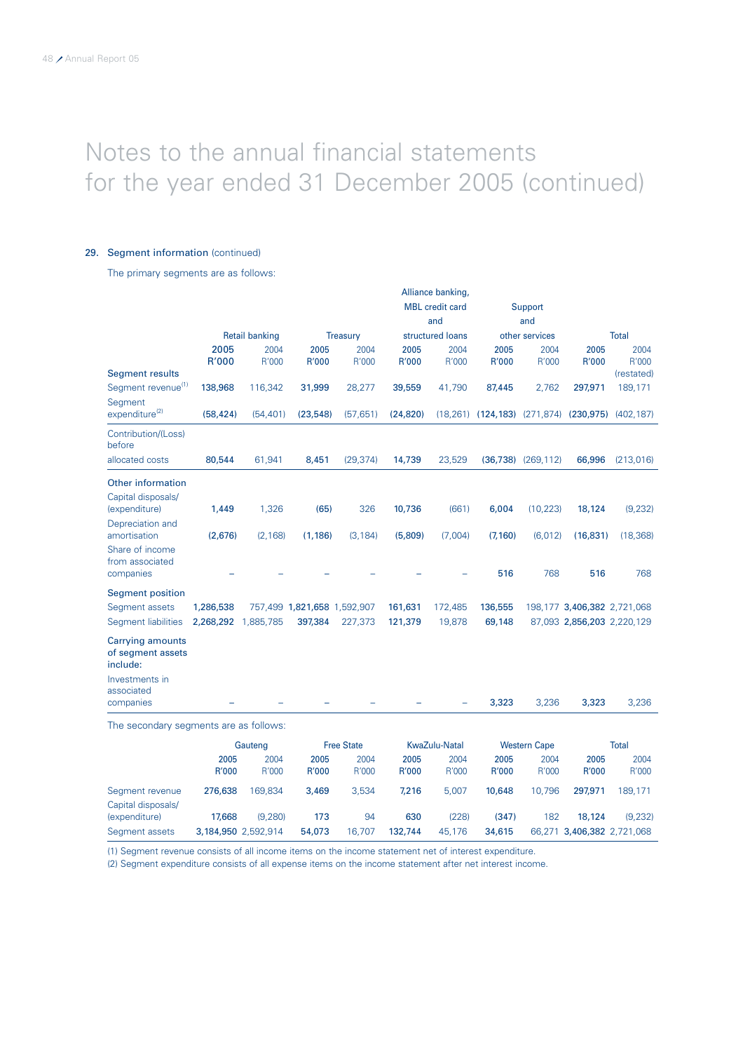# Notes to the annual financial statements for the year ended 31 December 2005 (continued)

## 29. Segment information (continued)

The primary segments are as follows:

| | Retail banking | | Treasury | | Alliance banking, MBL credit card and structured loans | | Support and other services | | Total | |
|---|---|---|---|---|---|---|---|---|---|---|
| | **2005 R'000** | 2004 R'000 | **2005 R'000** | 2004 R'000 | **2005 R'000** | 2004 R'000 | **2005 R'000** | 2004 R'000 | **2005 R'000** | 2004 R'000 (restated) |
| **Segment results** | | | | | | | | | | |
| Segment revenue[(1)] | **138,968** | 116,342 | **31,999** | 28,277 | **39,559** | 41,790 | **87,445** | 2,762 | **297,971** | 189,171 |
| Segment expenditure[(2)] | **(58,424)** | (54,401) | **(23,548)** | (57,651) | **(24,820)** | (18,261) | **(124,183)** | (271,874) | **(230,975)** | (402,187) |
| Contribution/(Loss) before allocated costs | **80,544** | 61,941 | **8,451** | (29,374) | **14,739** | 23,529 | **(36,738)** | (269,112) | **66,996** | (213,016) |
| **Other information** | | | | | | | | | | |
| Capital disposals/ (expenditure) | **1,449** | 1,326 | **(65)** | 326 | **10,736** | (661) | **6,004** | (10,223) | **18,124** | (9,232) |
| Depreciation and amortisation | **(2,676)** | (2,168) | **(1,186)** | (3,184) | **(5,809)** | (7,004) | **(7,160)** | (6,012) | **(16,831)** | (18,368) |
| Share of income from associated companies | **–** | – | **–** | – | **–** | – | **516** | 768 | **516** | 768 |
| **Segment position** | | | | | | | | | | |
| Segment assets | **1,286,538** | 757,499 | **1,821,658** | 1,592,907 | **161,631** | 172,485 | **136,555** | 198,177 | **3,406,382** | 2,721,068 |
| Segment liabilities | **2,268,292** | 1,885,785 | **397,384** | 227,373 | **121,379** | 19,878 | **69,148** | 87,093 | **2,856,203** | 2,220,129 |
| **Carrying amounts of segment assets include:** | | | | | | | | | | |
| Investments in associated companies | **–** | – | **–** | – | **–** | – | **3,323** | 3,236 | **3,323** | 3,236 |

The secondary segments are as follows:

| | Gauteng | | Free State | | KwaZulu-Natal | | Western Cape | | Total | |
|---|---|---|---|---|---|---|---|---|---|---|
| | **2005 R'000** | 2004 R'000 | **2005 R'000** | 2004 R'000 | **2005 R'000** | 2004 R'000 | **2005 R'000** | 2004 R'000 | **2005 R'000** | 2004 R'000 |
| Segment revenue | **276,638** | 169,834 | **3,469** | 3,534 | **7,216** | 5,007 | **10,648** | 10,796 | **297,971** | 189,171 |
| Capital disposals/ (expenditure) | **17,668** | (9,280) | **173** | 94 | **630** | (228) | **(347)** | 182 | **18,124** | (9,232) |
| Segment assets | **3,184,950** | 2,592,914 | **54,073** | 16,707 | **132,744** | 45,176 | **34,615** | 66,271 | **3,406,382** | 2,721,068 |

(1) Segment revenue consists of all income items on the income statement net of interest expenditure.

(2) Segment expenditure consists of all expense items on the income statement after net interest income.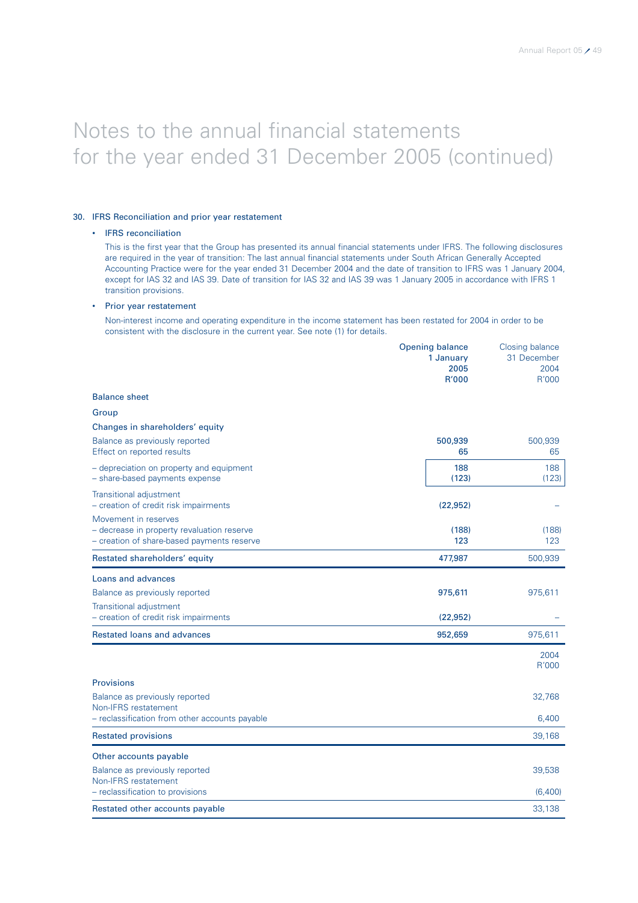# Notes to the annual financial statements for the year ended 31 December 2005 (continued)

## 30. IFRS Reconciliation and prior year restatement

- **IFRS reconciliation**

  This is the first year that the Group has presented its annual financial statements under IFRS. The following disclosures are required in the year of transition: The last annual financial statements under South African Generally Accepted Accounting Practice were for the year ended 31 December 2004 and the date of transition to IFRS was 1 January 2004, except for IAS 32 and IAS 39. Date of transition for IAS 32 and IAS 39 was 1 January 2005 in accordance with IFRS 1 transition provisions.

- **Prior year restatement**

  Non-interest income and operating expenditure in the income statement has been restated for 2004 in order to be consistent with the disclosure in the current year. See note (1) for details.

| | Opening balance 1 January 2005 R'000 | Closing balance 31 December 2004 R'000 |
|---|---|---|
| **Balance sheet** | | |
| **Group** | | |
| **Changes in shareholders' equity** | | |
| Balance as previously reported | **500,939** | 500,939 |
| Effect on reported results | **65** | 65 |
| – depreciation on property and equipment | **188** | 188 |
| – share-based payments expense | **(123)** | (123) |
| Transitional adjustment | | |
| – creation of credit risk impairments | **(22,952)** | – |
| Movement in reserves | | |
| – decrease in property revaluation reserve | **(188)** | (188) |
| – creation of share-based payments reserve | **123** | 123 |
| **Restated shareholders' equity** | **477,987** | 500,939 |
| **Loans and advances** | | |
| Balance as previously reported | **975,611** | 975,611 |
| Transitional adjustment | | |
| – creation of credit risk impairments | **(22,952)** | – |
| **Restated loans and advances** | **952,659** | 975,611 |

| | 2004 R'000 |
|---|---|
| **Provisions** | |
| Balance as previously reported | 32,768 |
| Non-IFRS restatement | |
| – reclassification from other accounts payable | 6,400 |
| **Restated provisions** | 39,168 |
| **Other accounts payable** | |
| Balance as previously reported | 39,538 |
| Non-IFRS restatement | |
| – reclassification to provisions | (6,400) |
| **Restated other accounts payable** | 33,138 |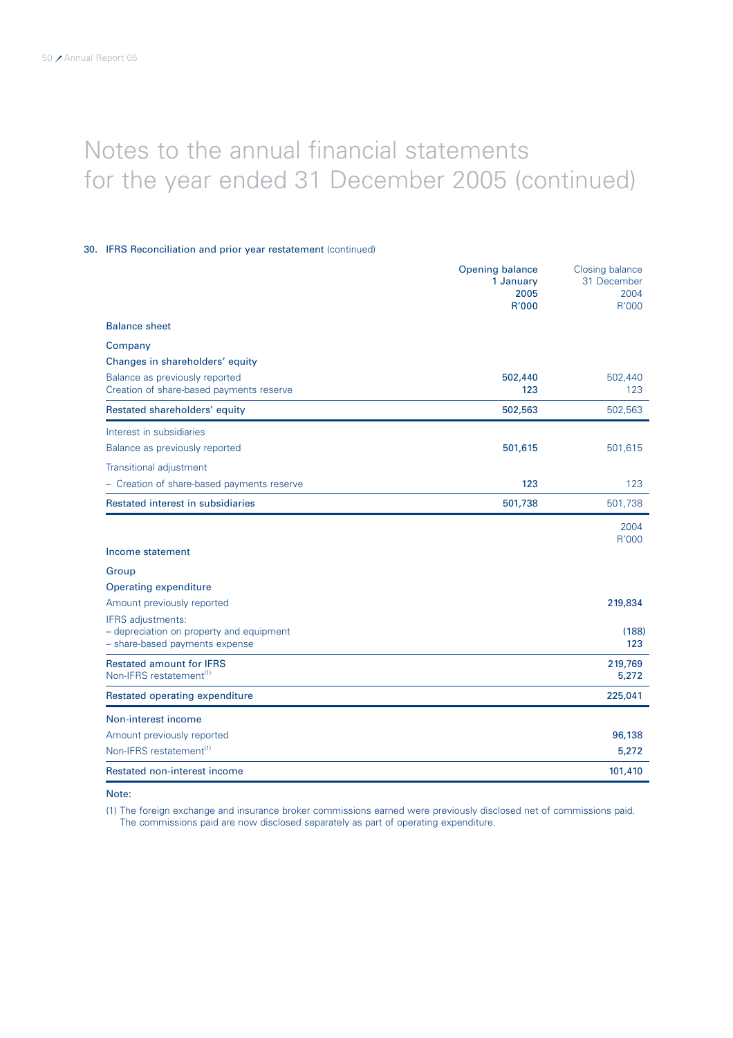# Notes to the annual financial statements for the year ended 31 December 2005 (continued)

### 30. IFRS Reconciliation and prior year restatement (continued)

| | Opening balance 1 January 2005 R'000 | Closing balance 31 December 2004 R'000 |
|---|---|---|
| **Balance sheet** | | |
| **Company** | | |
| **Changes in shareholders' equity** | | |
| Balance as previously reported | **502,440** | 502,440 |
| Creation of share-based payments reserve | **123** | 123 |
| **Restated shareholders' equity** | **502,563** | 502,563 |
| Interest in subsidiaries | | |
| Balance as previously reported | **501,615** | 501,615 |
| Transitional adjustment | | |
| – Creation of share-based payments reserve | **123** | 123 |
| **Restated interest in subsidiaries** | **501,738** | 501,738 |

| | 2004 R'000 |
|---|---|
| **Income statement** | |
| **Group** | |
| **Operating expenditure** | |
| Amount previously reported | **219,834** |
| IFRS adjustments: | |
| – depreciation on property and equipment | **(188)** |
| – share-based payments expense | **123** |
| **Restated amount for IFRS** | **219,769** |
| Non-IFRS restatement[1] | **5,272** |
| **Restated operating expenditure** | **225,041** |
| **Non-interest income** | |
| Amount previously reported | **96,138** |
| Non-IFRS restatement[1] | **5,272** |
| **Restated non-interest income** | **101,410** |

Note:

(1) The foreign exchange and insurance broker commissions earned were previously disclosed net of commissions paid. The commissions paid are now disclosed separately as part of operating expenditure.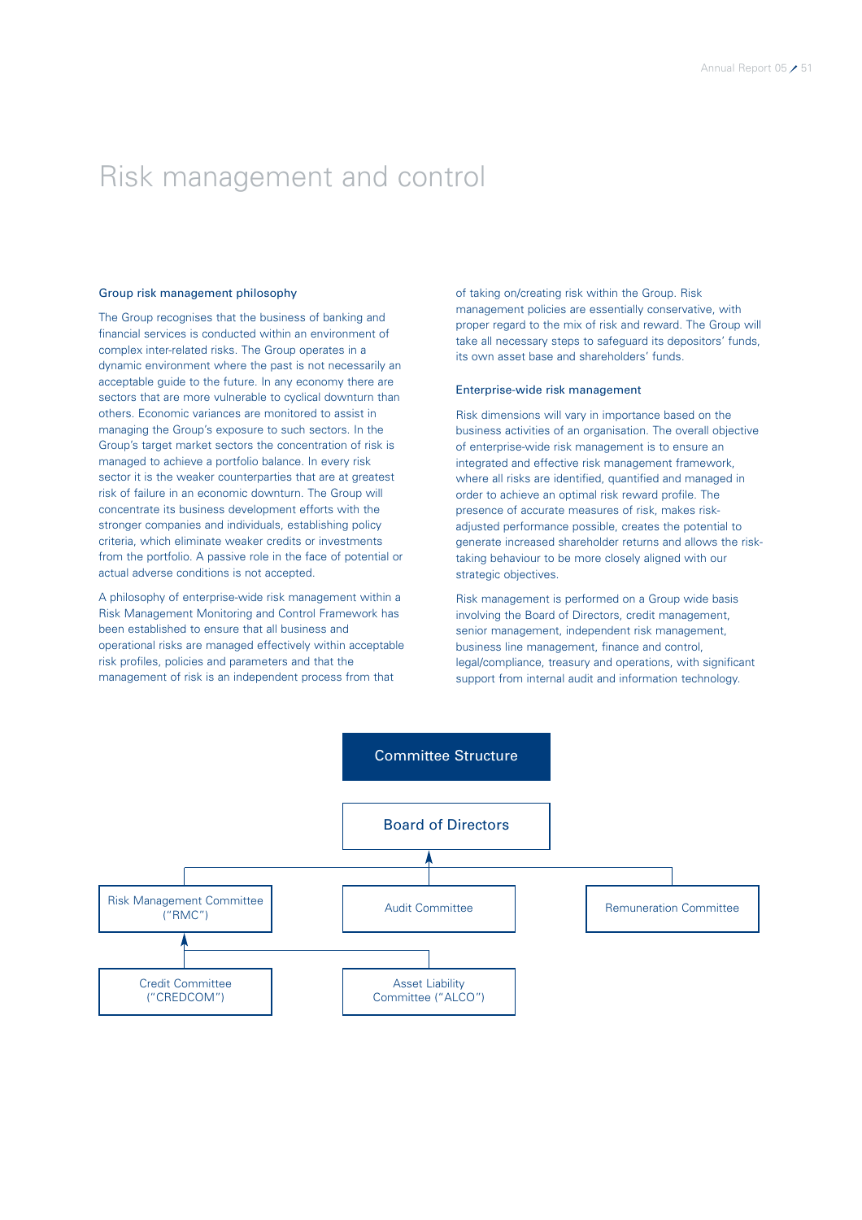# Risk management and control

## Group risk management philosophy

The Group recognises that the business of banking and financial services is conducted within an environment of complex inter-related risks. The Group operates in a dynamic environment where the past is not necessarily an acceptable guide to the future. In any economy there are sectors that are more vulnerable to cyclical downturn than others. Economic variances are monitored to assist in managing the Group's exposure to such sectors. In the Group's target market sectors the concentration of risk is managed to achieve a portfolio balance. In every risk sector it is the weaker counterparties that are at greatest risk of failure in an economic downturn. The Group will concentrate its business development efforts with the stronger companies and individuals, establishing policy criteria, which eliminate weaker credits or investments from the portfolio. A passive role in the face of potential or actual adverse conditions is not accepted.

A philosophy of enterprise-wide risk management within a Risk Management Monitoring and Control Framework has been established to ensure that all business and operational risks are managed effectively within acceptable risk profiles, policies and parameters and that the management of risk is an independent process from that of taking on/creating risk within the Group. Risk management policies are essentially conservative, with proper regard to the mix of risk and reward. The Group will take all necessary steps to safeguard its depositors' funds, its own asset base and shareholders' funds.

## Enterprise-wide risk management

Risk dimensions will vary in importance based on the business activities of an organisation. The overall objective of enterprise-wide risk management is to ensure an integrated and effective risk management framework, where all risks are identified, quantified and managed in order to achieve an optimal risk reward profile. The presence of accurate measures of risk, makes risk-adjusted performance possible, creates the potential to generate increased shareholder returns and allows the risk-taking behaviour to be more closely aligned with our strategic objectives.

Risk management is performed on a Group wide basis involving the Board of Directors, credit management, senior management, independent risk management, business line management, finance and control, legal/compliance, treasury and operations, with significant support from internal audit and information technology.

**Committee Structure**

- Board of Directors
  - Risk Management Committee ("RMC")
    - Credit Committee ("CREDCOM")
    - Asset Liability Committee ("ALCO")
  - Audit Committee
  - Remuneration Committee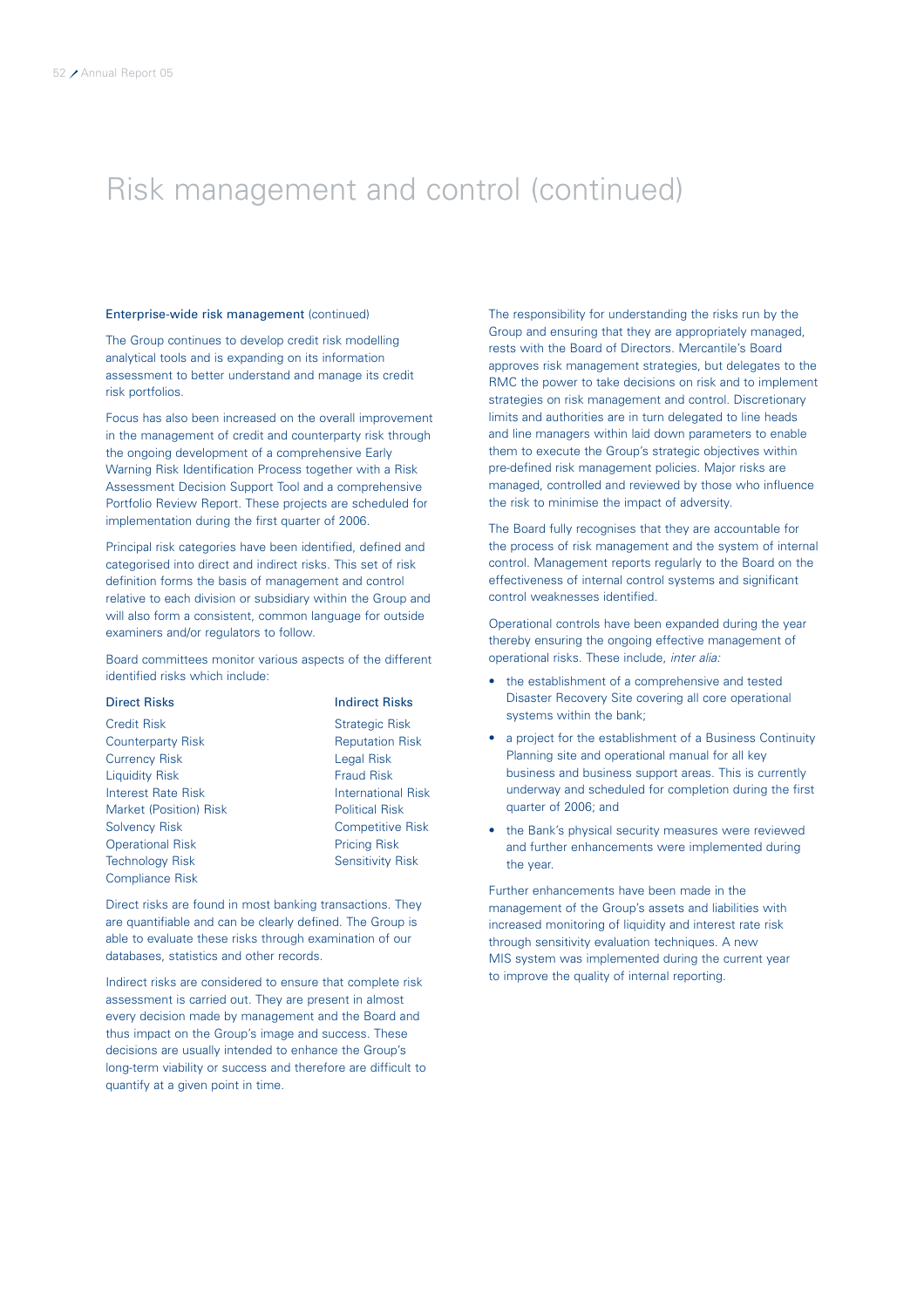# Risk management and control (continued)

### Enterprise-wide risk management (continued)

The Group continues to develop credit risk modelling analytical tools and is expanding on its information assessment to better understand and manage its credit risk portfolios.

Focus has also been increased on the overall improvement in the management of credit and counterparty risk through the ongoing development of a comprehensive Early Warning Risk Identification Process together with a Risk Assessment Decision Support Tool and a comprehensive Portfolio Review Report. These projects are scheduled for implementation during the first quarter of 2006.

Principal risk categories have been identified, defined and categorised into direct and indirect risks. This set of risk definition forms the basis of management and control relative to each division or subsidiary within the Group and will also form a consistent, common language for outside examiners and/or regulators to follow.

Board committees monitor various aspects of the different identified risks which include:

| Direct Risks | Indirect Risks |
|---|---|
| Credit Risk | Strategic Risk |
| Counterparty Risk | Reputation Risk |
| Currency Risk | Legal Risk |
| Liquidity Risk | Fraud Risk |
| Interest Rate Risk | International Risk |
| Market (Position) Risk | Political Risk |
| Solvency Risk | Competitive Risk |
| Operational Risk | Pricing Risk |
| Technology Risk | Sensitivity Risk |
| Compliance Risk | |

Direct risks are found in most banking transactions. They are quantifiable and can be clearly defined. The Group is able to evaluate these risks through examination of our databases, statistics and other records.

Indirect risks are considered to ensure that complete risk assessment is carried out. They are present in almost every decision made by management and the Board and thus impact on the Group's image and success. These decisions are usually intended to enhance the Group's long-term viability or success and therefore are difficult to quantify at a given point in time.

The responsibility for understanding the risks run by the Group and ensuring that they are appropriately managed, rests with the Board of Directors. Mercantile's Board approves risk management strategies, but delegates to the RMC the power to take decisions on risk and to implement strategies on risk management and control. Discretionary limits and authorities are in turn delegated to line heads and line managers within laid down parameters to enable them to execute the Group's strategic objectives within pre-defined risk management policies. Major risks are managed, controlled and reviewed by those who influence the risk to minimise the impact of adversity.

The Board fully recognises that they are accountable for the process of risk management and the system of internal control. Management reports regularly to the Board on the effectiveness of internal control systems and significant control weaknesses identified.

Operational controls have been expanded during the year thereby ensuring the ongoing effective management of operational risks. These include, *inter alia:*

- the establishment of a comprehensive and tested Disaster Recovery Site covering all core operational systems within the bank;
- a project for the establishment of a Business Continuity Planning site and operational manual for all key business and business support areas. This is currently underway and scheduled for completion during the first quarter of 2006; and
- the Bank's physical security measures were reviewed and further enhancements were implemented during the year.

Further enhancements have been made in the management of the Group's assets and liabilities with increased monitoring of liquidity and interest rate risk through sensitivity evaluation techniques. A new MIS system was implemented during the current year to improve the quality of internal reporting.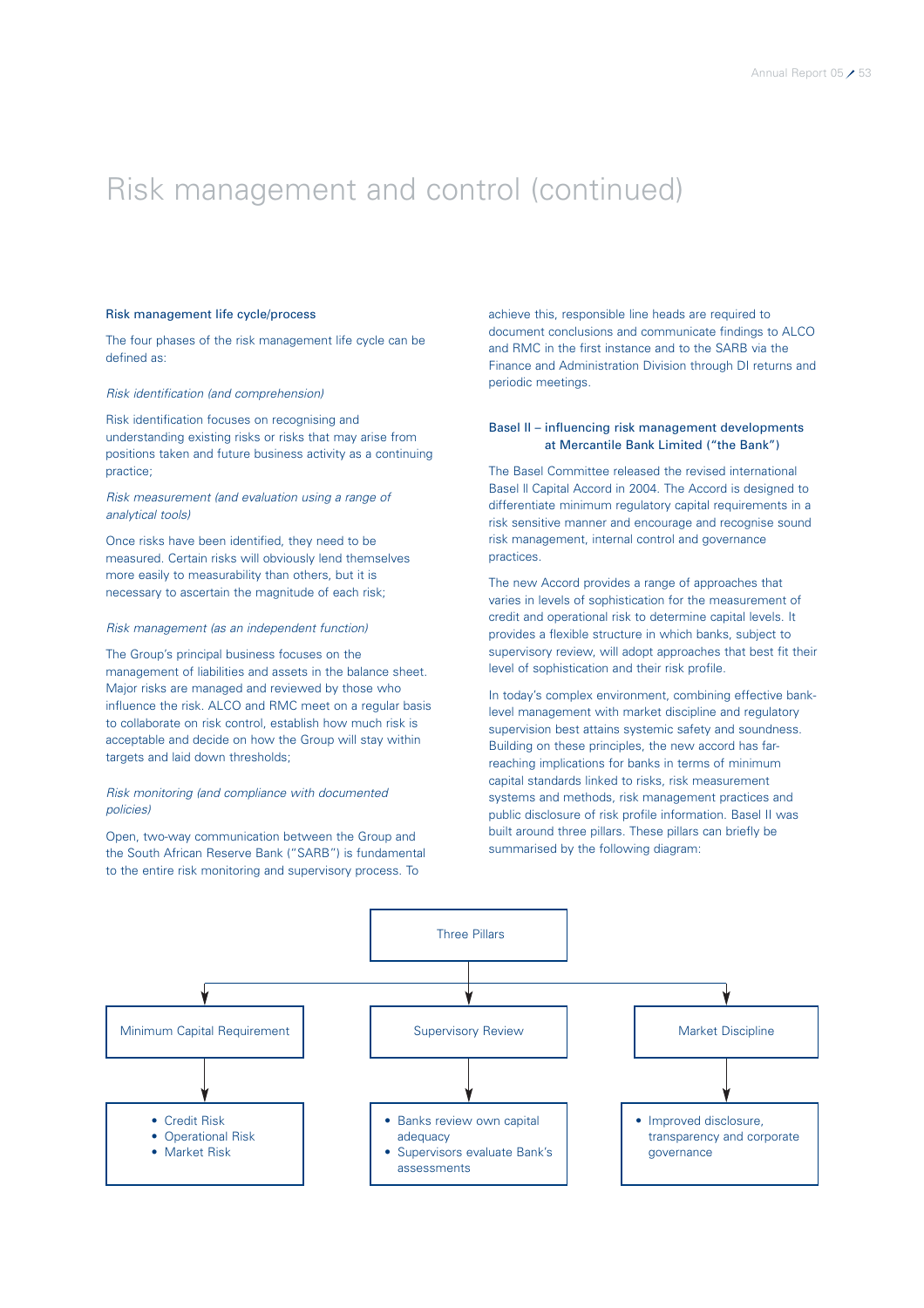# Risk management and control (continued)

### Risk management life cycle/process

The four phases of the risk management life cycle can be defined as:

*Risk identification (and comprehension)*

Risk identification focuses on recognising and understanding existing risks or risks that may arise from positions taken and future business activity as a continuing practice;

*Risk measurement (and evaluation using a range of analytical tools)*

Once risks have been identified, they need to be measured. Certain risks will obviously lend themselves more easily to measurability than others, but it is necessary to ascertain the magnitude of each risk;

*Risk management (as an independent function)*

The Group's principal business focuses on the management of liabilities and assets in the balance sheet. Major risks are managed and reviewed by those who influence the risk. ALCO and RMC meet on a regular basis to collaborate on risk control, establish how much risk is acceptable and decide on how the Group will stay within targets and laid down thresholds;

*Risk monitoring (and compliance with documented policies)*

Open, two-way communication between the Group and the South African Reserve Bank ("SARB") is fundamental to the entire risk monitoring and supervisory process. To achieve this, responsible line heads are required to document conclusions and communicate findings to ALCO and RMC in the first instance and to the SARB via the Finance and Administration Division through DI returns and periodic meetings.

### Basel II – influencing risk management developments at Mercantile Bank Limited ("the Bank")

The Basel Committee released the revised international Basel II Capital Accord in 2004. The Accord is designed to differentiate minimum regulatory capital requirements in a risk sensitive manner and encourage and recognise sound risk management, internal control and governance practices.

The new Accord provides a range of approaches that varies in levels of sophistication for the measurement of credit and operational risk to determine capital levels. It provides a flexible structure in which banks, subject to supervisory review, will adopt approaches that best fit their level of sophistication and their risk profile.

In today's complex environment, combining effective bank-level management with market discipline and regulatory supervision best attains systemic safety and soundness. Building on these principles, the new accord has far-reaching implications for banks in terms of minimum capital standards linked to risks, risk measurement systems and methods, risk management practices and public disclosure of risk profile information. Basel II was built around three pillars. These pillars can briefly be summarised by the following diagram:

Three Pillars

| Minimum Capital Requirement | Supervisory Review | Market Discipline |
|---|---|---|
| • Credit Risk<br>• Operational Risk<br>• Market Risk | • Banks review own capital adequacy<br>• Supervisors evaluate Bank's assessments | • Improved disclosure, transparency and corporate governance |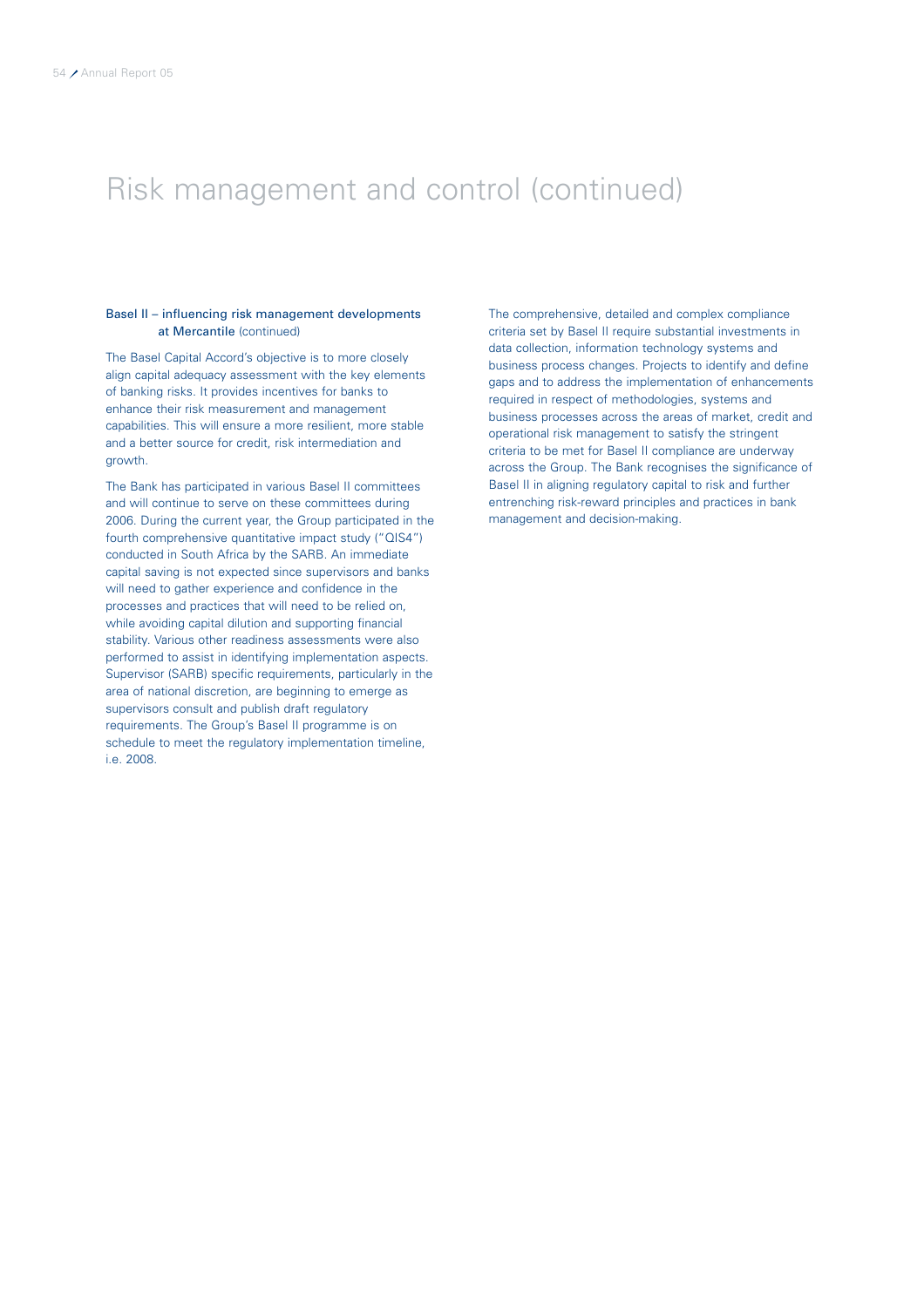# Risk management and control (continued)

### Basel II – influencing risk management developments at Mercantile (continued)

The Basel Capital Accord's objective is to more closely align capital adequacy assessment with the key elements of banking risks. It provides incentives for banks to enhance their risk measurement and management capabilities. This will ensure a more resilient, more stable and a better source for credit, risk intermediation and growth.

The Bank has participated in various Basel II committees and will continue to serve on these committees during 2006. During the current year, the Group participated in the fourth comprehensive quantitative impact study ("QIS4") conducted in South Africa by the SARB. An immediate capital saving is not expected since supervisors and banks will need to gather experience and confidence in the processes and practices that will need to be relied on, while avoiding capital dilution and supporting financial stability. Various other readiness assessments were also performed to assist in identifying implementation aspects. Supervisor (SARB) specific requirements, particularly in the area of national discretion, are beginning to emerge as supervisors consult and publish draft regulatory requirements. The Group's Basel II programme is on schedule to meet the regulatory implementation timeline, i.e. 2008.

The comprehensive, detailed and complex compliance criteria set by Basel II require substantial investments in data collection, information technology systems and business process changes. Projects to identify and define gaps and to address the implementation of enhancements required in respect of methodologies, systems and business processes across the areas of market, credit and operational risk management to satisfy the stringent criteria to be met for Basel II compliance are underway across the Group. The Bank recognises the significance of Basel II in aligning regulatory capital to risk and further entrenching risk-reward principles and practices in bank management and decision-making.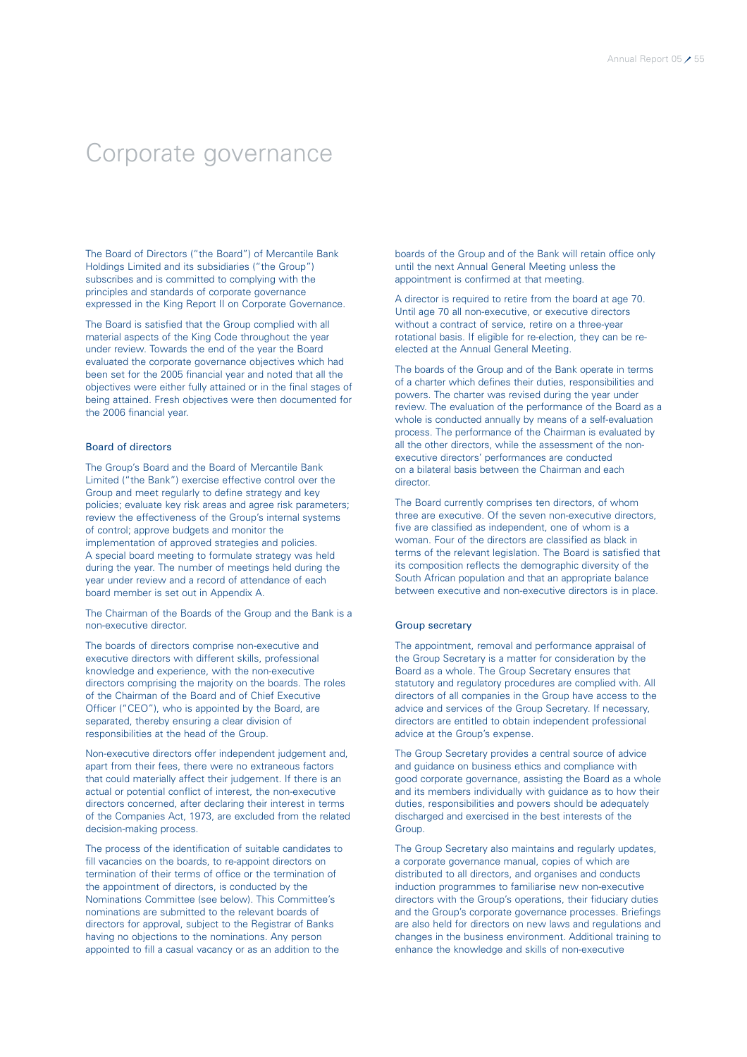# Corporate governance

The Board of Directors ("the Board") of Mercantile Bank Holdings Limited and its subsidiaries ("the Group") subscribes and is committed to complying with the principles and standards of corporate governance expressed in the King Report II on Corporate Governance.

The Board is satisfied that the Group complied with all material aspects of the King Code throughout the year under review. Towards the end of the year the Board evaluated the corporate governance objectives which had been set for the 2005 financial year and noted that all the objectives were either fully attained or in the final stages of being attained. Fresh objectives were then documented for the 2006 financial year.

## Board of directors

The Group's Board and the Board of Mercantile Bank Limited ("the Bank") exercise effective control over the Group and meet regularly to define strategy and key policies; evaluate key risk areas and agree risk parameters; review the effectiveness of the Group's internal systems of control; approve budgets and monitor the implementation of approved strategies and policies. A special board meeting to formulate strategy was held during the year. The number of meetings held during the year under review and a record of attendance of each board member is set out in Appendix A.

The Chairman of the Boards of the Group and the Bank is a non-executive director.

The boards of directors comprise non-executive and executive directors with different skills, professional knowledge and experience, with the non-executive directors comprising the majority on the boards. The roles of the Chairman of the Board and of Chief Executive Officer ("CEO"), who is appointed by the Board, are separated, thereby ensuring a clear division of responsibilities at the head of the Group.

Non-executive directors offer independent judgement and, apart from their fees, there were no extraneous factors that could materially affect their judgement. If there is an actual or potential conflict of interest, the non-executive directors concerned, after declaring their interest in terms of the Companies Act, 1973, are excluded from the related decision-making process.

The process of the identification of suitable candidates to fill vacancies on the boards, to re-appoint directors on termination of their terms of office or the termination of the appointment of directors, is conducted by the Nominations Committee (see below). This Committee's nominations are submitted to the relevant boards of directors for approval, subject to the Registrar of Banks having no objections to the nominations. Any person appointed to fill a casual vacancy or as an addition to the boards of the Group and of the Bank will retain office only until the next Annual General Meeting unless the appointment is confirmed at that meeting.

A director is required to retire from the board at age 70. Until age 70 all non-executive, or executive directors without a contract of service, retire on a three-year rotational basis. If eligible for re-election, they can be re-elected at the Annual General Meeting.

The boards of the Group and of the Bank operate in terms of a charter which defines their duties, responsibilities and powers. The charter was revised during the year under review. The evaluation of the performance of the Board as a whole is conducted annually by means of a self-evaluation process. The performance of the Chairman is evaluated by all the other directors, while the assessment of the non-executive directors' performances are conducted on a bilateral basis between the Chairman and each director.

The Board currently comprises ten directors, of whom three are executive. Of the seven non-executive directors, five are classified as independent, one of whom is a woman. Four of the directors are classified as black in terms of the relevant legislation. The Board is satisfied that its composition reflects the demographic diversity of the South African population and that an appropriate balance between executive and non-executive directors is in place.

## Group secretary

The appointment, removal and performance appraisal of the Group Secretary is a matter for consideration by the Board as a whole. The Group Secretary ensures that statutory and regulatory procedures are complied with. All directors of all companies in the Group have access to the advice and services of the Group Secretary. If necessary, directors are entitled to obtain independent professional advice at the Group's expense.

The Group Secretary provides a central source of advice and guidance on business ethics and compliance with good corporate governance, assisting the Board as a whole and its members individually with guidance as to how their duties, responsibilities and powers should be adequately discharged and exercised in the best interests of the Group.

The Group Secretary also maintains and regularly updates, a corporate governance manual, copies of which are distributed to all directors, and organises and conducts induction programmes to familiarise new non-executive directors with the Group's operations, their fiduciary duties and the Group's corporate governance processes. Briefings are also held for directors on new laws and regulations and changes in the business environment. Additional training to enhance the knowledge and skills of non-executive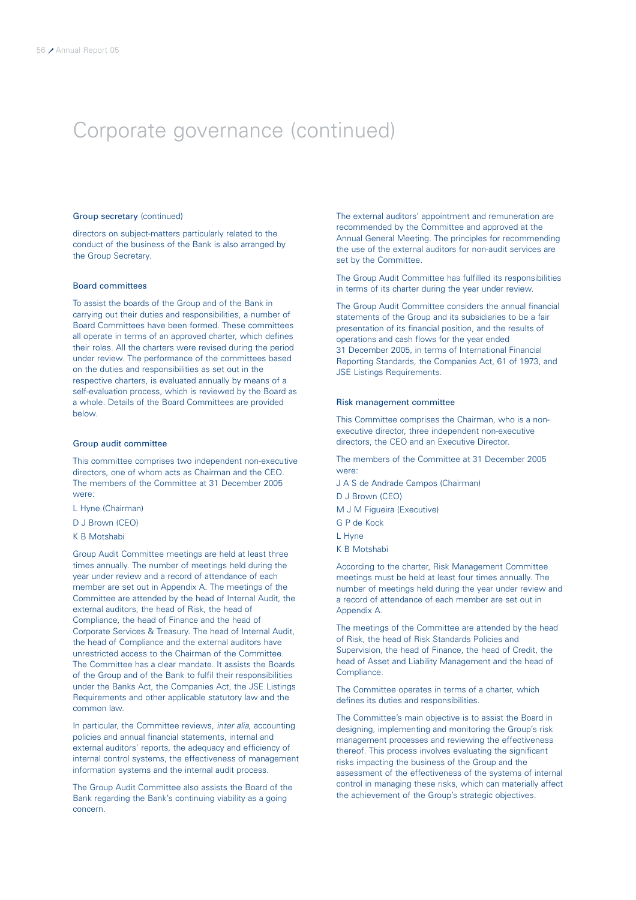# Corporate governance (continued)

### Group secretary (continued)

directors on subject-matters particularly related to the conduct of the business of the Bank is also arranged by the Group Secretary.

### Board committees

To assist the boards of the Group and of the Bank in carrying out their duties and responsibilities, a number of Board Committees have been formed. These committees all operate in terms of an approved charter, which defines their roles. All the charters were revised during the period under review. The performance of the committees based on the duties and responsibilities as set out in the respective charters, is evaluated annually by means of a self-evaluation process, which is reviewed by the Board as a whole. Details of the Board Committees are provided below.

### Group audit committee

This committee comprises two independent non-executive directors, one of whom acts as Chairman and the CEO. The members of the Committee at 31 December 2005 were:

L Hyne (Chairman)

D J Brown (CEO)

K B Motshabi

Group Audit Committee meetings are held at least three times annually. The number of meetings held during the year under review and a record of attendance of each member are set out in Appendix A. The meetings of the Committee are attended by the head of Internal Audit, the external auditors, the head of Risk, the head of Compliance, the head of Finance and the head of Corporate Services & Treasury. The head of Internal Audit, the head of Compliance and the external auditors have unrestricted access to the Chairman of the Committee. The Committee has a clear mandate. It assists the Boards of the Group and of the Bank to fulfil their responsibilities under the Banks Act, the Companies Act, the JSE Listings Requirements and other applicable statutory law and the common law.

In particular, the Committee reviews, *inter alia,* accounting policies and annual financial statements, internal and external auditors' reports, the adequacy and efficiency of internal control systems, the effectiveness of management information systems and the internal audit process.

The Group Audit Committee also assists the Board of the Bank regarding the Bank's continuing viability as a going concern.

The external auditors' appointment and remuneration are recommended by the Committee and approved at the Annual General Meeting. The principles for recommending the use of the external auditors for non-audit services are set by the Committee.

The Group Audit Committee has fulfilled its responsibilities in terms of its charter during the year under review.

The Group Audit Committee considers the annual financial statements of the Group and its subsidiaries to be a fair presentation of its financial position, and the results of operations and cash flows for the year ended 31 December 2005, in terms of International Financial Reporting Standards, the Companies Act, 61 of 1973, and JSE Listings Requirements.

### Risk management committee

This Committee comprises the Chairman, who is a non-executive director, three independent non-executive directors, the CEO and an Executive Director.

The members of the Committee at 31 December 2005 were:

J A S de Andrade Campos (Chairman)

D J Brown (CEO)

M J M Figueira (Executive)

G P de Kock

L Hyne

K B Motshabi

According to the charter, Risk Management Committee meetings must be held at least four times annually. The number of meetings held during the year under review and a record of attendance of each member are set out in Appendix A.

The meetings of the Committee are attended by the head of Risk, the head of Risk Standards Policies and Supervision, the head of Finance, the head of Credit, the head of Asset and Liability Management and the head of Compliance.

The Committee operates in terms of a charter, which defines its duties and responsibilities.

The Committee's main objective is to assist the Board in designing, implementing and monitoring the Group's risk management processes and reviewing the effectiveness thereof. This process involves evaluating the significant risks impacting the business of the Group and the assessment of the effectiveness of the systems of internal control in managing these risks, which can materially affect the achievement of the Group's strategic objectives.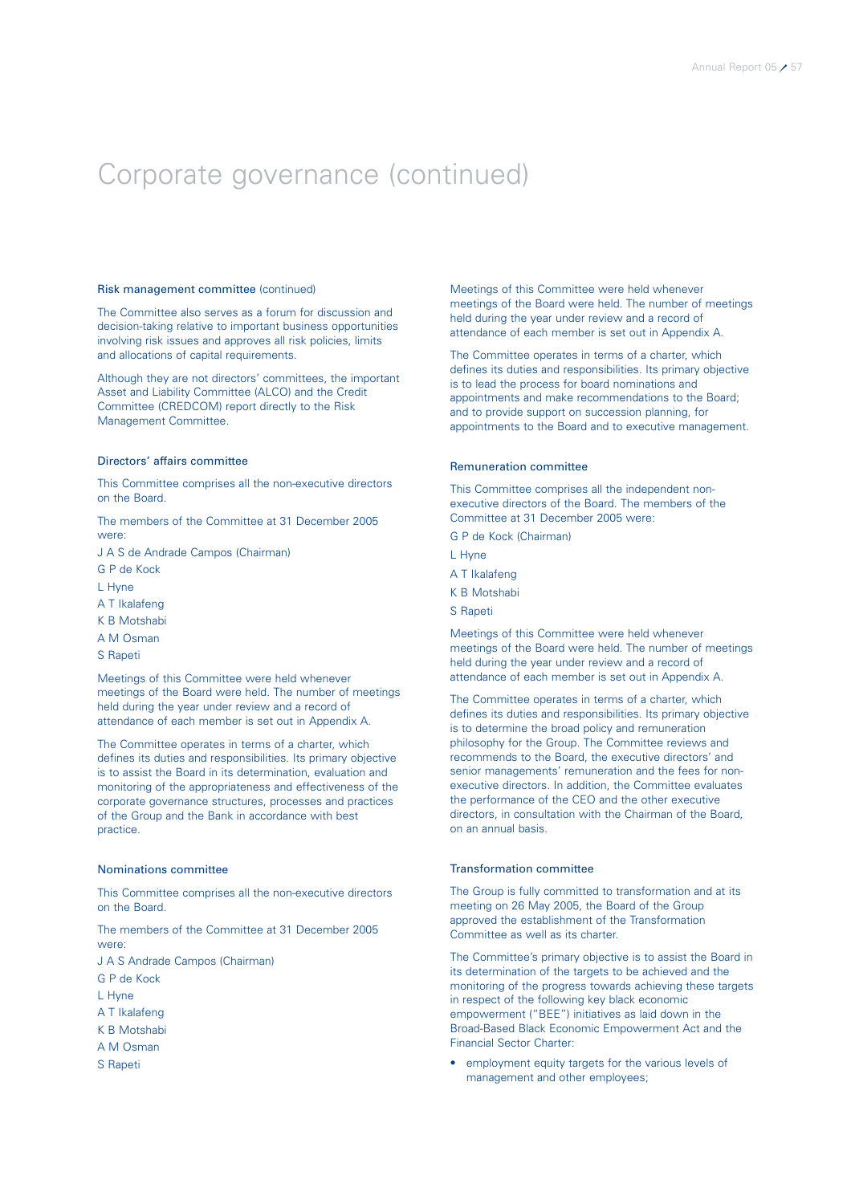# Corporate governance (continued)

### Risk management committee (continued)

The Committee also serves as a forum for discussion and decision-taking relative to important business opportunities involving risk issues and approves all risk policies, limits and allocations of capital requirements.

Although they are not directors' committees, the important Asset and Liability Committee (ALCO) and the Credit Committee (CREDCOM) report directly to the Risk Management Committee.

### Directors' affairs committee

This Committee comprises all the non-executive directors on the Board.

The members of the Committee at 31 December 2005 were:

J A S de Andrade Campos (Chairman)

G P de Kock

L Hyne

A T Ikalafeng

K B Motshabi

A M Osman

S Rapeti

Meetings of this Committee were held whenever meetings of the Board were held. The number of meetings held during the year under review and a record of attendance of each member is set out in Appendix A.

The Committee operates in terms of a charter, which defines its duties and responsibilities. Its primary objective is to assist the Board in its determination, evaluation and monitoring of the appropriateness and effectiveness of the corporate governance structures, processes and practices of the Group and the Bank in accordance with best practice.

### Nominations committee

This Committee comprises all the non-executive directors on the Board.

The members of the Committee at 31 December 2005 were:

J A S Andrade Campos (Chairman)

G P de Kock

L Hyne

A T Ikalafeng

K B Motshabi

A M Osman

S Rapeti

Meetings of this Committee were held whenever meetings of the Board were held. The number of meetings held during the year under review and a record of attendance of each member is set out in Appendix A.

The Committee operates in terms of a charter, which defines its duties and responsibilities. Its primary objective is to lead the process for board nominations and appointments and make recommendations to the Board; and to provide support on succession planning, for appointments to the Board and to executive management.

### Remuneration committee

This Committee comprises all the independent non-executive directors of the Board. The members of the Committee at 31 December 2005 were:

G P de Kock (Chairman)

L Hyne

A T Ikalafeng

K B Motshabi

S Rapeti

Meetings of this Committee were held whenever meetings of the Board were held. The number of meetings held during the year under review and a record of attendance of each member is set out in Appendix A.

The Committee operates in terms of a charter, which defines its duties and responsibilities. Its primary objective is to determine the broad policy and remuneration philosophy for the Group. The Committee reviews and recommends to the Board, the executive directors' and senior managements' remuneration and the fees for non-executive directors. In addition, the Committee evaluates the performance of the CEO and the other executive directors, in consultation with the Chairman of the Board, on an annual basis.

### Transformation committee

The Group is fully committed to transformation and at its meeting on 26 May 2005, the Board of the Group approved the establishment of the Transformation Committee as well as its charter.

The Committee's primary objective is to assist the Board in its determination of the targets to be achieved and the monitoring of the progress towards achieving these targets in respect of the following key black economic empowerment ("BEE") initiatives as laid down in the Broad-Based Black Economic Empowerment Act and the Financial Sector Charter:

- employment equity targets for the various levels of management and other employees;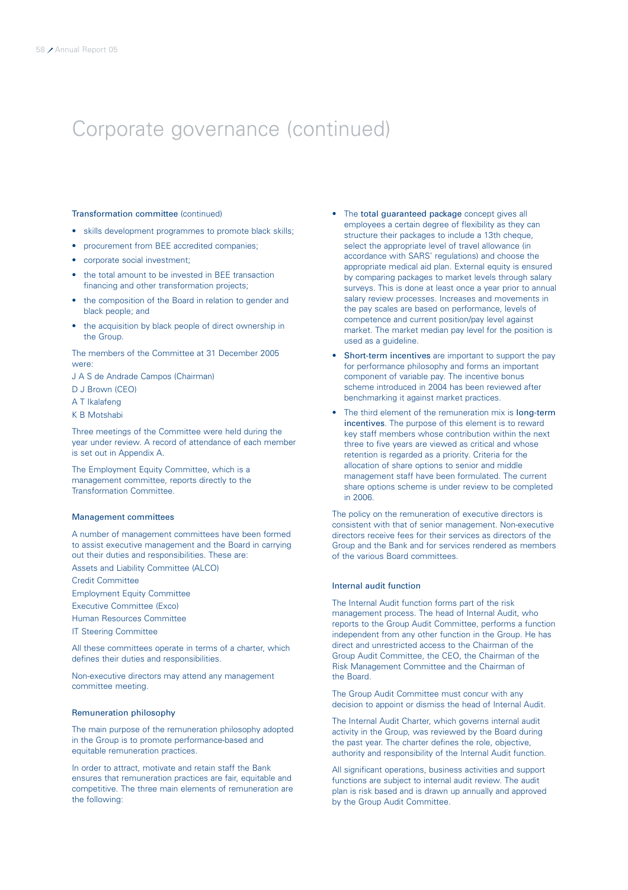# Corporate governance (continued)

### Transformation committee (continued)

- skills development programmes to promote black skills;
- procurement from BEE accredited companies;
- corporate social investment;
- the total amount to be invested in BEE transaction financing and other transformation projects;
- the composition of the Board in relation to gender and black people; and
- the acquisition by black people of direct ownership in the Group.

The members of the Committee at 31 December 2005 were:

J A S de Andrade Campos (Chairman)

D J Brown (CEO)

A T Ikalafeng

K B Motshabi

Three meetings of the Committee were held during the year under review. A record of attendance of each member is set out in Appendix A.

The Employment Equity Committee, which is a management committee, reports directly to the Transformation Committee.

### Management committees

A number of management committees have been formed to assist executive management and the Board in carrying out their duties and responsibilities. These are:

Assets and Liability Committee (ALCO)

Credit Committee

Employment Equity Committee

Executive Committee (Exco)

Human Resources Committee

IT Steering Committee

All these committees operate in terms of a charter, which defines their duties and responsibilities.

Non-executive directors may attend any management committee meeting.

### Remuneration philosophy

The main purpose of the remuneration philosophy adopted in the Group is to promote performance-based and equitable remuneration practices.

In order to attract, motivate and retain staff the Bank ensures that remuneration practices are fair, equitable and competitive. The three main elements of remuneration are the following:

- The **total guaranteed package** concept gives all employees a certain degree of flexibility as they can structure their packages to include a 13th cheque, select the appropriate level of travel allowance (in accordance with SARS' regulations) and choose the appropriate medical aid plan. External equity is ensured by comparing packages to market levels through salary surveys. This is done at least once a year prior to annual salary review processes. Increases and movements in the pay scales are based on performance, levels of competence and current position/pay level against market. The market median pay level for the position is used as a guideline.
- **Short-term incentives** are important to support the pay for performance philosophy and forms an important component of variable pay. The incentive bonus scheme introduced in 2004 has been reviewed after benchmarking it against market practices.
- The third element of the remuneration mix is **long-term incentives**. The purpose of this element is to reward key staff members whose contribution within the next three to five years are viewed as critical and whose retention is regarded as a priority. Criteria for the allocation of share options to senior and middle management staff have been formulated. The current share options scheme is under review to be completed in 2006.

The policy on the remuneration of executive directors is consistent with that of senior management. Non-executive directors receive fees for their services as directors of the Group and the Bank and for services rendered as members of the various Board committees.

### Internal audit function

The Internal Audit function forms part of the risk management process. The head of Internal Audit, who reports to the Group Audit Committee, performs a function independent from any other function in the Group. He has direct and unrestricted access to the Chairman of the Group Audit Committee, the CEO, the Chairman of the Risk Management Committee and the Chairman of the Board.

The Group Audit Committee must concur with any decision to appoint or dismiss the head of Internal Audit.

The Internal Audit Charter, which governs internal audit activity in the Group, was reviewed by the Board during the past year. The charter defines the role, objective, authority and responsibility of the Internal Audit function.

All significant operations, business activities and support functions are subject to internal audit review. The audit plan is risk based and is drawn up annually and approved by the Group Audit Committee.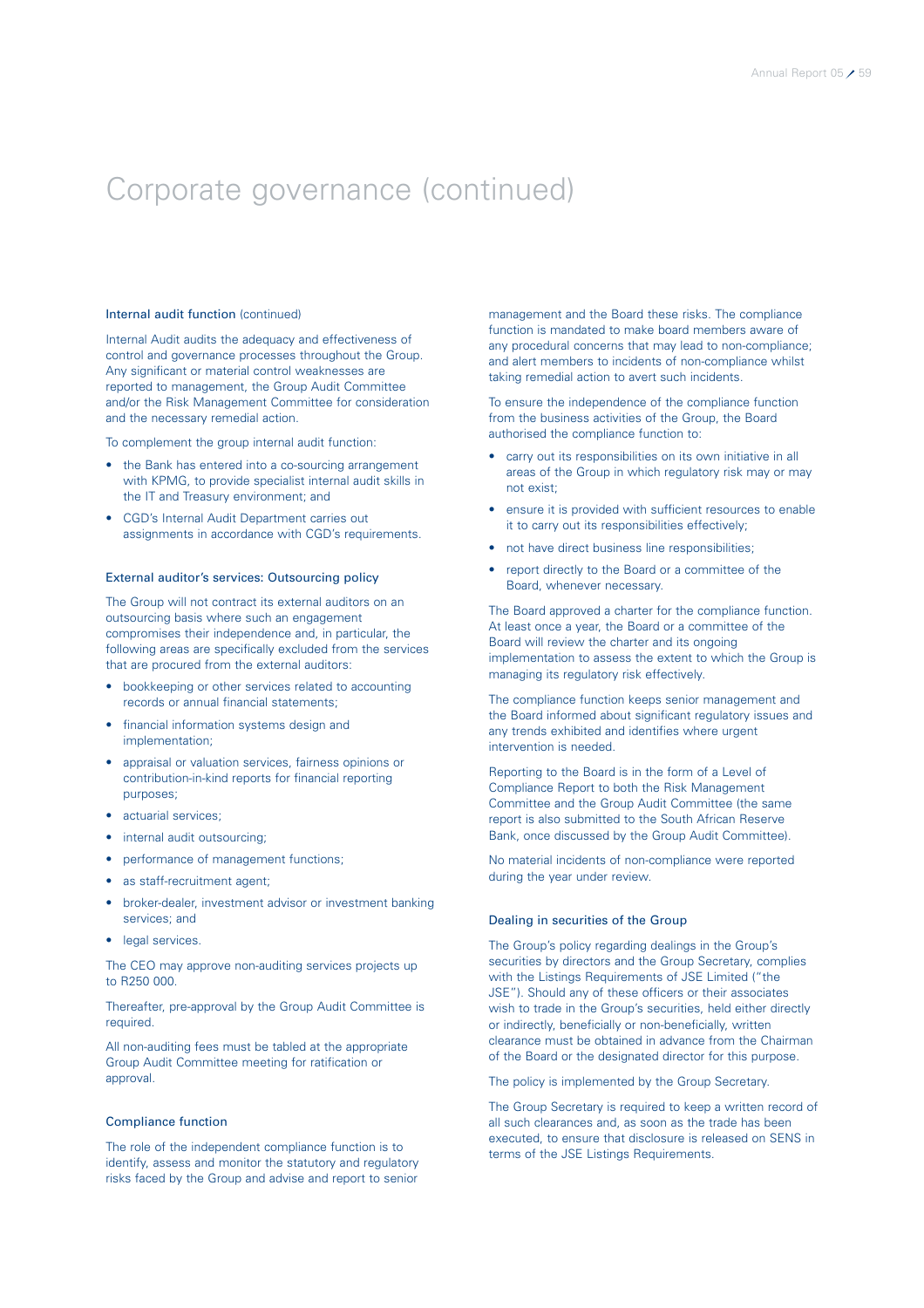# Corporate governance (continued)

### Internal audit function (continued)

Internal Audit audits the adequacy and effectiveness of control and governance processes throughout the Group. Any significant or material control weaknesses are reported to management, the Group Audit Committee and/or the Risk Management Committee for consideration and the necessary remedial action.

To complement the group internal audit function:

- the Bank has entered into a co-sourcing arrangement with KPMG, to provide specialist internal audit skills in the IT and Treasury environment; and
- CGD's Internal Audit Department carries out assignments in accordance with CGD's requirements.

### External auditor's services: Outsourcing policy

The Group will not contract its external auditors on an outsourcing basis where such an engagement compromises their independence and, in particular, the following areas are specifically excluded from the services that are procured from the external auditors:

- bookkeeping or other services related to accounting records or annual financial statements;
- financial information systems design and implementation;
- appraisal or valuation services, fairness opinions or contribution-in-kind reports for financial reporting purposes;
- actuarial services;
- internal audit outsourcing;
- performance of management functions;
- as staff-recruitment agent;
- broker-dealer, investment advisor or investment banking services; and
- legal services.

The CEO may approve non-auditing services projects up to R250 000.

Thereafter, pre-approval by the Group Audit Committee is required.

All non-auditing fees must be tabled at the appropriate Group Audit Committee meeting for ratification or approval.

### Compliance function

The role of the independent compliance function is to identify, assess and monitor the statutory and regulatory risks faced by the Group and advise and report to senior management and the Board these risks. The compliance function is mandated to make board members aware of any procedural concerns that may lead to non-compliance; and alert members to incidents of non-compliance whilst taking remedial action to avert such incidents.

To ensure the independence of the compliance function from the business activities of the Group, the Board authorised the compliance function to:

- carry out its responsibilities on its own initiative in all areas of the Group in which regulatory risk may or may not exist;
- ensure it is provided with sufficient resources to enable it to carry out its responsibilities effectively;
- not have direct business line responsibilities;
- report directly to the Board or a committee of the Board, whenever necessary.

The Board approved a charter for the compliance function. At least once a year, the Board or a committee of the Board will review the charter and its ongoing implementation to assess the extent to which the Group is managing its regulatory risk effectively.

The compliance function keeps senior management and the Board informed about significant regulatory issues and any trends exhibited and identifies where urgent intervention is needed.

Reporting to the Board is in the form of a Level of Compliance Report to both the Risk Management Committee and the Group Audit Committee (the same report is also submitted to the South African Reserve Bank, once discussed by the Group Audit Committee).

No material incidents of non-compliance were reported during the year under review.

### Dealing in securities of the Group

The Group's policy regarding dealings in the Group's securities by directors and the Group Secretary, complies with the Listings Requirements of JSE Limited ("the JSE"). Should any of these officers or their associates wish to trade in the Group's securities, held either directly or indirectly, beneficially or non-beneficially, written clearance must be obtained in advance from the Chairman of the Board or the designated director for this purpose.

The policy is implemented by the Group Secretary.

The Group Secretary is required to keep a written record of all such clearances and, as soon as the trade has been executed, to ensure that disclosure is released on SENS in terms of the JSE Listings Requirements.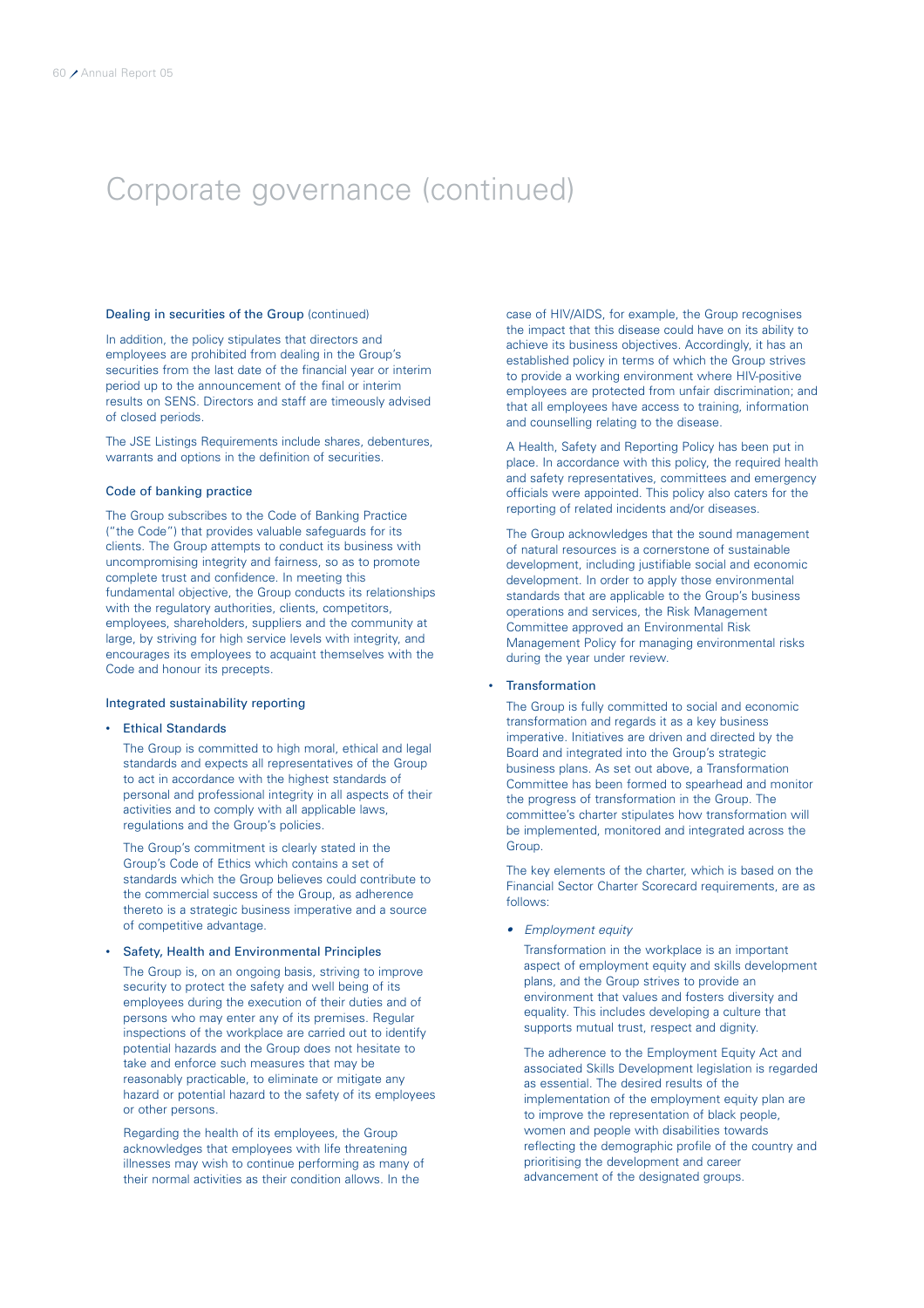# Corporate governance (continued)

### Dealing in securities of the Group (continued)

In addition, the policy stipulates that directors and employees are prohibited from dealing in the Group's securities from the last date of the financial year or interim period up to the announcement of the final or interim results on SENS. Directors and staff are timeously advised of closed periods.

The JSE Listings Requirements include shares, debentures, warrants and options in the definition of securities.

### Code of banking practice

The Group subscribes to the Code of Banking Practice ("the Code") that provides valuable safeguards for its clients. The Group attempts to conduct its business with uncompromising integrity and fairness, so as to promote complete trust and confidence. In meeting this fundamental objective, the Group conducts its relationships with the regulatory authorities, clients, competitors, employees, shareholders, suppliers and the community at large, by striving for high service levels with integrity, and encourages its employees to acquaint themselves with the Code and honour its precepts.

### Integrated sustainability reporting

- Ethical Standards

  The Group is committed to high moral, ethical and legal standards and expects all representatives of the Group to act in accordance with the highest standards of personal and professional integrity in all aspects of their activities and to comply with all applicable laws, regulations and the Group's policies.

  The Group's commitment is clearly stated in the Group's Code of Ethics which contains a set of standards which the Group believes could contribute to the commercial success of the Group, as adherence thereto is a strategic business imperative and a source of competitive advantage.

- Safety, Health and Environmental Principles

  The Group is, on an ongoing basis, striving to improve security to protect the safety and well being of its employees during the execution of their duties and of persons who may enter any of its premises. Regular inspections of the workplace are carried out to identify potential hazards and the Group does not hesitate to take and enforce such measures that may be reasonably practicable, to eliminate or mitigate any hazard or potential hazard to the safety of its employees or other persons.

  Regarding the health of its employees, the Group acknowledges that employees with life threatening illnesses may wish to continue performing as many of their normal activities as their condition allows. In the case of HIV/AIDS, for example, the Group recognises the impact that this disease could have on its ability to achieve its business objectives. Accordingly, it has an established policy in terms of which the Group strives to provide a working environment where HIV-positive employees are protected from unfair discrimination; and that all employees have access to training, information and counselling relating to the disease.

  A Health, Safety and Reporting Policy has been put in place. In accordance with this policy, the required health and safety representatives, committees and emergency officials were appointed. This policy also caters for the reporting of related incidents and/or diseases.

  The Group acknowledges that the sound management of natural resources is a cornerstone of sustainable development, including justifiable social and economic development. In order to apply those environmental standards that are applicable to the Group's business operations and services, the Risk Management Committee approved an Environmental Risk Management Policy for managing environmental risks during the year under review.

- Transformation

  The Group is fully committed to social and economic transformation and regards it as a key business imperative. Initiatives are driven and directed by the Board and integrated into the Group's strategic business plans. As set out above, a Transformation Committee has been formed to spearhead and monitor the progress of transformation in the Group. The committee's charter stipulates how transformation will be implemented, monitored and integrated across the Group.

  The key elements of the charter, which is based on the Financial Sector Charter Scorecard requirements, are as follows:

  - *Employment equity*

    Transformation in the workplace is an important aspect of employment equity and skills development plans, and the Group strives to provide an environment that values and fosters diversity and equality. This includes developing a culture that supports mutual trust, respect and dignity.

    The adherence to the Employment Equity Act and associated Skills Development legislation is regarded as essential. The desired results of the implementation of the employment equity plan are to improve the representation of black people, women and people with disabilities towards reflecting the demographic profile of the country and prioritising the development and career advancement of the designated groups.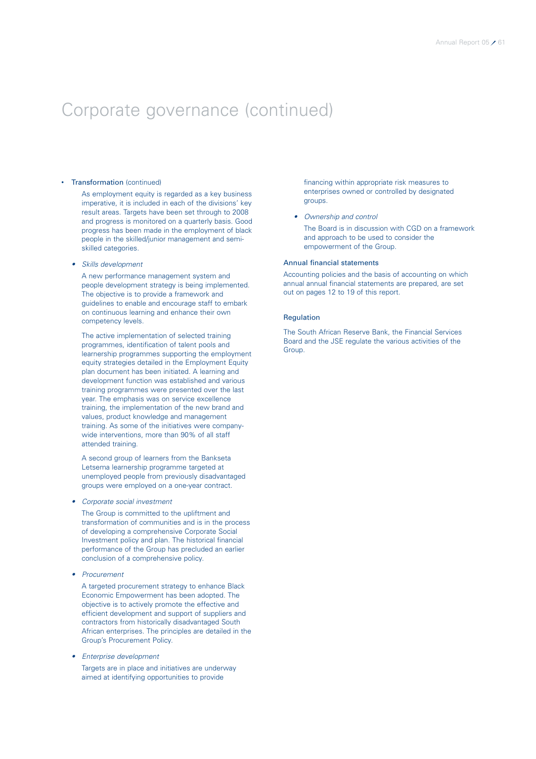# Corporate governance (continued)

- **Transformation** (continued)

  As employment equity is regarded as a key business imperative, it is included in each of the divisions' key result areas. Targets have been set through to 2008 and progress is monitored on a quarterly basis. Good progress has been made in the employment of black people in the skilled/junior management and semi-skilled categories.

  - *Skills development*

    A new performance management system and people development strategy is being implemented. The objective is to provide a framework and guidelines to enable and encourage staff to embark on continuous learning and enhance their own competency levels.

    The active implementation of selected training programmes, identification of talent pools and learnership programmes supporting the employment equity strategies detailed in the Employment Equity plan document has been initiated. A learning and development function was established and various training programmes were presented over the last year. The emphasis was on service excellence training, the implementation of the new brand and values, product knowledge and management training. As some of the initiatives were company-wide interventions, more than 90% of all staff attended training.

    A second group of learners from the Bankseta Letsema learnership programme targeted at unemployed people from previously disadvantaged groups were employed on a one-year contract.

  - *Corporate social investment*

    The Group is committed to the upliftment and transformation of communities and is in the process of developing a comprehensive Corporate Social Investment policy and plan. The historical financial performance of the Group has precluded an earlier conclusion of a comprehensive policy.

  - *Procurement*

    A targeted procurement strategy to enhance Black Economic Empowerment has been adopted. The objective is to actively promote the effective and efficient development and support of suppliers and contractors from historically disadvantaged South African enterprises. The principles are detailed in the Group's Procurement Policy.

  - *Enterprise development*

    Targets are in place and initiatives are underway aimed at identifying opportunities to provide financing within appropriate risk measures to enterprises owned or controlled by designated groups.

  - *Ownership and control*

    The Board is in discussion with CGD on a framework and approach to be used to consider the empowerment of the Group.

## Annual financial statements

Accounting policies and the basis of accounting on which annual annual financial statements are prepared, are set out on pages 12 to 19 of this report.

## Regulation

The South African Reserve Bank, the Financial Services Board and the JSE regulate the various activities of the Group.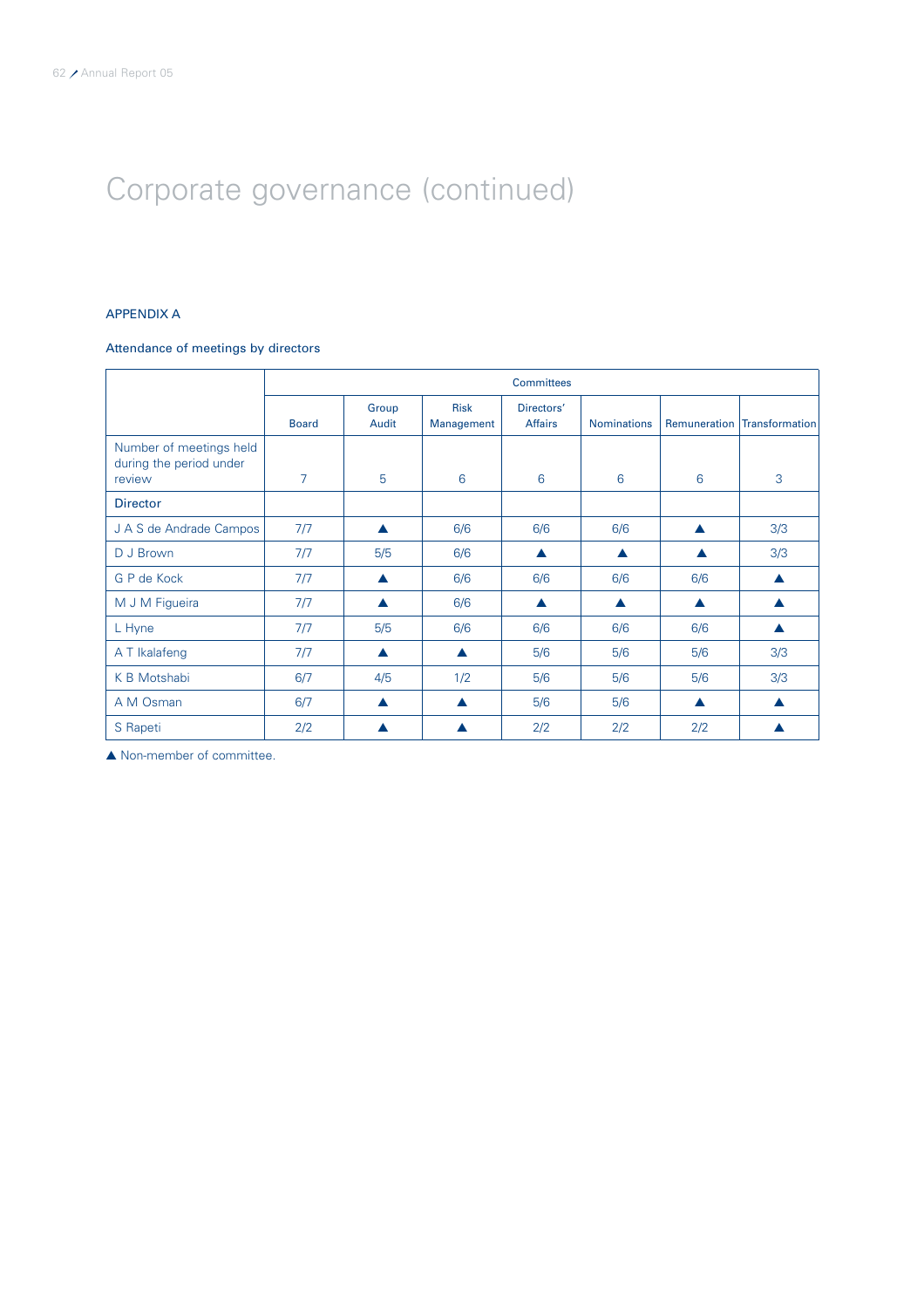# Corporate governance (continued)

## APPENDIX A

### Attendance of meetings by directors

| | Committees | | | | | | |
|---|---|---|---|---|---|---|---|
| | Board | Group Audit | Risk Management | Directors' Affairs | Nominations | Remuneration | Transformation |
| Number of meetings held during the period under review | 7 | 5 | 6 | 6 | 6 | 6 | 3 |
| Director | | | | | | | |
| J A S de Andrade Campos | 7/7 | ▲ | 6/6 | 6/6 | 6/6 | ▲ | 3/3 |
| D J Brown | 7/7 | 5/5 | 6/6 | ▲ | ▲ | ▲ | 3/3 |
| G P de Kock | 7/7 | ▲ | 6/6 | 6/6 | 6/6 | 6/6 | ▲ |
| M J M Figueira | 7/7 | ▲ | 6/6 | ▲ | ▲ | ▲ | ▲ |
| L Hyne | 7/7 | 5/5 | 6/6 | 6/6 | 6/6 | 6/6 | ▲ |
| A T Ikalafeng | 7/7 | ▲ | ▲ | 5/6 | 5/6 | 5/6 | 3/3 |
| K B Motshabi | 6/7 | 4/5 | 1/2 | 5/6 | 5/6 | 5/6 | 3/3 |
| A M Osman | 6/7 | ▲ | ▲ | 5/6 | 5/6 | ▲ | ▲ |
| S Rapeti | 2/2 | ▲ | ▲ | 2/2 | 2/2 | 2/2 | ▲ |

▲ Non-member of committee.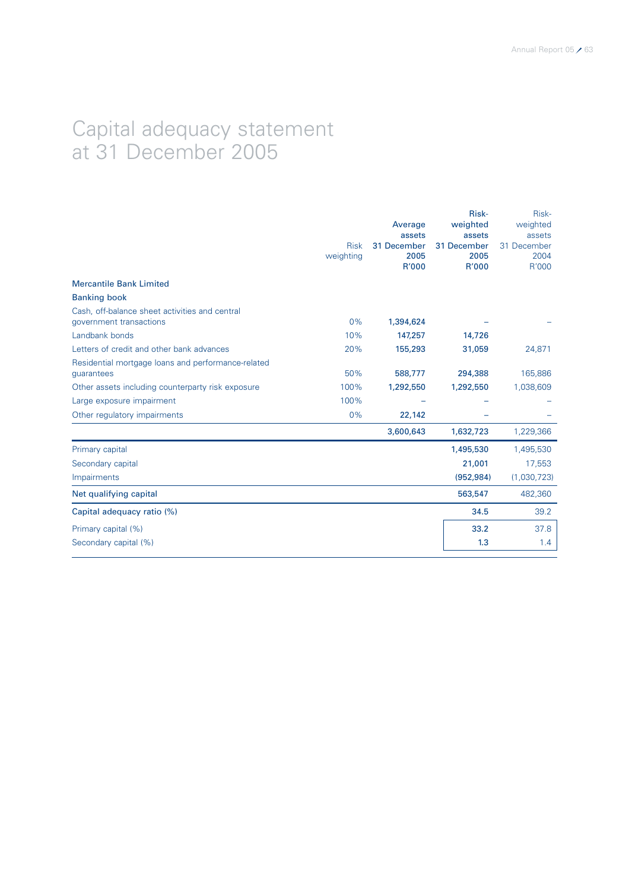# Capital adequacy statement at 31 December 2005

| | Risk weighting | Average assets 31 December 2005 R'000 | Risk-weighted assets 31 December 2005 R'000 | Risk-weighted assets 31 December 2004 R'000 |
|---|---|---|---|---|
| **Mercantile Bank Limited** | | | | |
| **Banking book** | | | | |
| Cash, off-balance sheet activities and central government transactions | 0% | 1,394,624 | – | – |
| Landbank bonds | 10% | 147,257 | 14,726 | |
| Letters of credit and other bank advances | 20% | 155,293 | 31,059 | 24,871 |
| Residential mortgage loans and performance-related guarantees | 50% | 588,777 | 294,388 | 165,886 |
| Other assets including counterparty risk exposure | 100% | 1,292,550 | 1,292,550 | 1,038,609 |
| Large exposure impairment | 100% | – | – | – |
| Other regulatory impairments | 0% | 22,142 | – | – |
| | | 3,600,643 | 1,632,723 | 1,229,366 |
| Primary capital | | | 1,495,530 | 1,495,530 |
| Secondary capital | | | 21,001 | 17,553 |
| Impairments | | | (952,984) | (1,030,723) |
| **Net qualifying capital** | | | 563,547 | 482,360 |
| **Capital adequacy ratio (%)** | | | 34.5 | 39.2 |
| Primary capital (%) | | | 33.2 | 37.8 |
| Secondary capital (%) | | | 1.3 | 1.4 |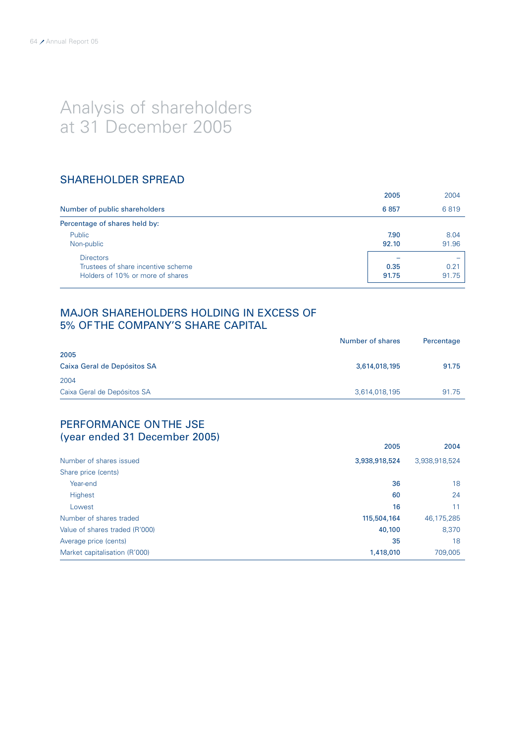# Analysis of shareholders at 31 December 2005

## SHAREHOLDER SPREAD

| | 2005 | 2004 |
|---|---|---|
| Number of public shareholders | 6 857 | 6 819 |
| Percentage of shares held by: | | |
| Public | 7.90 | 8.04 |
| Non-public | 92.10 | 91.96 |
| Directors | – | – |
| Trustees of share incentive scheme | 0.35 | 0.21 |
| Holders of 10% or more of shares | 91.75 | 91.75 |

## MAJOR SHAREHOLDERS HOLDING IN EXCESS OF 5% OF THE COMPANY'S SHARE CAPITAL

| | Number of shares | Percentage |
|---|---|---|
| **2005** | | |
| Caixa Geral de Depósitos SA | 3,614,018,195 | 91.75 |
| 2004 | | |
| Caixa Geral de Depósitos SA | 3,614,018,195 | 91.75 |

## PERFORMANCE ON THE JSE (year ended 31 December 2005)

| | 2005 | 2004 |
|---|---|---|
| Number of shares issued | 3,938,918,524 | 3,938,918,524 |
| Share price (cents) | | |
| Year-end | 36 | 18 |
| Highest | 60 | 24 |
| Lowest | 16 | 11 |
| Number of shares traded | 115,504,164 | 46,175,285 |
| Value of shares traded (R'000) | 40,100 | 8,370 |
| Average price (cents) | 35 | 18 |
| Market capitalisation (R'000) | 1,418,010 | 709,005 |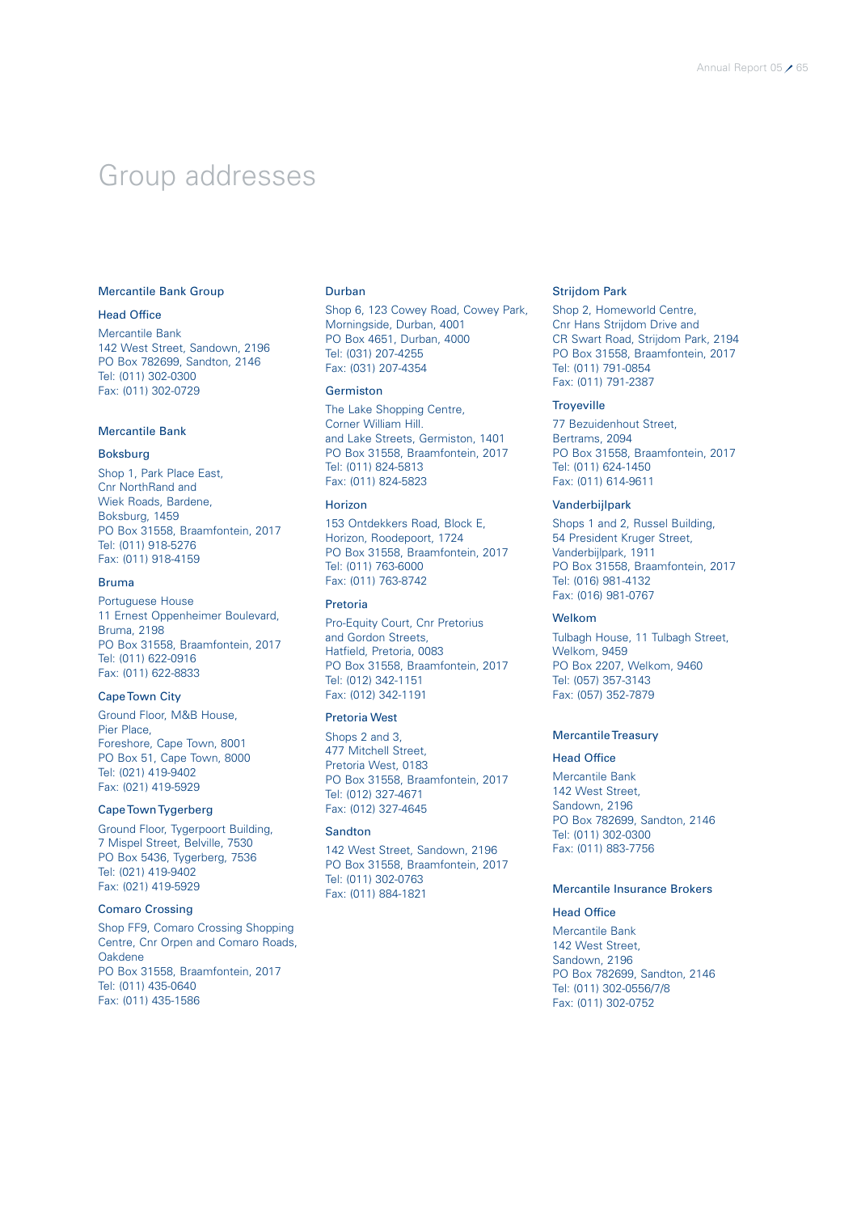# Group addresses

## Mercantile Bank Group

### Head Office

Mercantile Bank
142 West Street, Sandown, 2196
PO Box 782699, Sandton, 2146
Tel: (011) 302-0300
Fax: (011) 302-0729

## Mercantile Bank

### Boksburg

Shop 1, Park Place East,
Cnr NorthRand and
Wiek Roads, Bardene,
Boksburg, 1459
PO Box 31558, Braamfontein, 2017
Tel: (011) 918-5276
Fax: (011) 918-4159

### Bruma

Portuguese House
11 Ernest Oppenheimer Boulevard,
Bruma, 2198
PO Box 31558, Braamfontein, 2017
Tel: (011) 622-0916
Fax: (011) 622-8833

### Cape Town City

Ground Floor, M&B House,
Pier Place,
Foreshore, Cape Town, 8001
PO Box 51, Cape Town, 8000
Tel: (021) 419-9402
Fax: (021) 419-5929

### Cape Town Tygerberg

Ground Floor, Tygerpoort Building,
7 Mispel Street, Belville, 7530
PO Box 5436, Tygerberg, 7536
Tel: (021) 419-9402
Fax: (021) 419-5929

### Comaro Crossing

Shop FF9, Comaro Crossing Shopping
Centre, Cnr Orpen and Comaro Roads,
Oakdene
PO Box 31558, Braamfontein, 2017
Tel: (011) 435-0640
Fax: (011) 435-1586

### Durban

Shop 6, 123 Cowey Road, Cowey Park,
Morningside, Durban, 4001
PO Box 4651, Durban, 4000
Tel: (031) 207-4255
Fax: (031) 207-4354

### Germiston

The Lake Shopping Centre,
Corner William Hill.
and Lake Streets, Germiston, 1401
PO Box 31558, Braamfontein, 2017
Tel: (011) 824-5813
Fax: (011) 824-5823

### Horizon

153 Ontdekkers Road, Block E,
Horizon, Roodepoort, 1724
PO Box 31558, Braamfontein, 2017
Tel: (011) 763-6000
Fax: (011) 763-8742

### Pretoria

Pro-Equity Court, Cnr Pretorius
and Gordon Streets,
Hatfield, Pretoria, 0083
PO Box 31558, Braamfontein, 2017
Tel: (012) 342-1151
Fax: (012) 342-1191

### Pretoria West

Shops 2 and 3,
477 Mitchell Street,
Pretoria West, 0183
PO Box 31558, Braamfontein, 2017
Tel: (012) 327-4671
Fax: (012) 327-4645

### Sandton

142 West Street, Sandown, 2196
PO Box 31558, Braamfontein, 2017
Tel: (011) 302-0763
Fax: (011) 884-1821

### Strijdom Park

Shop 2, Homeworld Centre,
Cnr Hans Strijdom Drive and
CR Swart Road, Strijdom Park, 2194
PO Box 31558, Braamfontein, 2017
Tel: (011) 791-0854
Fax: (011) 791-2387

### Troyeville

77 Bezuidenhout Street,
Bertrams, 2094
PO Box 31558, Braamfontein, 2017
Tel: (011) 624-1450
Fax: (011) 614-9611

### Vanderbijlpark

Shops 1 and 2, Russel Building,
54 President Kruger Street,
Vanderbijlpark, 1911
PO Box 31558, Braamfontein, 2017
Tel: (016) 981-4132
Fax: (016) 981-0767

### Welkom

Tulbagh House, 11 Tulbagh Street,
Welkom, 9459
PO Box 2207, Welkom, 9460
Tel: (057) 357-3143
Fax: (057) 352-7879

## Mercantile Treasury

### Head Office

Mercantile Bank
142 West Street,
Sandown, 2196
PO Box 782699, Sandton, 2146
Tel: (011) 302-0300
Fax: (011) 883-7756

## Mercantile Insurance Brokers

### Head Office

Mercantile Bank
142 West Street,
Sandown, 2196
PO Box 782699, Sandton, 2146
Tel: (011) 302-0556/7/8
Fax: (011) 302-0752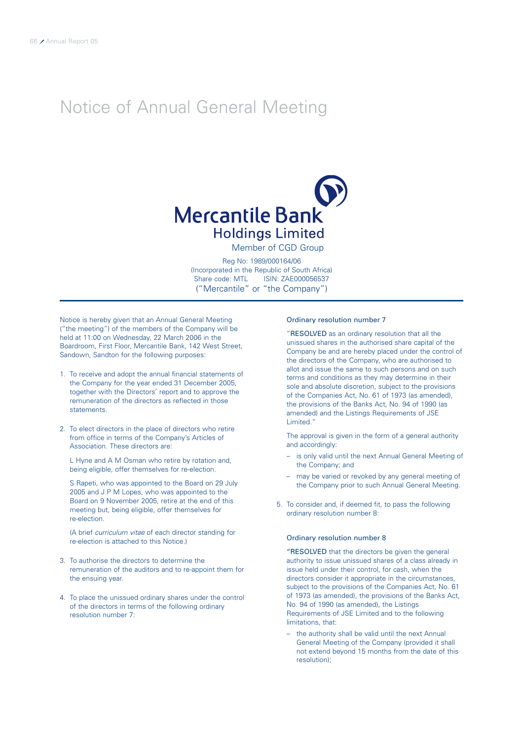# Notice of Annual General Meeting

**Mercantile Bank Holdings Limited**

Member of CGD Group

Reg No: 1989/000164/06
(Incorporated in the Republic of South Africa)
Share code: MTL ISIN: ZAE000056537
("Mercantile" or "the Company")

Notice is hereby given that an Annual General Meeting ("the meeting") of the members of the Company will be held at 11:00 on Wednesday, 22 March 2006 in the Boardroom, First Floor, Mercantile Bank, 142 West Street, Sandown, Sandton for the following purposes:

1. To receive and adopt the annual financial statements of the Company for the year ended 31 December 2005, together with the Directors' report and to approve the remuneration of the directors as reflected in those statements.

2. To elect directors in the place of directors who retire from office in terms of the Company's Articles of Association. These directors are:

   L Hyne and A M Osman who retire by rotation and, being eligible, offer themselves for re-election.

   S Rapeti, who was appointed to the Board on 29 July 2005 and J P M Lopes, who was appointed to the Board on 9 November 2005, retire at the end of this meeting but, being eligible, offer themselves for re-election.

   (A brief *curriculum vitae* of each director standing for re-election is attached to this Notice.)

3. To authorise the directors to determine the remuneration of the auditors and to re-appoint them for the ensuing year.

4. To place the unissued ordinary shares under the control of the directors in terms of the following ordinary resolution number 7:

### Ordinary resolution number 7

"**RESOLVED** as an ordinary resolution that all the unissued shares in the authorised share capital of the Company be and are hereby placed under the control of the directors of the Company, who are authorised to allot and issue the same to such persons and on such terms and conditions as they may determine in their sole and absolute discretion, subject to the provisions of the Companies Act, No. 61 of 1973 (as amended), the provisions of the Banks Act, No. 94 of 1990 (as amended) and the Listings Requirements of JSE Limited."

The approval is given in the form of a general authority and accordingly:

- is only valid until the next Annual General Meeting of the Company; and
- may be varied or revoked by any general meeting of the Company prior to such Annual General Meeting.

5. To consider and, if deemed fit, to pass the following ordinary resolution number 8:

### Ordinary resolution number 8

"**RESOLVED** that the directors be given the general authority to issue unissued shares of a class already in issue held under their control, for cash, when the directors consider it appropriate in the circumstances, subject to the provisions of the Companies Act, No. 61 of 1973 (as amended), the provisions of the Banks Act, No. 94 of 1990 (as amended), the Listings Requirements of JSE Limited and to the following limitations, that:

- the authority shall be valid until the next Annual General Meeting of the Company (provided it shall not extend beyond 15 months from the date of this resolution);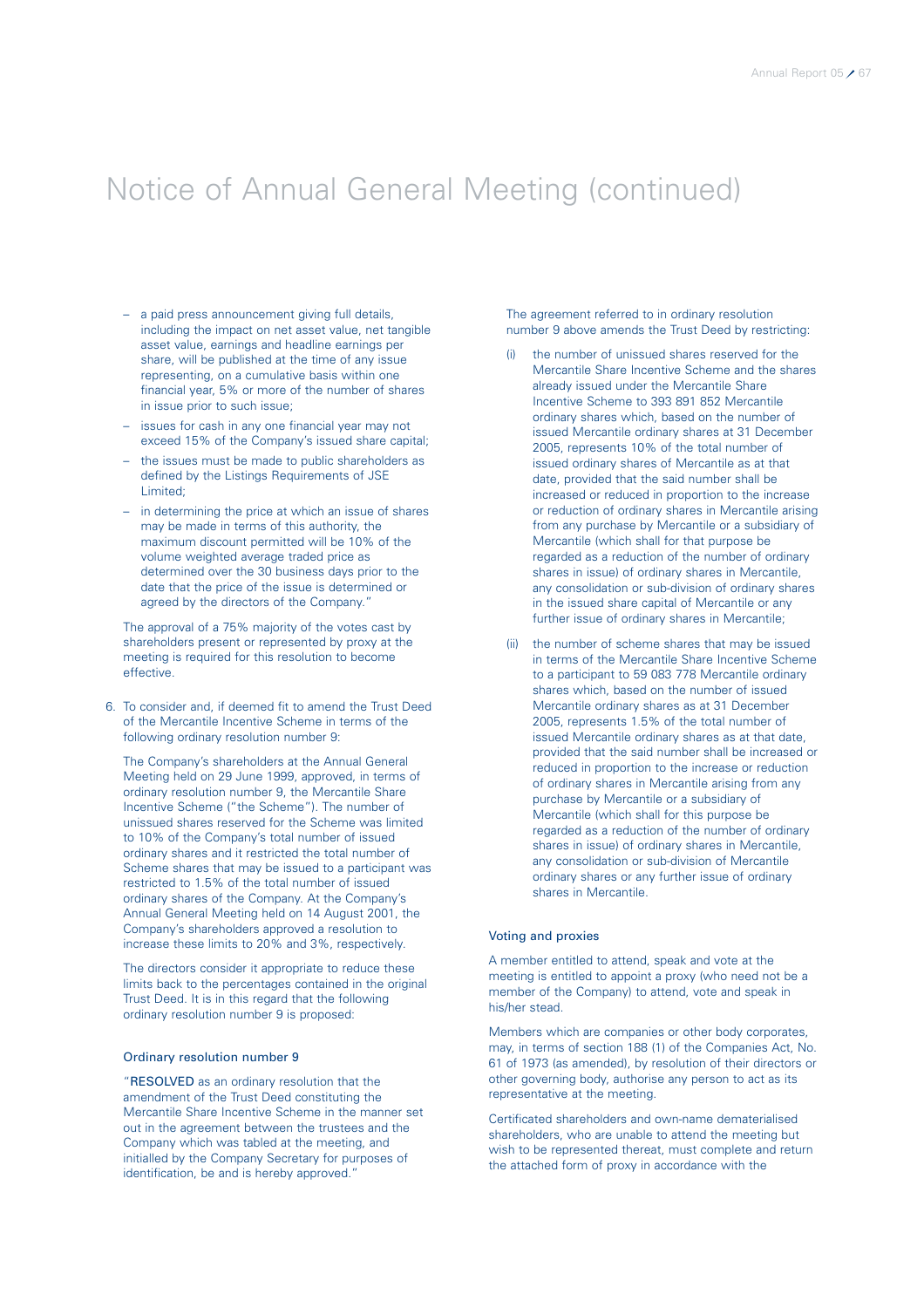# Notice of Annual General Meeting (continued)

- a paid press announcement giving full details, including the impact on net asset value, net tangible asset value, earnings and headline earnings per share, will be published at the time of any issue representing, on a cumulative basis within one financial year, 5% or more of the number of shares in issue prior to such issue;
- issues for cash in any one financial year may not exceed 15% of the Company's issued share capital;
- the issues must be made to public shareholders as defined by the Listings Requirements of JSE Limited;
- in determining the price at which an issue of shares may be made in terms of this authority, the maximum discount permitted will be 10% of the volume weighted average traded price as determined over the 30 business days prior to the date that the price of the issue is determined or agreed by the directors of the Company."

The approval of a 75% majority of the votes cast by shareholders present or represented by proxy at the meeting is required for this resolution to become effective.

6. To consider and, if deemed fit to amend the Trust Deed of the Mercantile Incentive Scheme in terms of the following ordinary resolution number 9:

   The Company's shareholders at the Annual General Meeting held on 29 June 1999, approved, in terms of ordinary resolution number 9, the Mercantile Share Incentive Scheme ("the Scheme"). The number of unissued shares reserved for the Scheme was limited to 10% of the Company's total number of issued ordinary shares and it restricted the total number of Scheme shares that may be issued to a participant was restricted to 1.5% of the total number of issued ordinary shares of the Company. At the Company's Annual General Meeting held on 14 August 2001, the Company's shareholders approved a resolution to increase these limits to 20% and 3%, respectively.

   The directors consider it appropriate to reduce these limits back to the percentages contained in the original Trust Deed. It is in this regard that the following ordinary resolution number 9 is proposed:

### Ordinary resolution number 9

"**RESOLVED** as an ordinary resolution that the amendment of the Trust Deed constituting the Mercantile Share Incentive Scheme in the manner set out in the agreement between the trustees and the Company which was tabled at the meeting, and initialled by the Company Secretary for purposes of identification, be and is hereby approved."

The agreement referred to in ordinary resolution number 9 above amends the Trust Deed by restricting:

(i) the number of unissued shares reserved for the Mercantile Share Incentive Scheme and the shares already issued under the Mercantile Share Incentive Scheme to 393 891 852 Mercantile ordinary shares which, based on the number of issued Mercantile ordinary shares at 31 December 2005, represents 10% of the total number of issued ordinary shares of Mercantile as at that date, provided that the said number shall be increased or reduced in proportion to the increase or reduction of ordinary shares in Mercantile arising from any purchase by Mercantile or a subsidiary of Mercantile (which shall for that purpose be regarded as a reduction of the number of ordinary shares in issue) of ordinary shares in Mercantile, any consolidation or sub-division of ordinary shares in the issued share capital of Mercantile or any further issue of ordinary shares in Mercantile;

(ii) the number of scheme shares that may be issued in terms of the Mercantile Share Incentive Scheme to a participant to 59 083 778 Mercantile ordinary shares which, based on the number of issued Mercantile ordinary shares as at 31 December 2005, represents 1.5% of the total number of issued Mercantile ordinary shares as at that date, provided that the said number shall be increased or reduced in proportion to the increase or reduction of ordinary shares in Mercantile arising from any purchase by Mercantile or a subsidiary of Mercantile (which shall for this purpose be regarded as a reduction of the number of ordinary shares in issue) of ordinary shares in Mercantile, any consolidation or sub-division of Mercantile ordinary shares or any further issue of ordinary shares in Mercantile.

### Voting and proxies

A member entitled to attend, speak and vote at the meeting is entitled to appoint a proxy (who need not be a member of the Company) to attend, vote and speak in his/her stead.

Members which are companies or other body corporates, may, in terms of section 188 (1) of the Companies Act, No. 61 of 1973 (as amended), by resolution of their directors or other governing body, authorise any person to act as its representative at the meeting.

Certificated shareholders and own-name dematerialised shareholders, who are unable to attend the meeting but wish to be represented thereat, must complete and return the attached form of proxy in accordance with the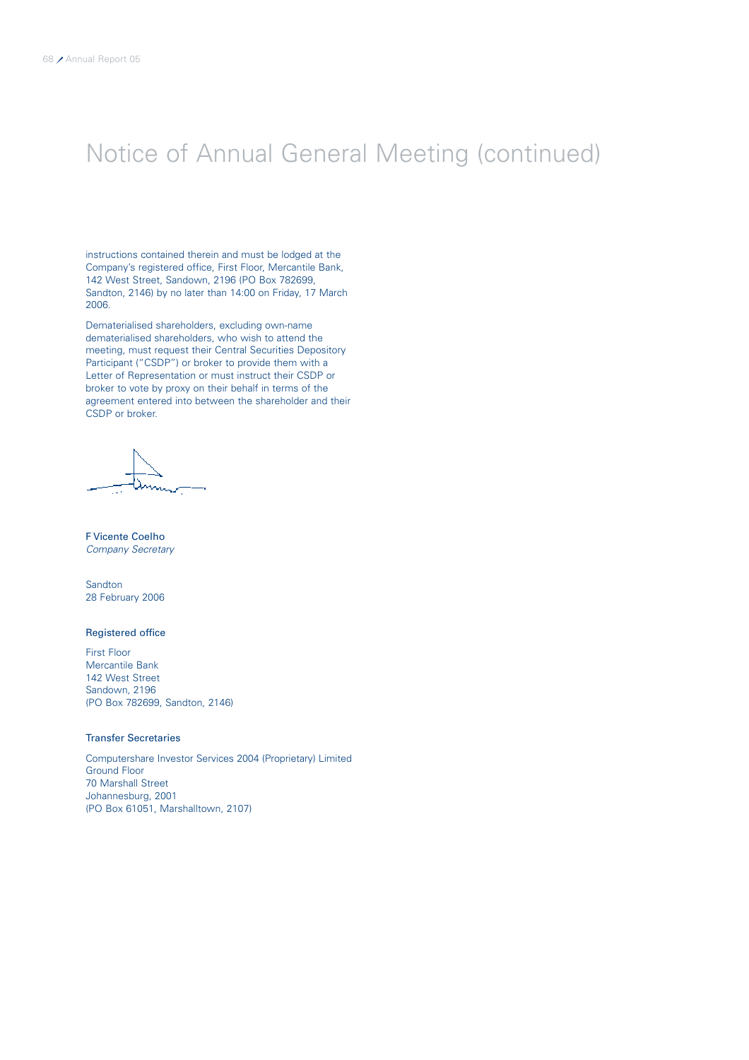# Notice of Annual General Meeting (continued)

instructions contained therein and must be lodged at the Company's registered office, First Floor, Mercantile Bank, 142 West Street, Sandown, 2196 (PO Box 782699, Sandton, 2146) by no later than 14:00 on Friday, 17 March 2006.

Dematerialised shareholders, excluding own-name dematerialised shareholders, who wish to attend the meeting, must request their Central Securities Depository Participant ("CSDP") or broker to provide them with a Letter of Representation or must instruct their CSDP or broker to vote by proxy on their behalf in terms of the agreement entered into between the shareholder and their CSDP or broker.

F Vicente Coelho
*Company Secretary*

Sandton
28 February 2006

### Registered office

First Floor
Mercantile Bank
142 West Street
Sandown, 2196
(PO Box 782699, Sandton, 2146)

### Transfer Secretaries

Computershare Investor Services 2004 (Proprietary) Limited
Ground Floor
70 Marshall Street
Johannesburg, 2001
(PO Box 61051, Marshalltown, 2107)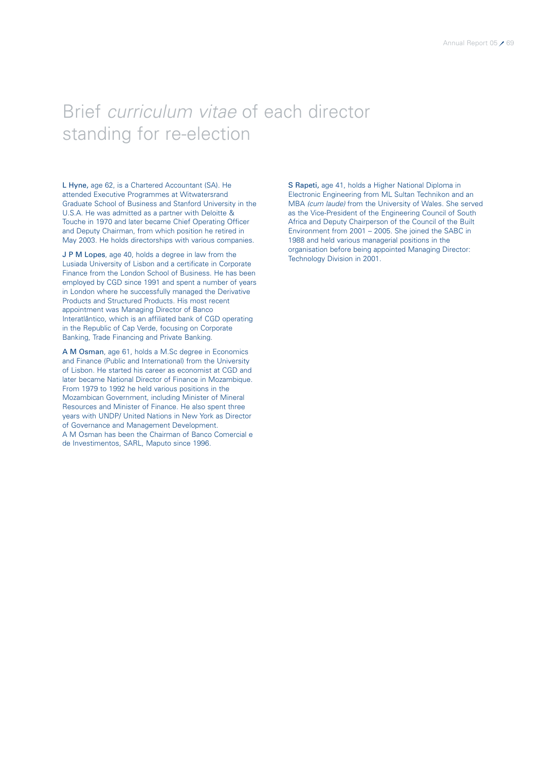# Brief *curriculum vitae* of each director standing for re-election

**L Hyne,** age 62, is a Chartered Accountant (SA). He attended Executive Programmes at Witwatersrand Graduate School of Business and Stanford University in the U.S.A. He was admitted as a partner with Deloitte & Touche in 1970 and later became Chief Operating Officer and Deputy Chairman, from which position he retired in May 2003. He holds directorships with various companies.

**J P M Lopes**, age 40, holds a degree in law from the Lusiada University of Lisbon and a certificate in Corporate Finance from the London School of Business. He has been employed by CGD since 1991 and spent a number of years in London where he successfully managed the Derivative Products and Structured Products. His most recent appointment was Managing Director of Banco Interatlântico, which is an affiliated bank of CGD operating in the Republic of Cap Verde, focusing on Corporate Banking, Trade Financing and Private Banking.

**A M Osman**, age 61, holds a M.Sc degree in Economics and Finance (Public and International) from the University of Lisbon. He started his career as economist at CGD and later became National Director of Finance in Mozambique. From 1979 to 1992 he held various positions in the Mozambican Government, including Minister of Mineral Resources and Minister of Finance. He also spent three years with UNDP/ United Nations in New York as Director of Governance and Management Development.
A M Osman has been the Chairman of Banco Comercial e de Investimentos, SARL, Maputo since 1996.

**S Rapeti,** age 41, holds a Higher National Diploma in Electronic Engineering from ML Sultan Technikon and an MBA *(cum laude)* from the University of Wales. She served as the Vice-President of the Engineering Council of South Africa and Deputy Chairperson of the Council of the Built Environment from 2001 – 2005. She joined the SABC in 1988 and held various managerial positions in the organisation before being appointed Managing Director: Technology Division in 2001.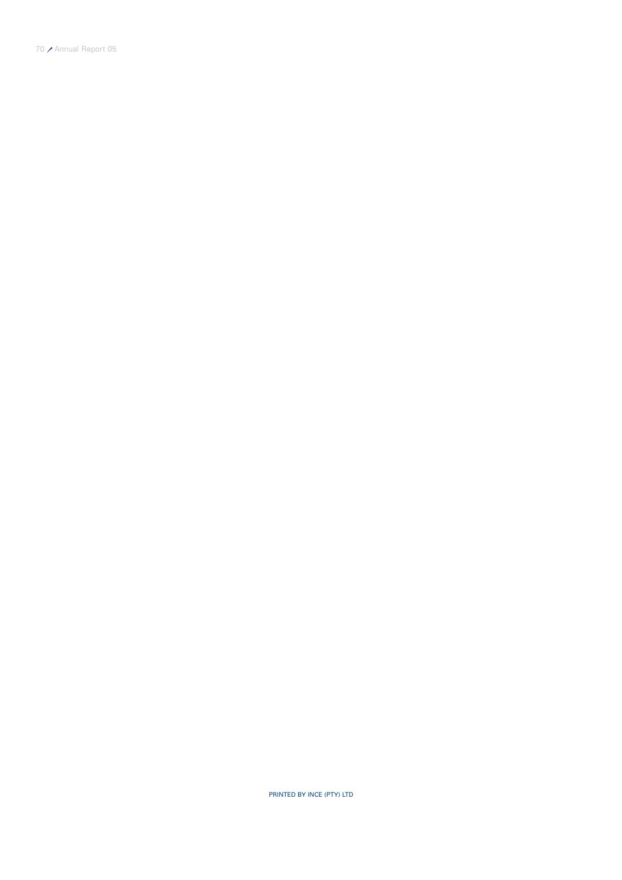PRINTED BY INCE (PTY) LTD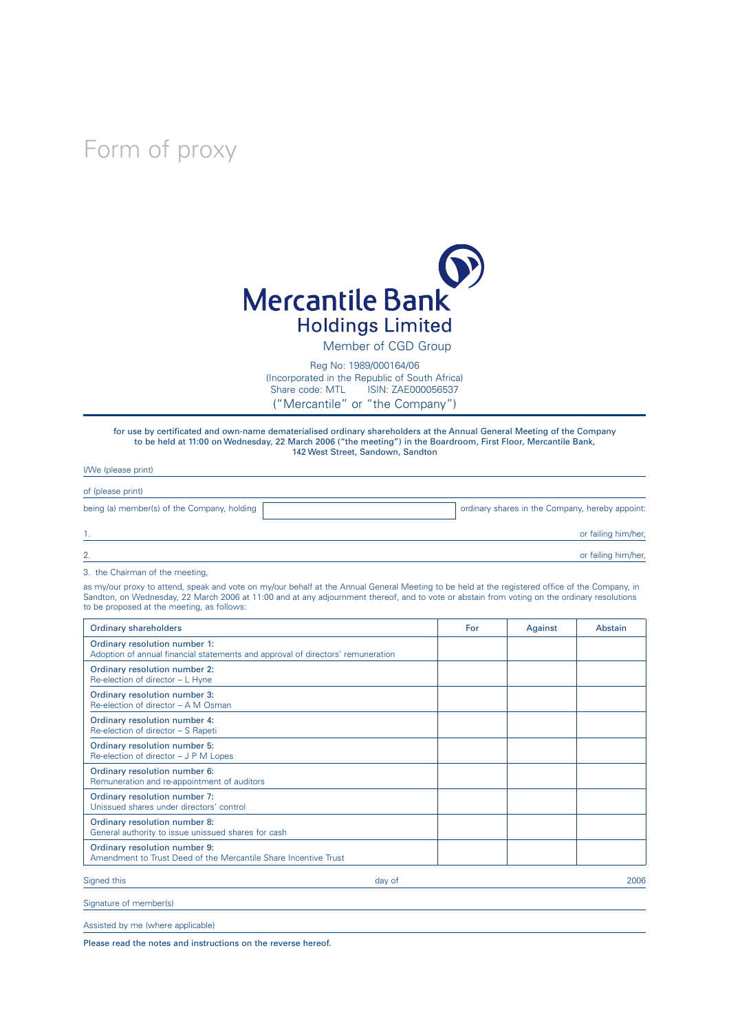# Form of proxy

Mercantile Bank Holdings Limited

Member of CGD Group

Reg No: 1989/000164/06
(Incorporated in the Republic of South Africa)
Share code: MTL ISIN: ZAE000056537
("Mercantile" or "the Company")

for use by certificated and own-name dematerialised ordinary shareholders at the Annual General Meeting of the Company to be held at 11:00 on Wednesday, 22 March 2006 ("the meeting") in the Boardroom, First Floor, Mercantile Bank, 142 West Street, Sandown, Sandton

I/We (please print) ______________________________

of (please print) ______________________________

being (a) member(s) of the Company, holding ____________ ordinary shares in the Company, hereby appoint:

1. ______________________________ or failing him/her,

2. ______________________________ or failing him/her,

3. the Chairman of the meeting,

as my/our proxy to attend, speak and vote on my/our behalf at the Annual General Meeting to be held at the registered office of the Company, in Sandton, on Wednesday, 22 March 2006 at 11:00 and at any adjournment thereof, and to vote or abstain from voting on the ordinary resolutions to be proposed at the meeting, as follows:

| Ordinary shareholders | For | Against | Abstain |
|---|---|---|---|
| Ordinary resolution number 1:<br>Adoption of annual financial statements and approval of directors' remuneration | | | |
| Ordinary resolution number 2:<br>Re-election of director – L Hyne | | | |
| Ordinary resolution number 3:<br>Re-election of director – A M Osman | | | |
| Ordinary resolution number 4:<br>Re-election of director – S Rapeti | | | |
| Ordinary resolution number 5:<br>Re-election of director – J P M Lopes | | | |
| Ordinary resolution number 6:<br>Remuneration and re-appointment of auditors | | | |
| Ordinary resolution number 7:<br>Unissued shares under directors' control | | | |
| Ordinary resolution number 8:<br>General authority to issue unissued shares for cash | | | |
| Ordinary resolution number 9:<br>Amendment to Trust Deed of the Mercantile Share Incentive Trust | | | |

Signed this ____________ day of ____________ 2006

Signature of member(s) ______________________________

Assisted by me (where applicable) ______________________________

**Please read the notes and instructions on the reverse hereof.**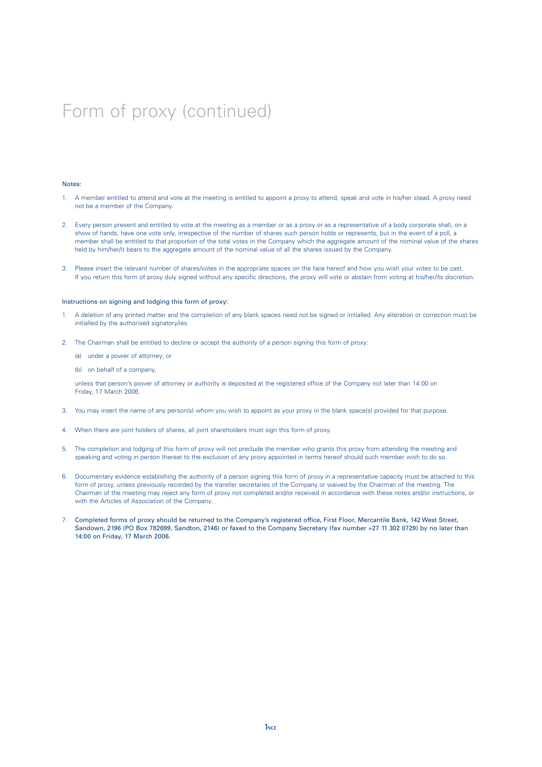# Form of proxy (continued)

**Notes:**

1. A member entitled to attend and vote at the meeting is entitled to appoint a proxy to attend, speak and vote in his/her stead. A proxy need not be a member of the Company.
2. Every person present and entitled to vote at the meeting as a member or as a proxy or as a representative of a body corporate shall, on a show of hands, have one vote only, irrespective of the number of shares such person holds or represents, but in the event of a poll, a member shall be entitled to that proportion of the total votes in the Company which the aggregate amount of the nominal value of the shares held by him/her/it bears to the aggregate amount of the nominal value of all the shares issued by the Company.
3. Please insert the relevant number of shares/votes in the appropriate spaces on the face hereof and how you wish your votes to be cast. If you return this form of proxy duly signed without any specific directions, the proxy will vote or abstain from voting at his/her/its discretion.

**Instructions on signing and lodging this form of proxy:**

1. A deletion of any printed matter and the completion of any blank spaces need not be signed or initialled. Any alteration or correction must be initialled by the authorised signatory/ies.
2. The Chairman shall be entitled to decline or accept the authority of a person signing this form of proxy:

   (a) under a power of attorney; or

   (b) on behalf of a company,

   unless that person's power of attorney or authority is deposited at the registered office of the Company not later than 14:00 on Friday, 17 March 2006.
3. You may insert the name of any person(s) whom you wish to appoint as your proxy in the blank space(s) provided for that purpose.
4. When there are joint holders of shares, all joint shareholders must sign this form of proxy.
5. The completion and lodging of this form of proxy will not preclude the member who grants this proxy from attending the meeting and speaking and voting in person thereat to the exclusion of any proxy appointed in terms hereof should such member wish to do so.
6. Documentary evidence establishing the authority of a person signing this form of proxy in a representative capacity must be attached to this form of proxy, unless previously recorded by the transfer secretaries of the Company or waived by the Chairman of the meeting. The Chairman of the meeting may reject any form of proxy not completed and/or received in accordance with these notes and/or instructions, or with the Articles of Association of the Company.
7. **Completed forms of proxy should be returned to the Company's registered office, First Floor, Mercantile Bank, 142 West Street, Sandown, 2196 (PO Box 782699, Sandton, 2146) or faxed to the Company Secretary (fax number +27 11 302 0729) by no later than 14:00 on Friday, 17 March 2006.**